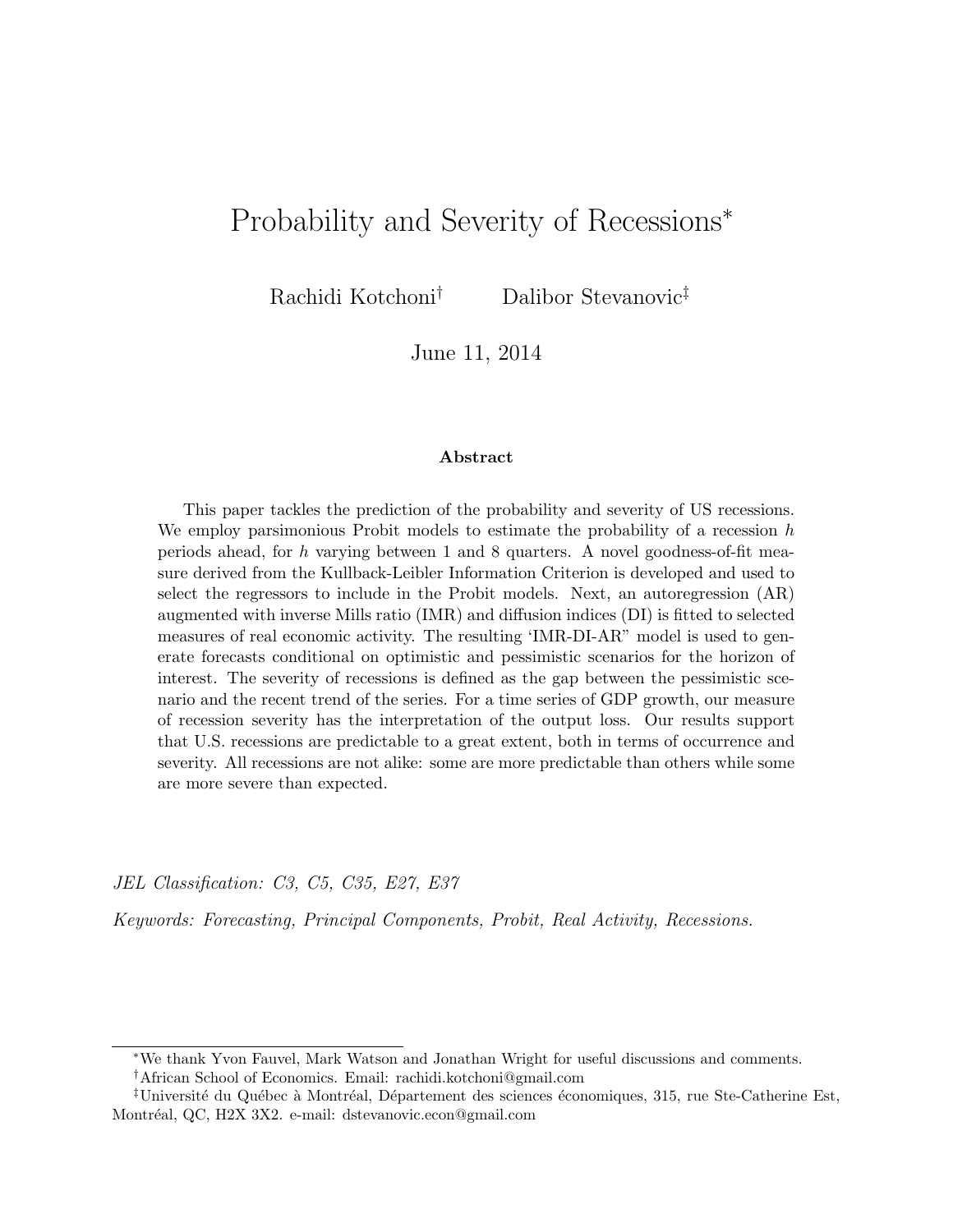# Probability and Severity of Recessions[*]

Rachidi Kotchoni[†] Dalibor Stevanovic[‡]

June 11, 2014

### Abstract

This paper tackles the prediction of the probability and severity of US recessions. We employ parsimonious Probit models to estimate the probability of a recession $h$ periods ahead, for $h$ varying between 1 and 8 quarters. A novel goodness-of-fit measure derived from the Kullback-Leibler Information Criterion is developed and used to select the regressors to include in the Probit models. Next, an autoregression (AR) augmented with inverse Mills ratio (IMR) and diffusion indices (DI) is fitted to selected measures of real economic activity. The resulting 'IMR-DI-AR" model is used to generate forecasts conditional on optimistic and pessimistic scenarios for the horizon of interest. The severity of recessions is defined as the gap between the pessimistic scenario and the recent trend of the series. For a time series of GDP growth, our measure of recession severity has the interpretation of the output loss. Our results support that U.S. recessions are predictable to a great extent, both in terms of occurrence and severity. All recessions are not alike: some are more predictable than others while some are more severe than expected.

*JEL Classification: C3, C5, C35, E27, E37*

*Keywords: Forecasting, Principal Components, Probit, Real Activity, Recessions.*

---

[*] We thank Yvon Fauvel, Mark Watson and Jonathan Wright for useful discussions and comments.

[†] African School of Economics. Email: rachidi.kotchoni@gmail.com

[‡] Université du Québec à Montréal, Département des sciences économiques, 315, rue Ste-Catherine Est, Montréal, QC, H2X 3X2. e-mail: dstevanovic.econ@gmail.com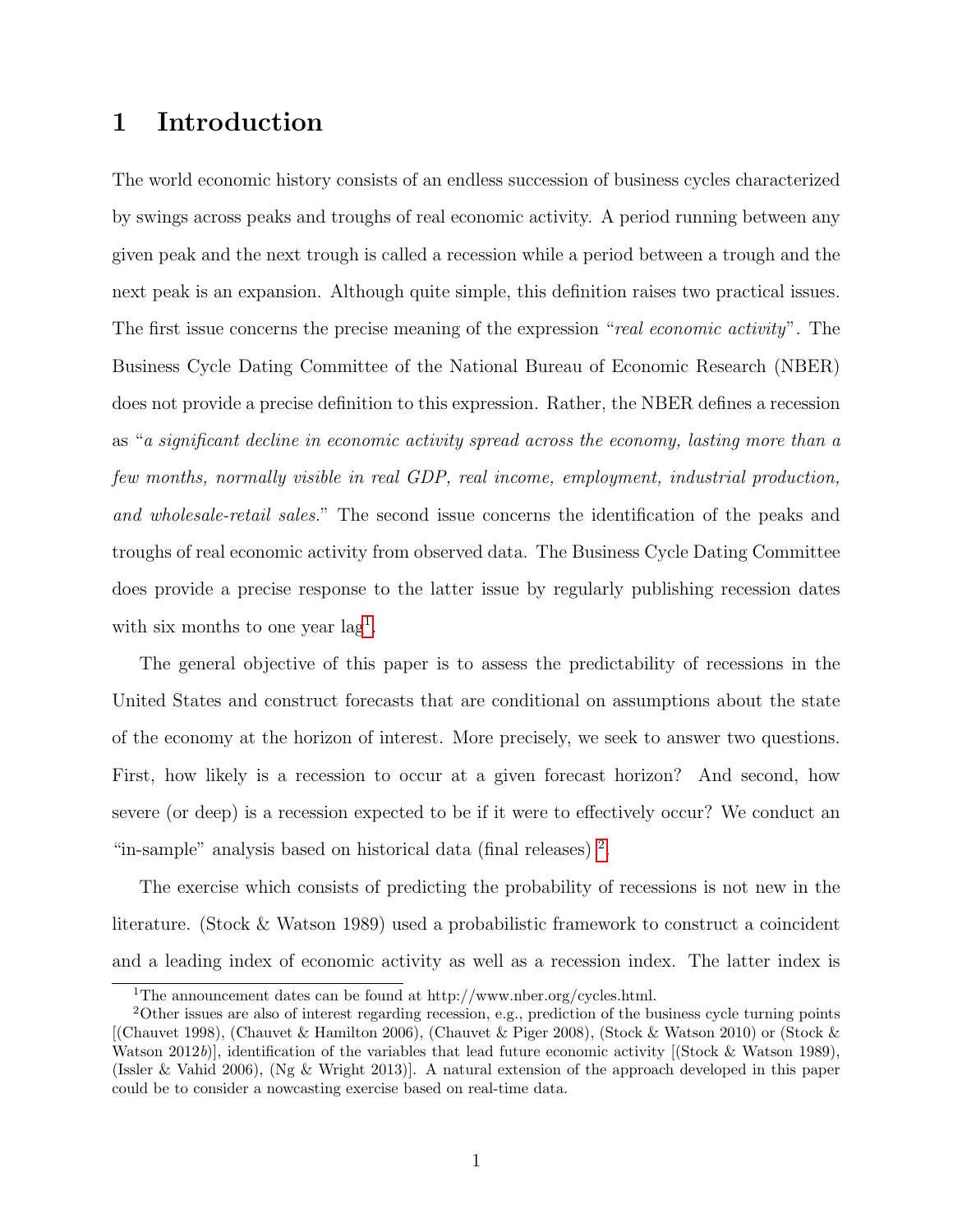# 1 Introduction

The world economic history consists of an endless succession of business cycles characterized by swings across peaks and troughs of real economic activity. A period running between any given peak and the next trough is called a recession while a period between a trough and the next peak is an expansion. Although quite simple, this definition raises two practical issues. The first issue concerns the precise meaning of the expression "*real economic activity*". The Business Cycle Dating Committee of the National Bureau of Economic Research (NBER) does not provide a precise definition to this expression. Rather, the NBER defines a recession as "*a significant decline in economic activity spread across the economy, lasting more than a few months, normally visible in real GDP, real income, employment, industrial production, and wholesale-retail sales.*" The second issue concerns the identification of the peaks and troughs of real economic activity from observed data. The Business Cycle Dating Committee does provide a precise response to the latter issue by regularly publishing recession dates with six months to one year lag[1].

The general objective of this paper is to assess the predictability of recessions in the United States and construct forecasts that are conditional on assumptions about the state of the economy at the horizon of interest. More precisely, we seek to answer two questions. First, how likely is a recession to occur at a given forecast horizon? And second, how severe (or deep) is a recession expected to be if it were to effectively occur? We conduct an "in-sample" analysis based on historical data (final releases) [2].

The exercise which consists of predicting the probability of recessions is not new in the literature. (Stock & Watson 1989) used a probabilistic framework to construct a coincident and a leading index of economic activity as well as a recession index. The latter index is

[1] The announcement dates can be found at http://www.nber.org/cycles.html.

[2] Other issues are also of interest regarding recession, e.g., prediction of the business cycle turning points [(Chauvet 1998), (Chauvet & Hamilton 2006), (Chauvet & Piger 2008), (Stock & Watson 2010) or (Stock & Watson 2012*b*)], identification of the variables that lead future economic activity [(Stock & Watson 1989), (Issler & Vahid 2006), (Ng & Wright 2013)]. A natural extension of the approach developed in this paper could be to consider a nowcasting exercise based on real-time data.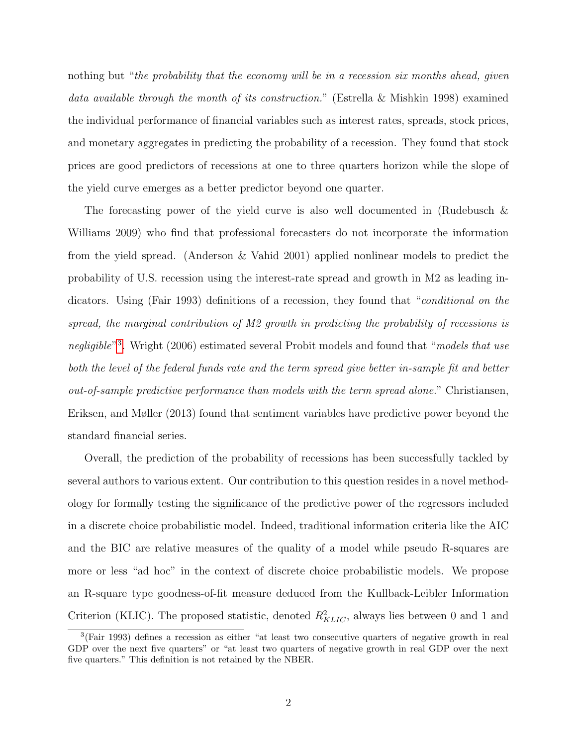nothing but "*the probability that the economy will be in a recession six months ahead, given data available through the month of its construction.*" (Estrella & Mishkin 1998) examined the individual performance of financial variables such as interest rates, spreads, stock prices, and monetary aggregates in predicting the probability of a recession. They found that stock prices are good predictors of recessions at one to three quarters horizon while the slope of the yield curve emerges as a better predictor beyond one quarter.

The forecasting power of the yield curve is also well documented in (Rudebusch & Williams 2009) who find that professional forecasters do not incorporate the information from the yield spread. (Anderson & Vahid 2001) applied nonlinear models to predict the probability of U.S. recession using the interest-rate spread and growth in M2 as leading indicators. Using (Fair 1993) definitions of a recession, they found that "*conditional on the spread, the marginal contribution of M2 growth in predicting the probability of recessions is negligible*"[3]. Wright (2006) estimated several Probit models and found that "*models that use both the level of the federal funds rate and the term spread give better in-sample fit and better out-of-sample predictive performance than models with the term spread alone.*" Christiansen, Eriksen, and Møller (2013) found that sentiment variables have predictive power beyond the standard financial series.

Overall, the prediction of the probability of recessions has been successfully tackled by several authors to various extent. Our contribution to this question resides in a novel methodology for formally testing the significance of the predictive power of the regressors included in a discrete choice probabilistic model. Indeed, traditional information criteria like the AIC and the BIC are relative measures of the quality of a model while pseudo R-squares are more or less "ad hoc" in the context of discrete choice probabilistic models. We propose an R-square type goodness-of-fit measure deduced from the Kullback-Leibler Information Criterion (KLIC). The proposed statistic, denoted $R^2_{KLIC}$, always lies between 0 and 1 and

[3](Fair 1993) defines a recession as either "at least two consecutive quarters of negative growth in real GDP over the next five quarters" or "at least two quarters of negative growth in real GDP over the next five quarters." This definition is not retained by the NBER.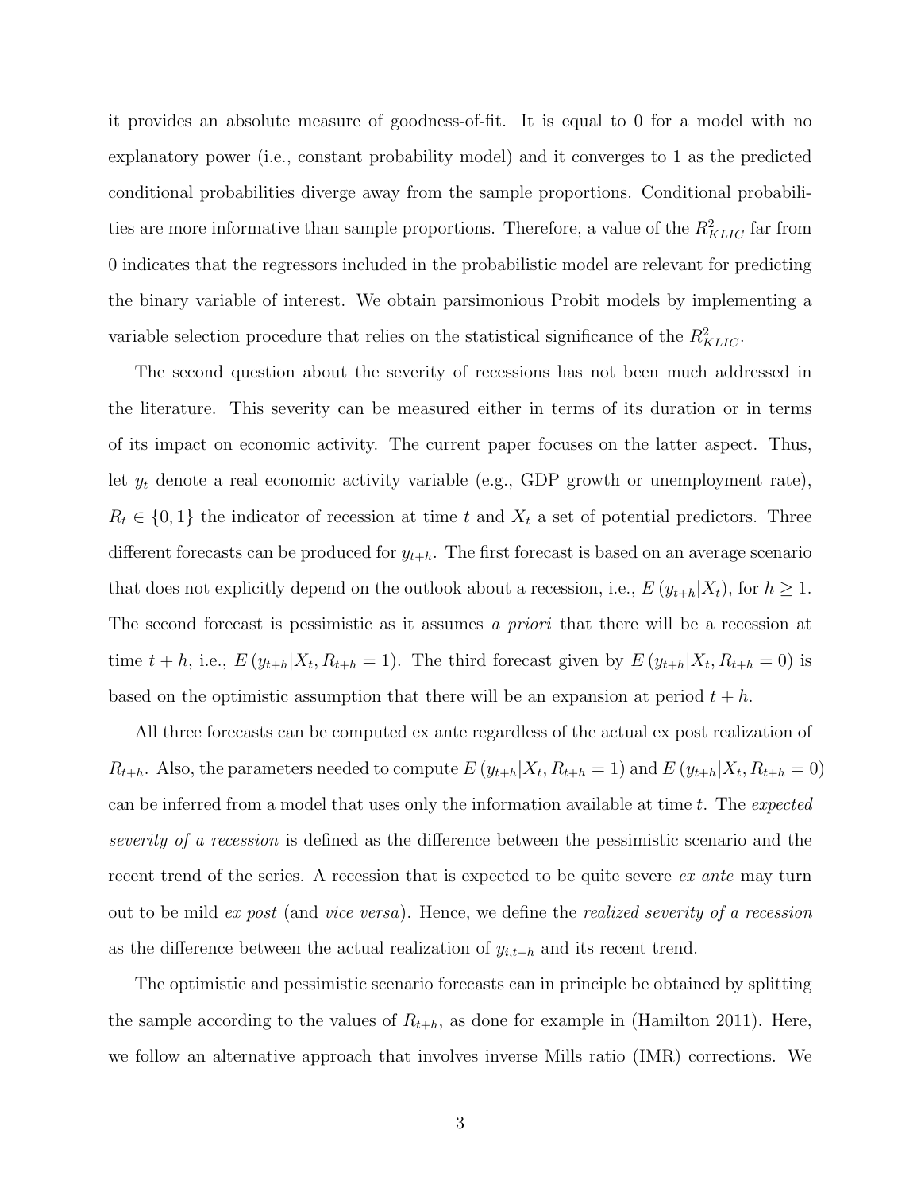it provides an absolute measure of goodness-of-fit. It is equal to 0 for a model with no explanatory power (i.e., constant probability model) and it converges to 1 as the predicted conditional probabilities diverge away from the sample proportions. Conditional probabilities are more informative than sample proportions. Therefore, a value of the $R^2_{KLIC}$ far from 0 indicates that the regressors included in the probabilistic model are relevant for predicting the binary variable of interest. We obtain parsimonious Probit models by implementing a variable selection procedure that relies on the statistical significance of the $R^2_{KLIC}$.

The second question about the severity of recessions has not been much addressed in the literature. This severity can be measured either in terms of its duration or in terms of its impact on economic activity. The current paper focuses on the latter aspect. Thus, let $y_t$ denote a real economic activity variable (e.g., GDP growth or unemployment rate), $R_t \in \{0, 1\}$ the indicator of recession at time $t$ and $X_t$ a set of potential predictors. Three different forecasts can be produced for $y_{t+h}$. The first forecast is based on an average scenario that does not explicitly depend on the outlook about a recession, i.e., $E\left(y_{t+h}|X_t\right)$, for $h \geq 1$. The second forecast is pessimistic as it assumes *a priori* that there will be a recession at time $t+h$, i.e., $E\left(y_{t+h}|X_t, R_{t+h} = 1\right)$. The third forecast given by $E\left(y_{t+h}|X_t, R_{t+h} = 0\right)$ is based on the optimistic assumption that there will be an expansion at period $t+h$.

All three forecasts can be computed ex ante regardless of the actual ex post realization of $R_{t+h}$. Also, the parameters needed to compute $E\left(y_{t+h}|X_t, R_{t+h} = 1\right)$ and $E\left(y_{t+h}|X_t, R_{t+h} = 0\right)$ can be inferred from a model that uses only the information available at time $t$. The *expected severity of a recession* is defined as the difference between the pessimistic scenario and the recent trend of the series. A recession that is expected to be quite severe *ex ante* may turn out to be mild *ex post* (and *vice versa*). Hence, we define the *realized severity of a recession* as the difference between the actual realization of $y_{i,t+h}$ and its recent trend.

The optimistic and pessimistic scenario forecasts can in principle be obtained by splitting the sample according to the values of $R_{t+h}$, as done for example in (Hamilton 2011). Here, we follow an alternative approach that involves inverse Mills ratio (IMR) corrections. We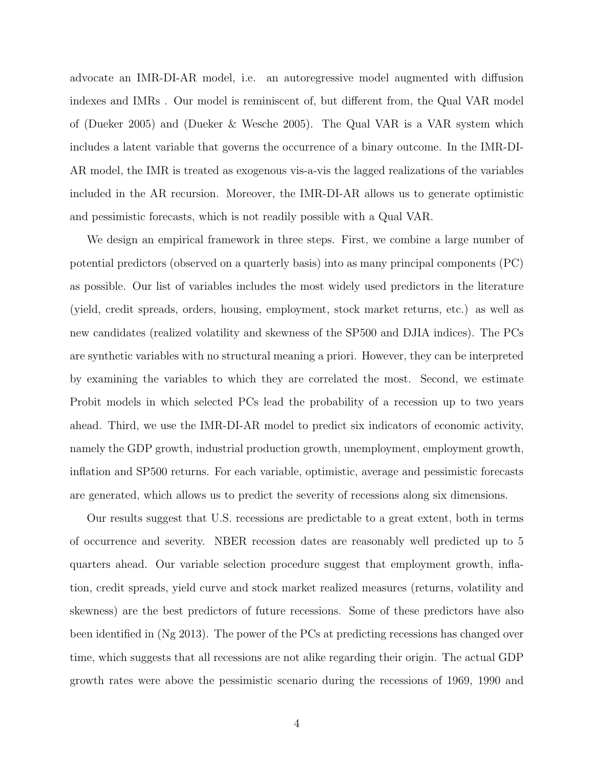advocate an IMR-DI-AR model, i.e. an autoregressive model augmented with diffusion indexes and IMRs . Our model is reminiscent of, but different from, the Qual VAR model of (Dueker 2005) and (Dueker & Wesche 2005). The Qual VAR is a VAR system which includes a latent variable that governs the occurrence of a binary outcome. In the IMR-DI-AR model, the IMR is treated as exogenous vis-a-vis the lagged realizations of the variables included in the AR recursion. Moreover, the IMR-DI-AR allows us to generate optimistic and pessimistic forecasts, which is not readily possible with a Qual VAR.

We design an empirical framework in three steps. First, we combine a large number of potential predictors (observed on a quarterly basis) into as many principal components (PC) as possible. Our list of variables includes the most widely used predictors in the literature (yield, credit spreads, orders, housing, employment, stock market returns, etc.) as well as new candidates (realized volatility and skewness of the SP500 and DJIA indices). The PCs are synthetic variables with no structural meaning a priori. However, they can be interpreted by examining the variables to which they are correlated the most. Second, we estimate Probit models in which selected PCs lead the probability of a recession up to two years ahead. Third, we use the IMR-DI-AR model to predict six indicators of economic activity, namely the GDP growth, industrial production growth, unemployment, employment growth, inflation and SP500 returns. For each variable, optimistic, average and pessimistic forecasts are generated, which allows us to predict the severity of recessions along six dimensions.

Our results suggest that U.S. recessions are predictable to a great extent, both in terms of occurrence and severity. NBER recession dates are reasonably well predicted up to 5 quarters ahead. Our variable selection procedure suggest that employment growth, inflation, credit spreads, yield curve and stock market realized measures (returns, volatility and skewness) are the best predictors of future recessions. Some of these predictors have also been identified in (Ng 2013). The power of the PCs at predicting recessions has changed over time, which suggests that all recessions are not alike regarding their origin. The actual GDP growth rates were above the pessimistic scenario during the recessions of 1969, 1990 and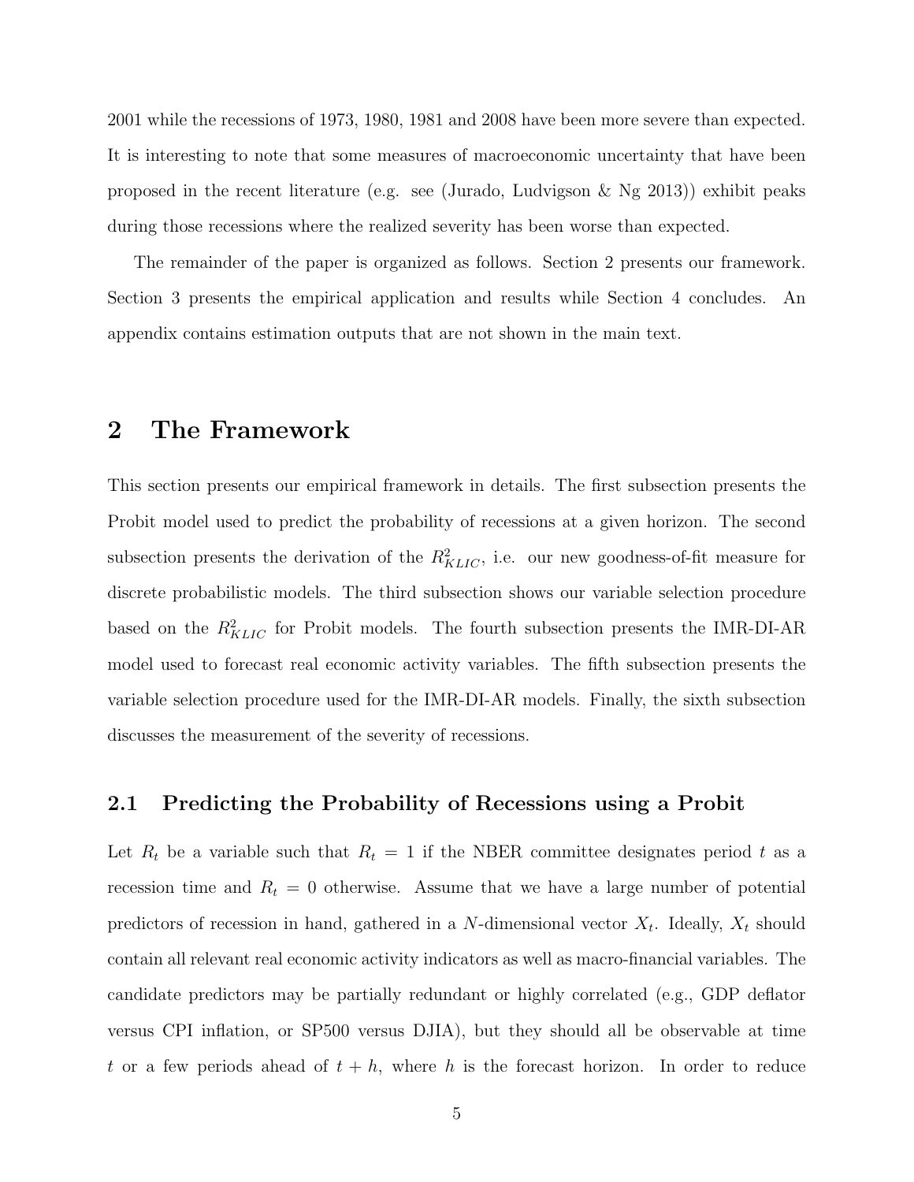2001 while the recessions of 1973, 1980, 1981 and 2008 have been more severe than expected. It is interesting to note that some measures of macroeconomic uncertainty that have been proposed in the recent literature (e.g. see (Jurado, Ludvigson & Ng 2013)) exhibit peaks during those recessions where the realized severity has been worse than expected.

The remainder of the paper is organized as follows. Section 2 presents our framework. Section 3 presents the empirical application and results while Section 4 concludes. An appendix contains estimation outputs that are not shown in the main text.

# 2 The Framework

This section presents our empirical framework in details. The first subsection presents the Probit model used to predict the probability of recessions at a given horizon. The second subsection presents the derivation of the $R^2_{KLIC}$, i.e. our new goodness-of-fit measure for discrete probabilistic models. The third subsection shows our variable selection procedure based on the $R^2_{KLIC}$ for Probit models. The fourth subsection presents the IMR-DI-AR model used to forecast real economic activity variables. The fifth subsection presents the variable selection procedure used for the IMR-DI-AR models. Finally, the sixth subsection discusses the measurement of the severity of recessions.

## 2.1 Predicting the Probability of Recessions using a Probit

Let $R_t$ be a variable such that $R_t = 1$ if the NBER committee designates period $t$ as a recession time and $R_t = 0$ otherwise. Assume that we have a large number of potential predictors of recession in hand, gathered in a $N$-dimensional vector $X_t$. Ideally, $X_t$ should contain all relevant real economic activity indicators as well as macro-financial variables. The candidate predictors may be partially redundant or highly correlated (e.g., GDP deflator versus CPI inflation, or SP500 versus DJIA), but they should all be observable at time $t$ or a few periods ahead of $t + h$, where $h$ is the forecast horizon. In order to reduce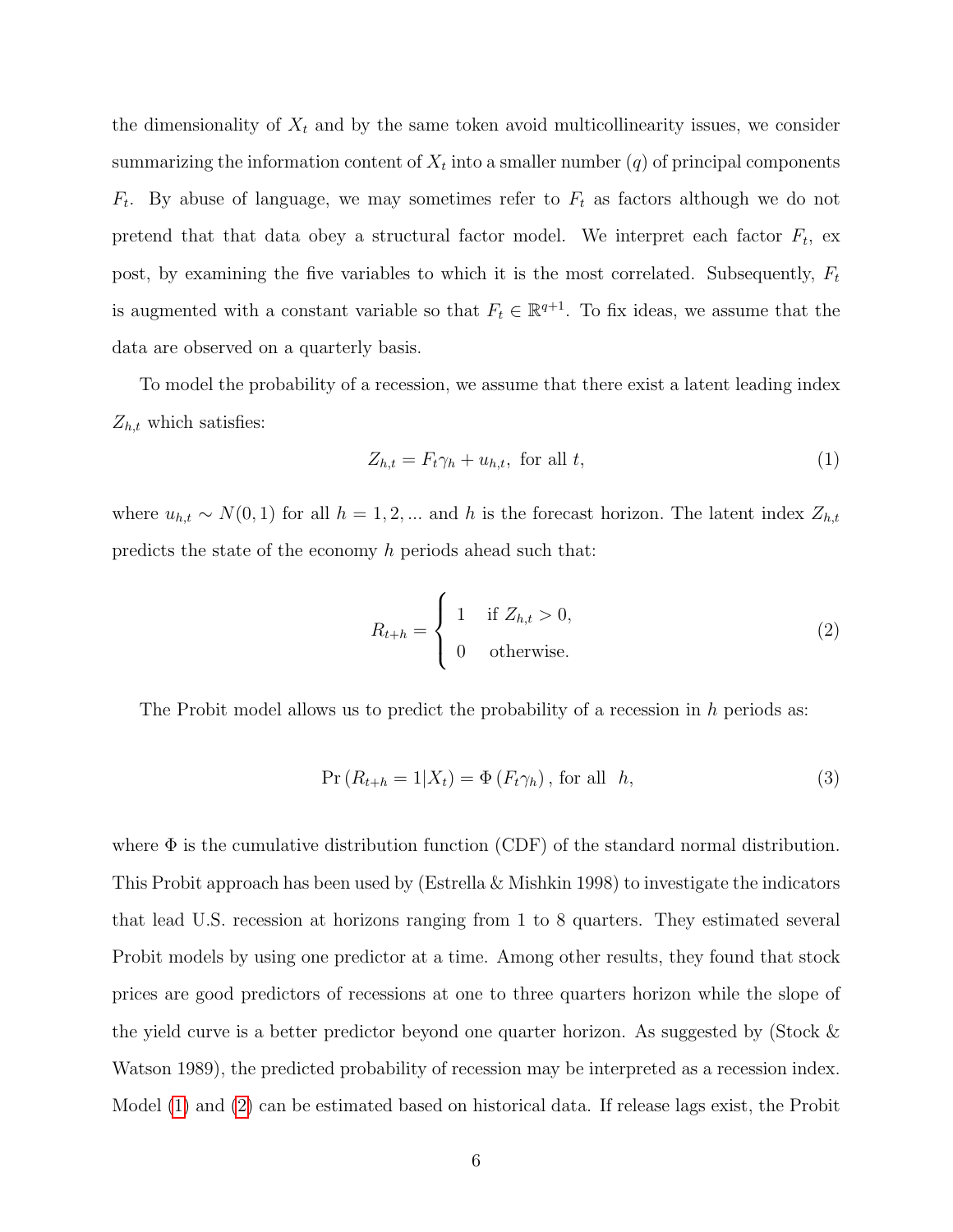the dimensionality of $X_t$ and by the same token avoid multicollinearity issues, we consider summarizing the information content of $X_t$ into a smaller number ($q$) of principal components $F_t$. By abuse of language, we may sometimes refer to $F_t$ as factors although we do not pretend that that data obey a structural factor model. We interpret each factor $F_t$, ex post, by examining the five variables to which it is the most correlated. Subsequently, $F_t$ is augmented with a constant variable so that $F_t \in \mathbb{R}^{q+1}$. To fix ideas, we assume that the data are observed on a quarterly basis.

To model the probability of a recession, we assume that there exist a latent leading index $Z_{h,t}$ which satisfies:

$$Z_{h,t} = F_t \gamma_h + u_{h,t}, \text{ for all } t, \tag{1}$$

where $u_{h,t} \sim N(0,1)$ for all $h = 1, 2, ...$ and $h$ is the forecast horizon. The latent index $Z_{h,t}$ predicts the state of the economy $h$ periods ahead such that:

$$R_{t+h} = \begin{cases} 1 & \text{if } Z_{h,t} > 0, \\ 0 & \text{otherwise.} \end{cases} \tag{2}$$

The Probit model allows us to predict the probability of a recession in $h$ periods as:

$$\Pr\left(R_{t+h} = 1 | X_t\right) = \Phi\left(F_t \gamma_h\right), \text{ for all } \ h, \tag{3}$$

where $\Phi$ is the cumulative distribution function (CDF) of the standard normal distribution. This Probit approach has been used by (Estrella & Mishkin 1998) to investigate the indicators that lead U.S. recession at horizons ranging from 1 to 8 quarters. They estimated several Probit models by using one predictor at a time. Among other results, they found that stock prices are good predictors of recessions at one to three quarters horizon while the slope of the yield curve is a better predictor beyond one quarter horizon. As suggested by (Stock & Watson 1989), the predicted probability of recession may be interpreted as a recession index. Model (1) and (2) can be estimated based on historical data. If release lags exist, the Probit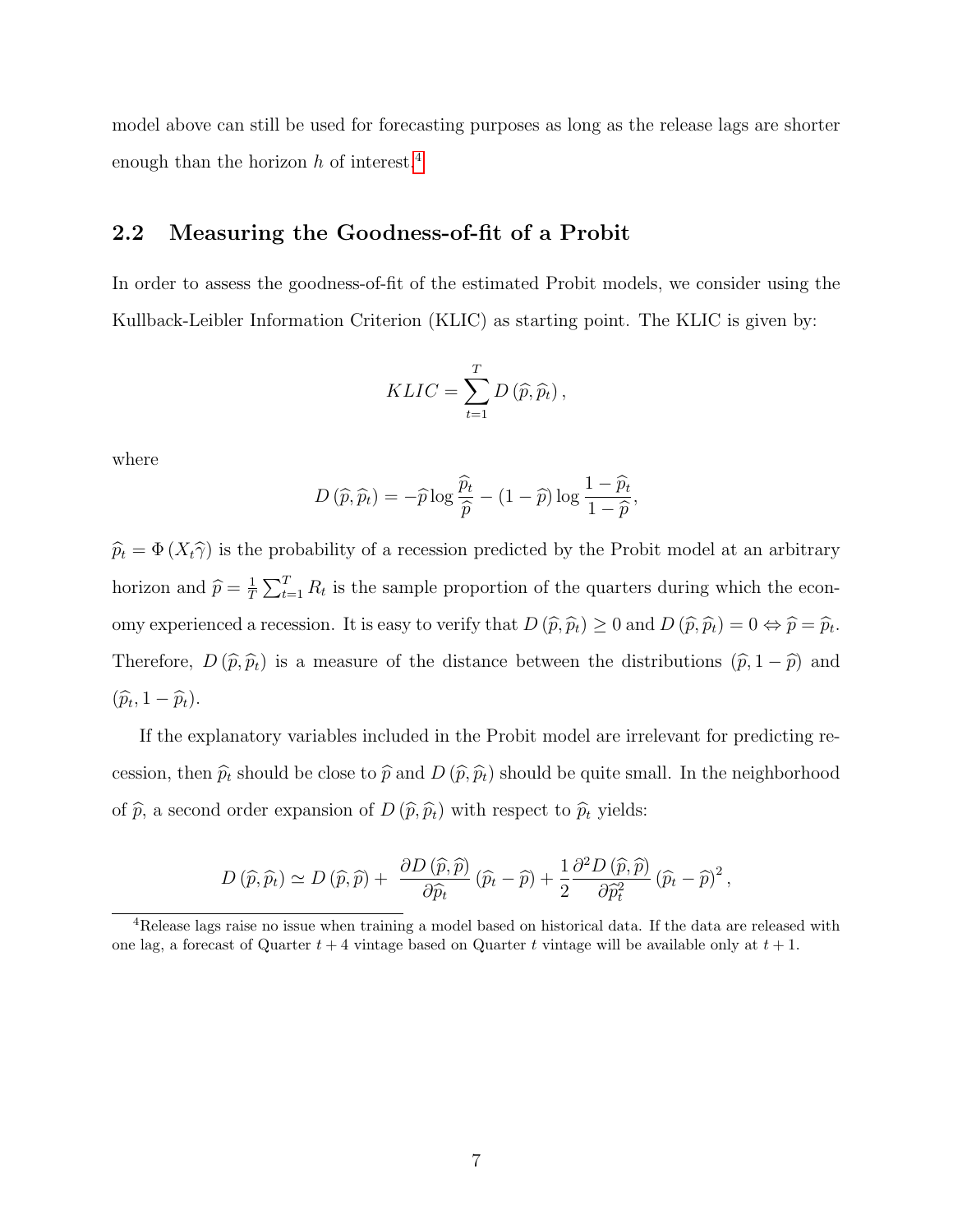model above can still be used for forecasting purposes as long as the release lags are shorter enough than the horizon $h$ of interest.[4]

## 2.2 Measuring the Goodness-of-fit of a Probit

In order to assess the goodness-of-fit of the estimated Probit models, we consider using the Kullback-Leibler Information Criterion (KLIC) as starting point. The KLIC is given by:

$$KLIC = \sum_{t=1}^{T} D\left(\widehat{p}, \widehat{p}_t\right),$$

where

$$D\left(\widehat{p}, \widehat{p}_t\right) = -\widehat{p} \log \frac{\widehat{p}_t}{\widehat{p}} - \left(1 - \widehat{p}\right) \log \frac{1 - \widehat{p}_t}{1 - \widehat{p}},$$

$\widehat{p}_t = \Phi\left(X_t \widehat{\gamma}\right)$ is the probability of a recession predicted by the Probit model at an arbitrary horizon and $\widehat{p} = \frac{1}{T} \sum_{t=1}^{T} R_t$ is the sample proportion of the quarters during which the economy experienced a recession. It is easy to verify that $D\left(\widehat{p}, \widehat{p}_t\right) \geq 0$ and $D\left(\widehat{p}, \widehat{p}_t\right) = 0 \Leftrightarrow \widehat{p} = \widehat{p}_t$. Therefore, $D\left(\widehat{p}, \widehat{p}_t\right)$ is a measure of the distance between the distributions $\left(\widehat{p}, 1 - \widehat{p}\right)$ and $\left(\widehat{p}_t, 1 - \widehat{p}_t\right)$.

If the explanatory variables included in the Probit model are irrelevant for predicting recession, then $\widehat{p}_t$ should be close to $\widehat{p}$ and $D\left(\widehat{p}, \widehat{p}_t\right)$ should be quite small. In the neighborhood of $\widehat{p}$, a second order expansion of $D\left(\widehat{p}, \widehat{p}_t\right)$ with respect to $\widehat{p}_t$ yields:

$$D\left(\widehat{p}, \widehat{p}_t\right) \simeq D\left(\widehat{p}, \widehat{p}\right) + \frac{\partial D\left(\widehat{p}, \widehat{p}\right)}{\partial \widehat{p}_t}\left(\widehat{p}_t - \widehat{p}\right) + \frac{1}{2} \frac{\partial^2 D\left(\widehat{p}, \widehat{p}\right)}{\partial \widehat{p}_t^2}\left(\widehat{p}_t - \widehat{p}\right)^2,$$

[4] Release lags raise no issue when training a model based on historical data. If the data are released with one lag, a forecast of Quarter $t+4$ vintage based on Quarter $t$ vintage will be available only at $t+1$.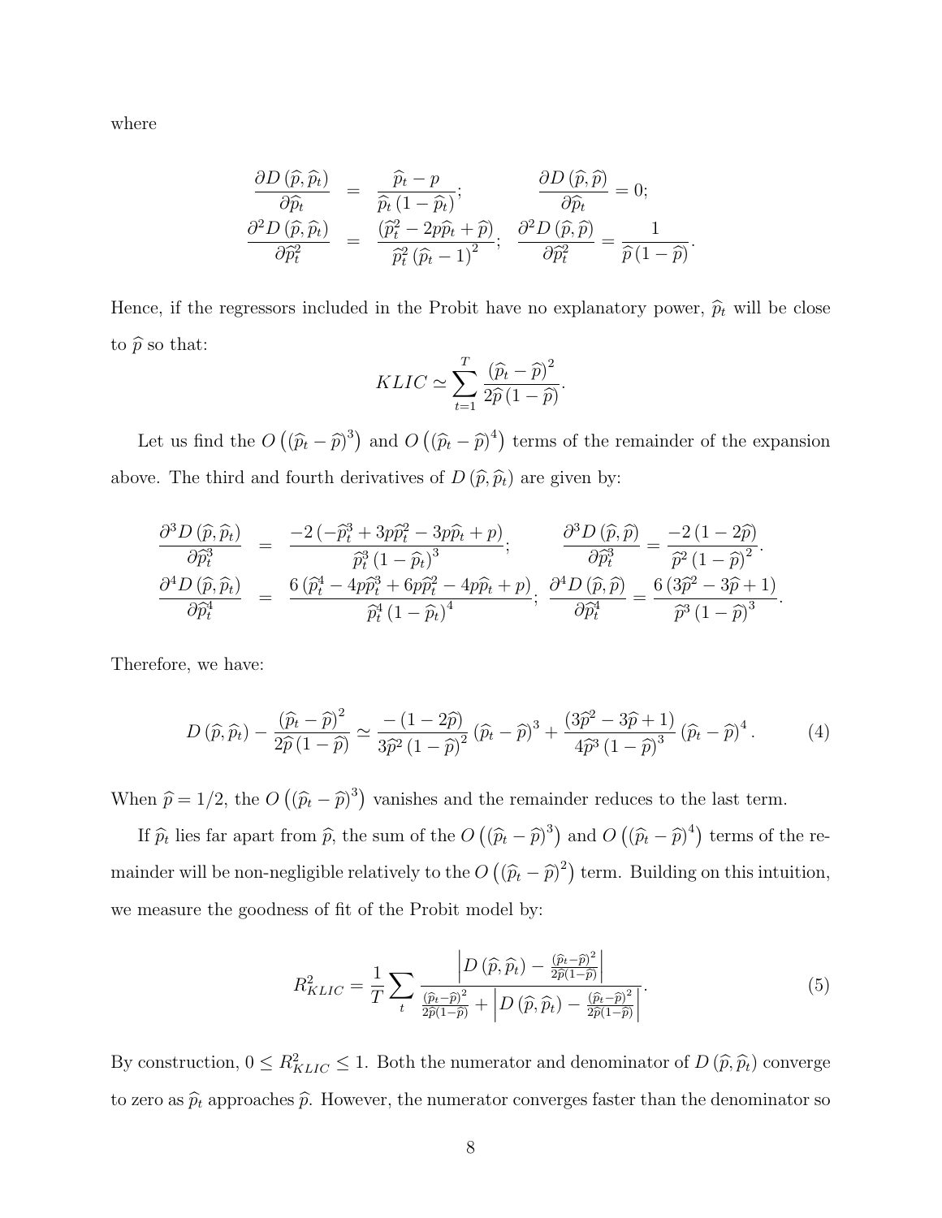where

$$
\begin{aligned}
\frac{\partial D\left(\widehat{p},\widehat{p}_t\right)}{\partial \widehat{p}_t} &= \frac{\widehat{p}_t - p}{\widehat{p}_t\left(1-\widehat{p}_t\right)}; \qquad \frac{\partial D\left(\widehat{p},\widehat{p}\right)}{\partial \widehat{p}_t} = 0; \\
\frac{\partial^2 D\left(\widehat{p},\widehat{p}_t\right)}{\partial \widehat{p}_t^2} &= \frac{\left(\widehat{p}_t^2 - 2p\widehat{p}_t + \widehat{p}\right)}{\widehat{p}_t^2\left(\widehat{p}_t - 1\right)^2}; \quad \frac{\partial^2 D\left(\widehat{p},\widehat{p}\right)}{\partial \widehat{p}_t^2} = \frac{1}{\widehat{p}\left(1-\widehat{p}\right)}.
\end{aligned}
$$

Hence, if the regressors included in the Probit have no explanatory power, $\widehat{p}_t$ will be close to $\widehat{p}$ so that:

$$
KLIC \simeq \sum_{t=1}^{T} \frac{\left(\widehat{p}_t - \widehat{p}\right)^2}{2\widehat{p}\left(1-\widehat{p}\right)}.
$$

Let us find the $O\left(\left(\widehat{p}_t - \widehat{p}\right)^3\right)$ and $O\left(\left(\widehat{p}_t - \widehat{p}\right)^4\right)$ terms of the remainder of the expansion above. The third and fourth derivatives of $D\left(\widehat{p},\widehat{p}_t\right)$ are given by:

$$
\begin{aligned}
\frac{\partial^3 D\left(\widehat{p},\widehat{p}_t\right)}{\partial \widehat{p}_t^3} &= \frac{-2\left(-\widehat{p}_t^3 + 3p\widehat{p}_t^2 - 3p\widehat{p}_t + p\right)}{\widehat{p}_t^3\left(1-\widehat{p}_t\right)^3}; \qquad \frac{\partial^3 D\left(\widehat{p},\widehat{p}\right)}{\partial \widehat{p}_t^3} = \frac{-2\left(1-2\widehat{p}\right)}{\widehat{p}^2\left(1-\widehat{p}\right)^2}. \\
\frac{\partial^4 D\left(\widehat{p},\widehat{p}_t\right)}{\partial \widehat{p}_t^4} &= \frac{6\left(\widehat{p}_t^4 - 4p\widehat{p}_t^3 + 6p\widehat{p}_t^2 - 4p\widehat{p}_t + p\right)}{\widehat{p}_t^4\left(1-\widehat{p}_t\right)^4}; \quad \frac{\partial^4 D\left(\widehat{p},\widehat{p}\right)}{\partial \widehat{p}_t^4} = \frac{6\left(3\widehat{p}^2 - 3\widehat{p} + 1\right)}{\widehat{p}^3\left(1-\widehat{p}\right)^3}.
\end{aligned}
$$

Therefore, we have:

$$
D\left(\widehat{p},\widehat{p}_t\right) - \frac{\left(\widehat{p}_t - \widehat{p}\right)^2}{2\widehat{p}\left(1-\widehat{p}\right)} \simeq \frac{-\left(1-2\widehat{p}\right)}{3\widehat{p}^2\left(1-\widehat{p}\right)^2}\left(\widehat{p}_t - \widehat{p}\right)^3 + \frac{\left(3\widehat{p}^2 - 3\widehat{p} + 1\right)}{4\widehat{p}^3\left(1-\widehat{p}\right)^3}\left(\widehat{p}_t - \widehat{p}\right)^4. \tag{4}
$$

When $\widehat{p} = 1/2$, the $O\left(\left(\widehat{p}_t - \widehat{p}\right)^3\right)$ vanishes and the remainder reduces to the last term.

If $\widehat{p}_t$ lies far apart from $\widehat{p}$, the sum of the $O\left(\left(\widehat{p}_t - \widehat{p}\right)^3\right)$ and $O\left(\left(\widehat{p}_t - \widehat{p}\right)^4\right)$ terms of the remainder will be non-negligible relatively to the $O\left(\left(\widehat{p}_t - \widehat{p}\right)^2\right)$ term. Building on this intuition, we measure the goodness of fit of the Probit model by:

$$
R^2_{KLIC} = \frac{1}{T}\sum_t \frac{\left| D\left(\widehat{p},\widehat{p}_t\right) - \frac{\left(\widehat{p}_t - \widehat{p}\right)^2}{2\widehat{p}\left(1-\widehat{p}\right)} \right|}{\frac{\left(\widehat{p}_t - \widehat{p}\right)^2}{2\widehat{p}\left(1-\widehat{p}\right)} + \left| D\left(\widehat{p},\widehat{p}_t\right) - \frac{\left(\widehat{p}_t - \widehat{p}\right)^2}{2\widehat{p}\left(1-\widehat{p}\right)} \right|}. \tag{5}
$$

By construction, $0 \leq R^2_{KLIC} \leq 1$. Both the numerator and denominator of $D\left(\widehat{p},\widehat{p}_t\right)$ converge to zero as $\widehat{p}_t$ approaches $\widehat{p}$. However, the numerator converges faster than the denominator so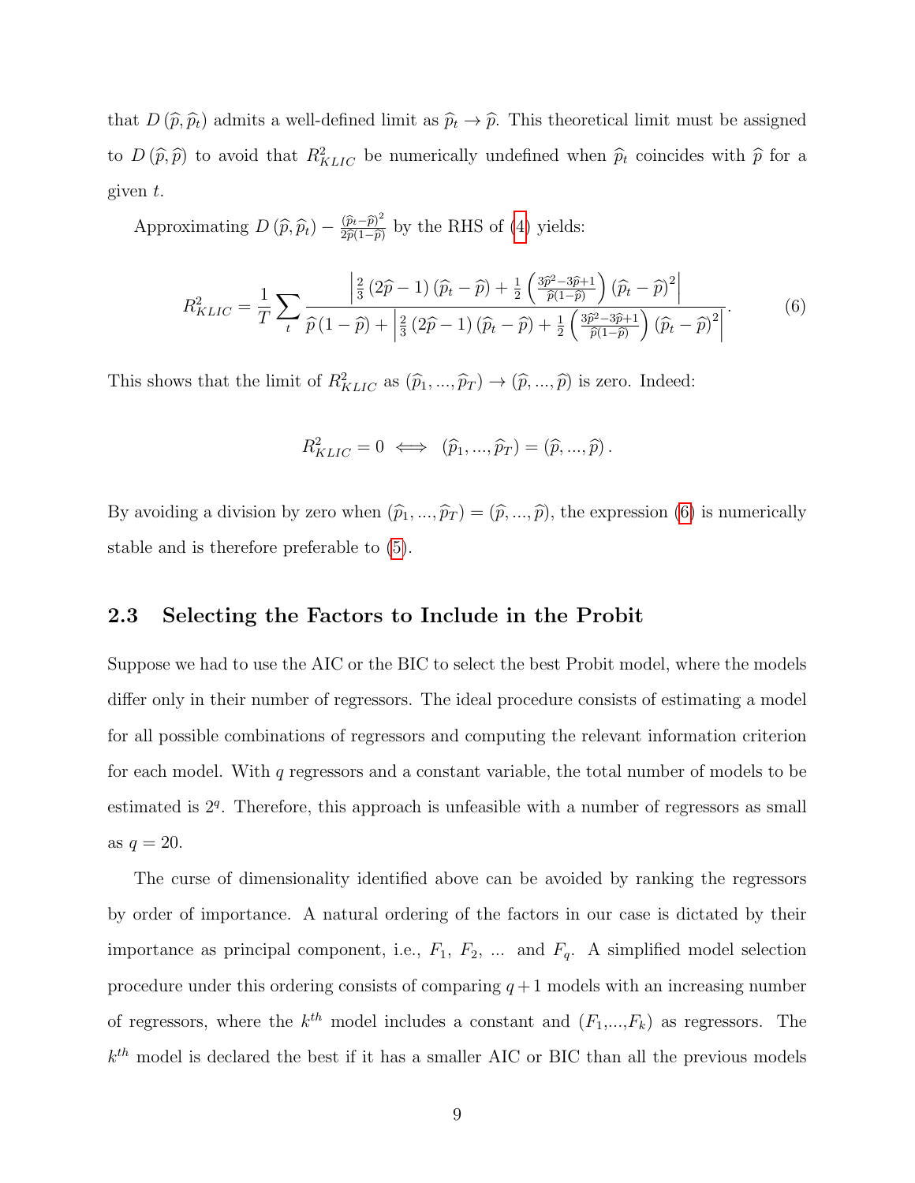that $D(\widehat{p}, \widehat{p}_t)$ admits a well-defined limit as $\widehat{p}_t \to \widehat{p}$. This theoretical limit must be assigned to $D(\widehat{p}, \widehat{p})$ to avoid that $R^2_{KLIC}$ be numerically undefined when $\widehat{p}_t$ coincides with $\widehat{p}$ for a given $t$.

Approximating $D(\widehat{p}, \widehat{p}_t) - \frac{(\widehat{p}_t - \widehat{p})^2}{2\widehat{p}(1-\widehat{p})}$ by the RHS of (4) yields:

$$R^2_{KLIC} = \frac{1}{T} \sum_t \frac{\left| \frac{2}{3}(2\widehat{p} - 1)(\widehat{p}_t - \widehat{p}) + \frac{1}{2}\left(\frac{3\widehat{p}^2 - 3\widehat{p} + 1}{\widehat{p}(1-\widehat{p})}\right)(\widehat{p}_t - \widehat{p})^2 \right|}{\widehat{p}(1-\widehat{p}) + \left| \frac{2}{3}(2\widehat{p} - 1)(\widehat{p}_t - \widehat{p}) + \frac{1}{2}\left(\frac{3\widehat{p}^2 - 3\widehat{p} + 1}{\widehat{p}(1-\widehat{p})}\right)(\widehat{p}_t - \widehat{p})^2 \right|}. \tag{6}$$

This shows that the limit of $R^2_{KLIC}$ as $(\widehat{p}_1, ..., \widehat{p}_T) \to (\widehat{p}, ..., \widehat{p})$ is zero. Indeed:

$$R^2_{KLIC} = 0 \iff (\widehat{p}_1, ..., \widehat{p}_T) = (\widehat{p}, ..., \widehat{p}).$$

By avoiding a division by zero when $(\widehat{p}_1, ..., \widehat{p}_T) = (\widehat{p}, ..., \widehat{p})$, the expression (6) is numerically stable and is therefore preferable to (5).

### 2.3 Selecting the Factors to Include in the Probit

Suppose we had to use the AIC or the BIC to select the best Probit model, where the models differ only in their number of regressors. The ideal procedure consists of estimating a model for all possible combinations of regressors and computing the relevant information criterion for each model. With $q$ regressors and a constant variable, the total number of models to be estimated is $2^q$. Therefore, this approach is unfeasible with a number of regressors as small as $q = 20$.

The curse of dimensionality identified above can be avoided by ranking the regressors by order of importance. A natural ordering of the factors in our case is dictated by their importance as principal component, i.e., $F_1$, $F_2$, ... and $F_q$. A simplified model selection procedure under this ordering consists of comparing $q+1$ models with an increasing number of regressors, where the $k^{th}$ model includes a constant and $(F_1, ..., F_k)$ as regressors. The $k^{th}$ model is declared the best if it has a smaller AIC or BIC than all the previous models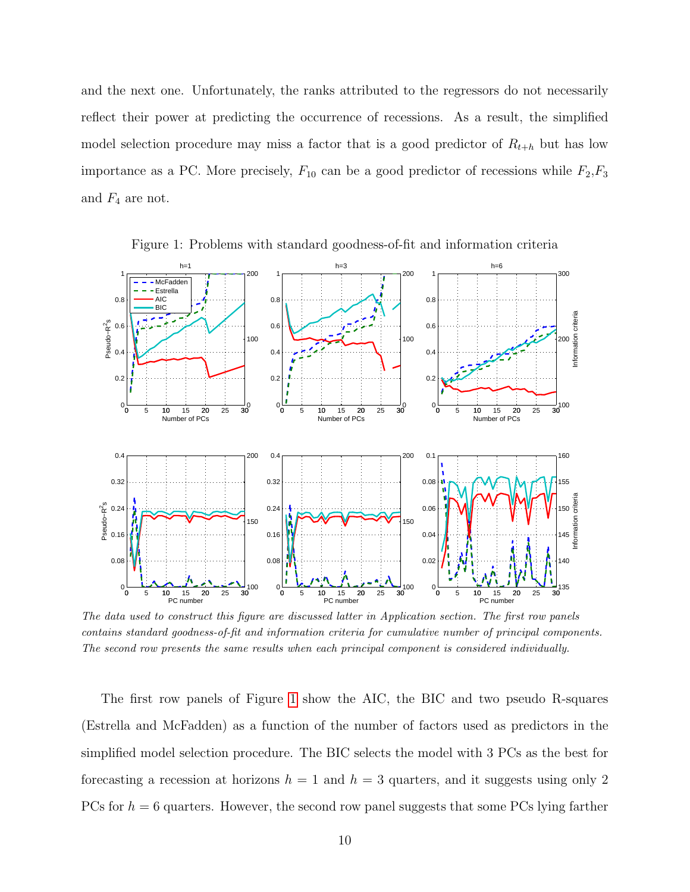and the next one. Unfortunately, the ranks attributed to the regressors do not necessarily reflect their power at predicting the occurrence of recessions. As a result, the simplified model selection procedure may miss a factor that is a good predictor of $R_{t+h}$ but has low importance as a PC. More precisely, $F_{10}$ can be a good predictor of recessions while $F_2$,$F_3$ and $F_4$ are not.

Figure 1: Problems with standard goodness-of-fit and information criteria

*The data used to construct this figure are discussed latter in Application section. The first row panels contains standard goodness-of-fit and information criteria for cumulative number of principal components. The second row presents the same results when each principal component is considered individually.*

The first row panels of Figure 1 show the AIC, the BIC and two pseudo R-squares (Estrella and McFadden) as a function of the number of factors used as predictors in the simplified model selection procedure. The BIC selects the model with 3 PCs as the best for forecasting a recession at horizons $h = 1$ and $h = 3$ quarters, and it suggests using only 2 PCs for $h = 6$ quarters. However, the second row panel suggests that some PCs lying farther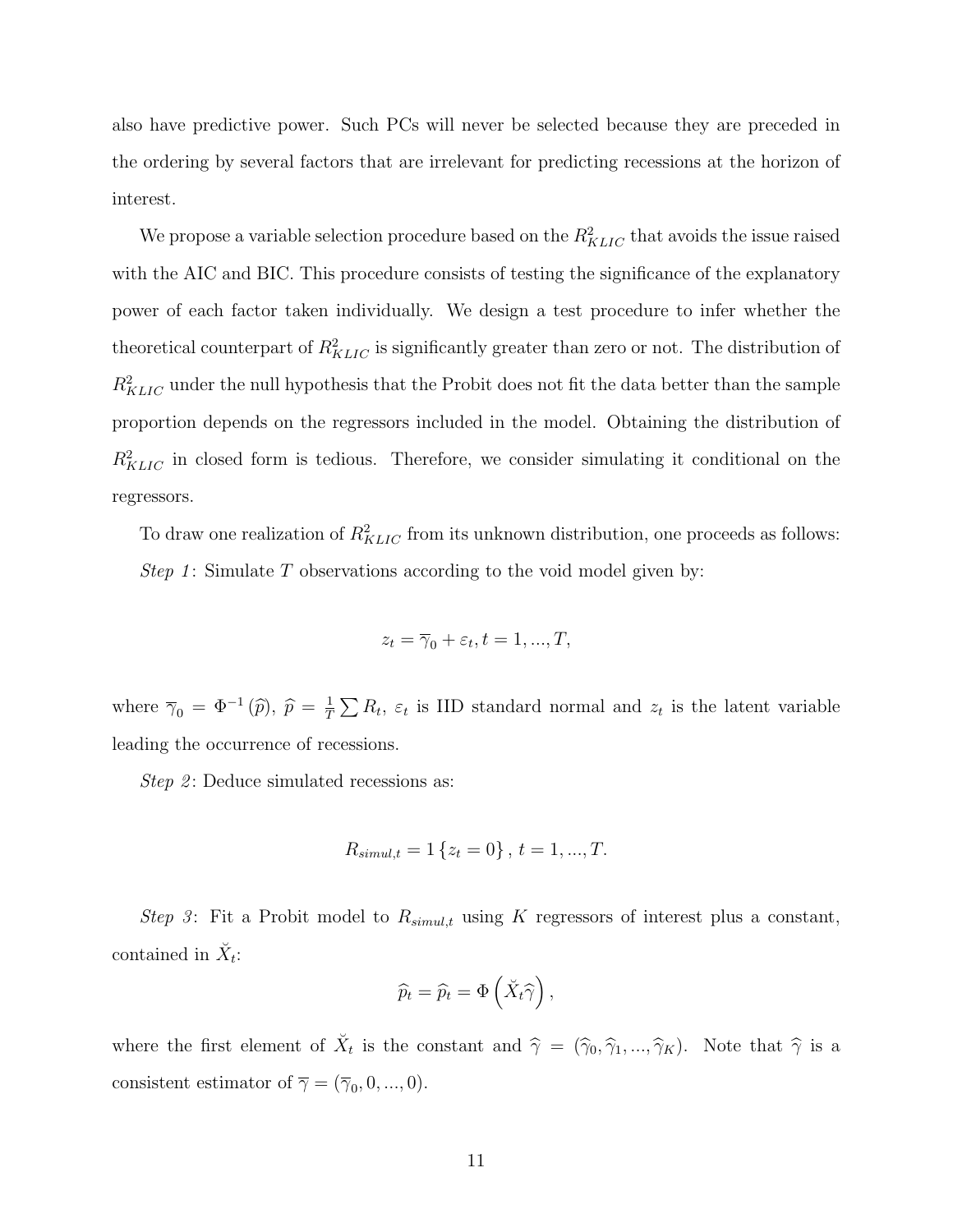also have predictive power. Such PCs will never be selected because they are preceded in the ordering by several factors that are irrelevant for predicting recessions at the horizon of interest.

We propose a variable selection procedure based on the $R^2_{KLIC}$ that avoids the issue raised with the AIC and BIC. This procedure consists of testing the significance of the explanatory power of each factor taken individually. We design a test procedure to infer whether the theoretical counterpart of $R^2_{KLIC}$ is significantly greater than zero or not. The distribution of $R^2_{KLIC}$ under the null hypothesis that the Probit does not fit the data better than the sample proportion depends on the regressors included in the model. Obtaining the distribution of $R^2_{KLIC}$ in closed form is tedious. Therefore, we consider simulating it conditional on the regressors.

To draw one realization of $R^2_{KLIC}$ from its unknown distribution, one proceeds as follows:

*Step 1*: Simulate $T$ observations according to the void model given by:

$$z_t = \overline{\gamma}_0 + \varepsilon_t, t = 1, ..., T,$$

where $\overline{\gamma}_0 = \Phi^{-1}(\widehat{p})$, $\widehat{p} = \frac{1}{T}\sum R_t$, $\varepsilon_t$ is IID standard normal and $z_t$ is the latent variable leading the occurrence of recessions.

*Step 2*: Deduce simulated recessions as:

$$R_{simul,t} = 1\{z_t = 0\}, \, t = 1, ..., T.$$

*Step 3*: Fit a Probit model to $R_{simul,t}$ using $K$ regressors of interest plus a constant, contained in $\breve{X}_t$:

$$\widehat{p}_t = \widehat{p}_t = \Phi\left(\breve{X}_t\widehat{\gamma}\right),$$

where the first element of $\breve{X}_t$ is the constant and $\widehat{\gamma} = (\widehat{\gamma}_0, \widehat{\gamma}_1, ..., \widehat{\gamma}_K)$. Note that $\widehat{\gamma}$ is a consistent estimator of $\overline{\gamma} = (\overline{\gamma}_0, 0, ..., 0)$.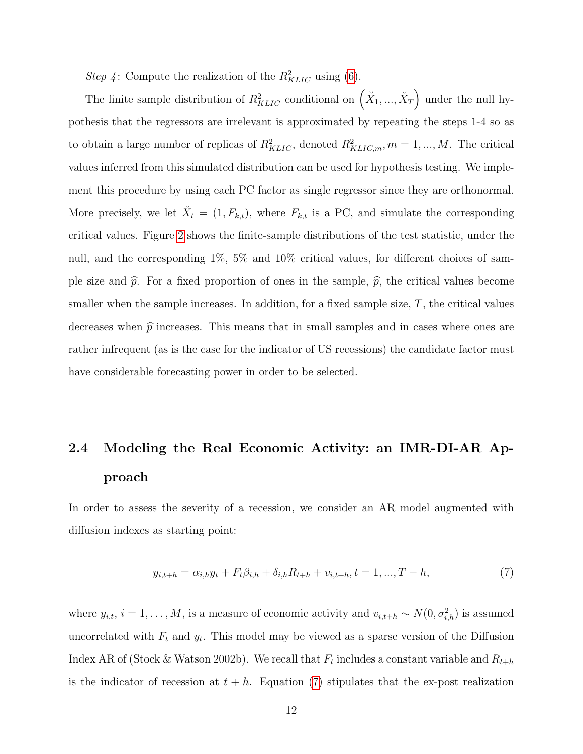*Step 4*: Compute the realization of the $R^2_{KLIC}$ using (6).

The finite sample distribution of $R^2_{KLIC}$ conditional on $\left(\breve{X}_1, ..., \breve{X}_T\right)$ under the null hypothesis that the regressors are irrelevant is approximated by repeating the steps 1-4 so as to obtain a large number of replicas of $R^2_{KLIC}$, denoted $R^2_{KLIC,m}, m = 1, ..., M$. The critical values inferred from this simulated distribution can be used for hypothesis testing. We implement this procedure by using each PC factor as single regressor since they are orthonormal. More precisely, we let $\breve{X}_t = (1, F_{k,t})$, where $F_{k,t}$ is a PC, and simulate the corresponding critical values. Figure 2 shows the finite-sample distributions of the test statistic, under the null, and the corresponding 1%, 5% and 10% critical values, for different choices of sample size and $\widehat{p}$. For a fixed proportion of ones in the sample, $\widehat{p}$, the critical values become smaller when the sample increases. In addition, for a fixed sample size, $T$, the critical values decreases when $\widehat{p}$ increases. This means that in small samples and in cases where ones are rather infrequent (as is the case for the indicator of US recessions) the candidate factor must have considerable forecasting power in order to be selected.

## 2.4 Modeling the Real Economic Activity: an IMR-DI-AR Approach

In order to assess the severity of a recession, we consider an AR model augmented with diffusion indexes as starting point:

$$y_{i,t+h} = \alpha_{i,h} y_t + F_t \beta_{i,h} + \delta_{i,h} R_{t+h} + v_{i,t+h}, t = 1, ..., T - h, \tag{7}$$

where $y_{i,t}$, $i = 1, \ldots, M$, is a measure of economic activity and $v_{i,t+h} \sim N(0, \sigma^2_{i,h})$ is assumed uncorrelated with $F_t$ and $y_t$. This model may be viewed as a sparse version of the Diffusion Index AR of (Stock & Watson 2002b). We recall that $F_t$ includes a constant variable and $R_{t+h}$ is the indicator of recession at $t + h$. Equation (7) stipulates that the ex-post realization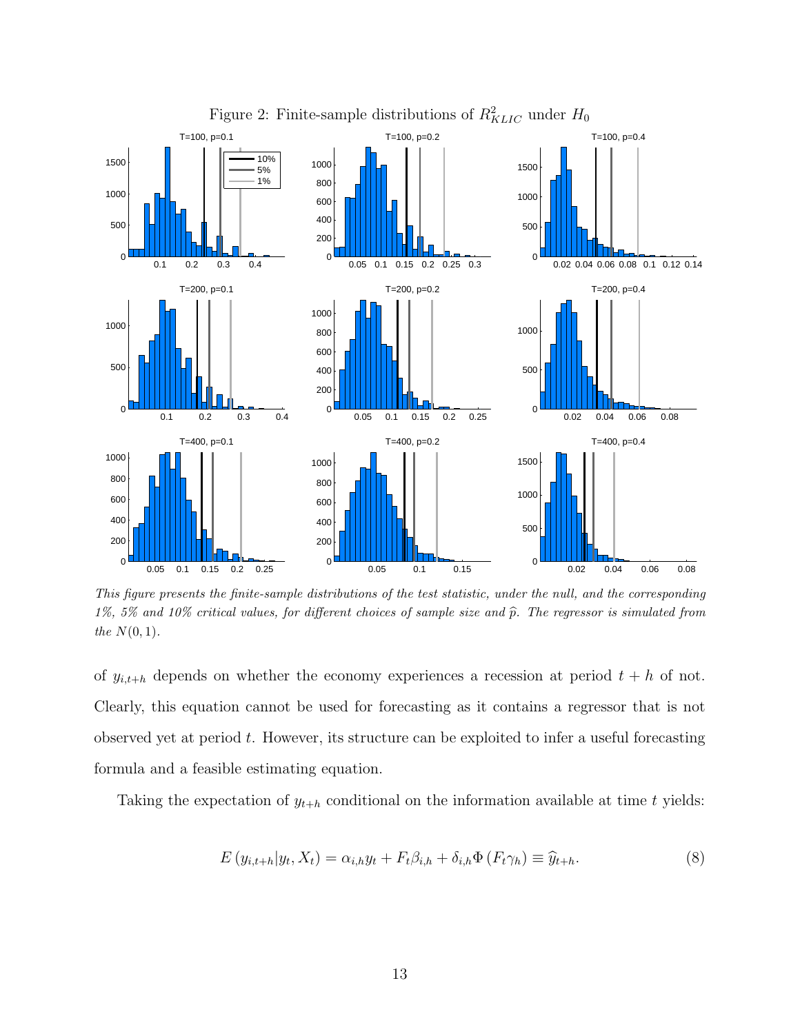Figure 2: Finite-sample distributions of $R^2_{KLIC}$ under $H_0$

*This figure presents the finite-sample distributions of the test statistic, under the null, and the corresponding 1%, 5% and 10% critical values, for different choices of sample size and $\widehat{p}$. The regressor is simulated from the $N(0,1)$.*

of $y_{i,t+h}$ depends on whether the economy experiences a recession at period $t+h$ of not. Clearly, this equation cannot be used for forecasting as it contains a regressor that is not observed yet at period $t$. However, its structure can be exploited to infer a useful forecasting formula and a feasible estimating equation.

Taking the expectation of $y_{t+h}$ conditional on the information available at time $t$ yields:

$$E\left(y_{i,t+h}|y_t, X_t\right) = \alpha_{i,h} y_t + F_t \beta_{i,h} + \delta_{i,h} \Phi\left(F_t \gamma_h\right) \equiv \widehat{y}_{t+h}. \tag{8}$$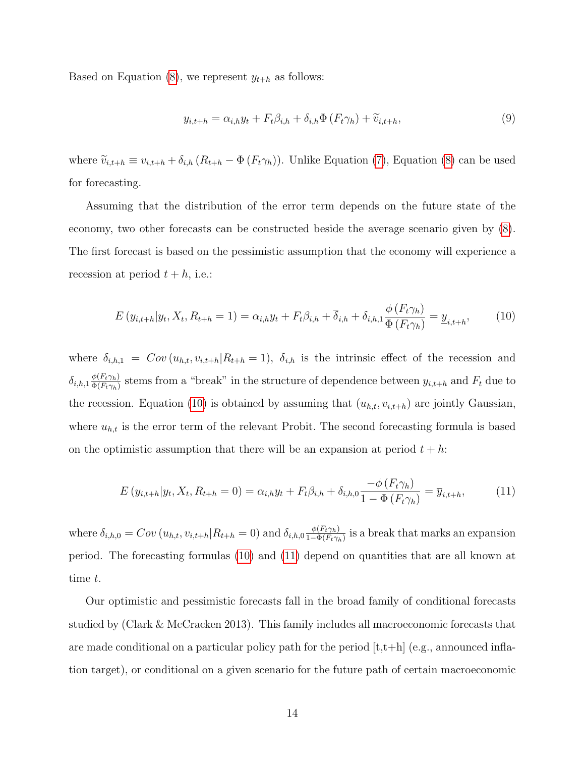Based on Equation (8), we represent $y_{t+h}$ as follows:

$$y_{i,t+h} = \alpha_{i,h} y_t + F_t \beta_{i,h} + \delta_{i,h} \Phi\left(F_t \gamma_h\right) + \widetilde{v}_{i,t+h}, \tag{9}$$

where $\widetilde{v}_{i,t+h} \equiv v_{i,t+h} + \delta_{i,h}\left(R_{t+h} - \Phi\left(F_t \gamma_h\right)\right)$. Unlike Equation (7), Equation (8) can be used for forecasting.

Assuming that the distribution of the error term depends on the future state of the economy, two other forecasts can be constructed beside the average scenario given by (8). The first forecast is based on the pessimistic assumption that the economy will experience a recession at period $t+h$, i.e.:

$$E\left(y_{i,t+h} | y_t, X_t, R_{t+h} = 1\right) = \alpha_{i,h} y_t + F_t \beta_{i,h} + \overline{\delta}_{i,h} + \delta_{i,h,1} \frac{\phi\left(F_t \gamma_h\right)}{\Phi\left(F_t \gamma_h\right)} = \underline{y}_{i,t+h}, \tag{10}$$

where $\delta_{i,h,1} = Cov\left(u_{h,t}, v_{i,t+h} | R_{t+h} = 1\right)$, $\overline{\delta}_{i,h}$ is the intrinsic effect of the recession and $\delta_{i,h,1} \frac{\phi(F_t \gamma_h)}{\Phi(F_t \gamma_h)}$ stems from a "break" in the structure of dependence between $y_{i,t+h}$ and $F_t$ due to the recession. Equation (10) is obtained by assuming that $(u_{h,t}, v_{i,t+h})$ are jointly Gaussian, where $u_{h,t}$ is the error term of the relevant Probit. The second forecasting formula is based on the optimistic assumption that there will be an expansion at period $t+h$:

$$E\left(y_{i,t+h} | y_t, X_t, R_{t+h} = 0\right) = \alpha_{i,h} y_t + F_t \beta_{i,h} + \delta_{i,h,0} \frac{-\phi\left(F_t \gamma_h\right)}{1 - \Phi\left(F_t \gamma_h\right)} = \overline{y}_{i,t+h}, \tag{11}$$

where $\delta_{i,h,0} = Cov\left(u_{h,t}, v_{i,t+h} | R_{t+h} = 0\right)$ and $\delta_{i,h,0} \frac{\phi(F_t \gamma_h)}{1 - \Phi(F_t \gamma_h)}$ is a break that marks an expansion period. The forecasting formulas (10) and (11) depend on quantities that are all known at time $t$.

Our optimistic and pessimistic forecasts fall in the broad family of conditional forecasts studied by (Clark & McCracken 2013). This family includes all macroeconomic forecasts that are made conditional on a particular policy path for the period [t,t+h] (e.g., announced inflation target), or conditional on a given scenario for the future path of certain macroeconomic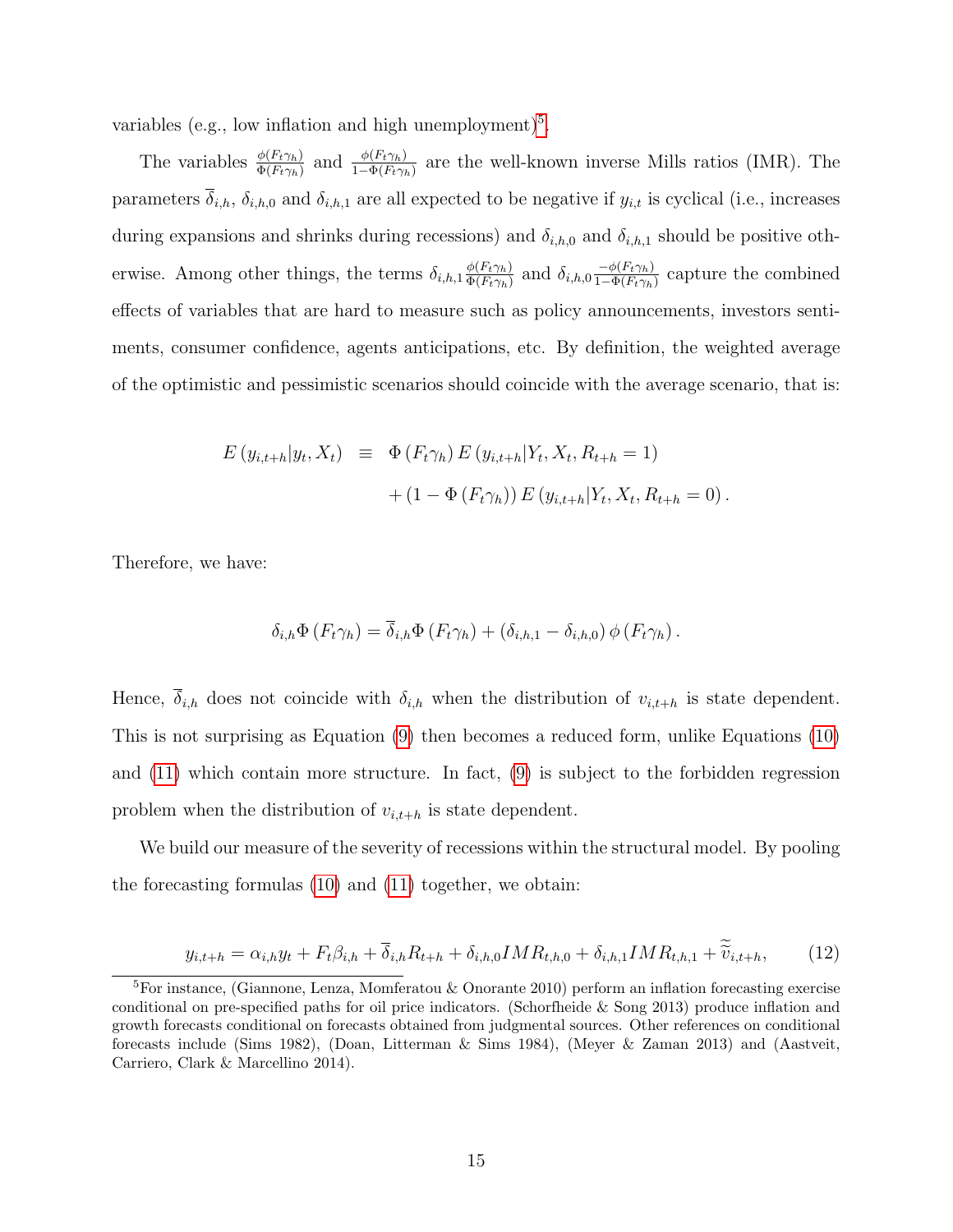variables (e.g., low inflation and high unemployment)[5].

The variables $\frac{\phi(F_t\gamma_h)}{\Phi(F_t\gamma_h)}$ and $\frac{\phi(F_t\gamma_h)}{1-\Phi(F_t\gamma_h)}$ are the well-known inverse Mills ratios (IMR). The parameters $\overline{\delta}_{i,h}$, $\delta_{i,h,0}$ and $\delta_{i,h,1}$ are all expected to be negative if $y_{i,t}$ is cyclical (i.e., increases during expansions and shrinks during recessions) and $\delta_{i,h,0}$ and $\delta_{i,h,1}$ should be positive otherwise. Among other things, the terms $\delta_{i,h,1}\frac{\phi(F_t\gamma_h)}{\Phi(F_t\gamma_h)}$ and $\delta_{i,h,0}\frac{-\phi(F_t\gamma_h)}{1-\Phi(F_t\gamma_h)}$ capture the combined effects of variables that are hard to measure such as policy announcements, investors sentiments, consumer confidence, agents anticipations, etc. By definition, the weighted average of the optimistic and pessimistic scenarios should coincide with the average scenario, that is:

$$
\begin{aligned}
E\left(y_{i,t+h}|y_t, X_t\right) \;\; &\equiv \;\; \Phi\left(F_t\gamma_h\right)E\left(y_{i,t+h}|Y_t, X_t, R_{t+h}=1\right) \\
&\quad + \left(1-\Phi\left(F_t\gamma_h\right)\right)E\left(y_{i,t+h}|Y_t, X_t, R_{t+h}=0\right).
\end{aligned}
$$

Therefore, we have:

$$
\delta_{i,h}\Phi\left(F_t\gamma_h\right) = \overline{\delta}_{i,h}\Phi\left(F_t\gamma_h\right) + \left(\delta_{i,h,1}-\delta_{i,h,0}\right)\phi\left(F_t\gamma_h\right).
$$

Hence, $\overline{\delta}_{i,h}$ does not coincide with $\delta_{i,h}$ when the distribution of $v_{i,t+h}$ is state dependent. This is not surprising as Equation (9) then becomes a reduced form, unlike Equations (10) and (11) which contain more structure. In fact, (9) is subject to the forbidden regression problem when the distribution of $v_{i,t+h}$ is state dependent.

We build our measure of the severity of recessions within the structural model. By pooling the forecasting formulas (10) and (11) together, we obtain:

$$
y_{i,t+h} = \alpha_{i,h}y_t + F_t\beta_{i,h} + \overline{\delta}_{i,h}R_{t+h} + \delta_{i,h,0}IMR_{t,h,0} + \delta_{i,h,1}IMR_{t,h,1} + \widetilde{\widetilde{v}}_{i,t+h}, \qquad (12)
$$

[5]For instance, (Giannone, Lenza, Momferatou & Onorante 2010) perform an inflation forecasting exercise conditional on pre-specified paths for oil price indicators. (Schorfheide & Song 2013) produce inflation and growth forecasts conditional on forecasts obtained from judgmental sources. Other references on conditional forecasts include (Sims 1982), (Doan, Litterman & Sims 1984), (Meyer & Zaman 2013) and (Aastveit, Carriero, Clark & Marcellino 2014).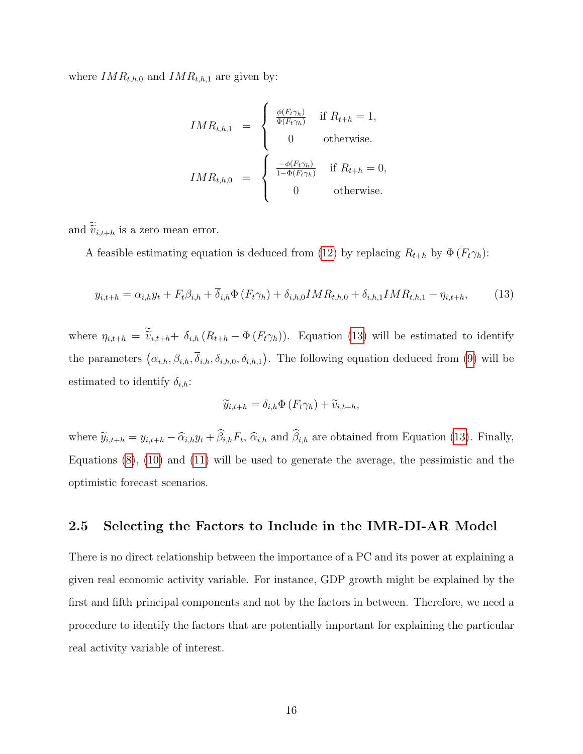where $IMR_{t,h,0}$ and $IMR_{t,h,1}$ are given by:

$$
\begin{aligned}
IMR_{t,h,1} &= \begin{cases} \frac{\phi(F_t\gamma_h)}{\Phi(F_t\gamma_h)} & \text{if } R_{t+h} = 1, \\ 0 & \text{otherwise.} \end{cases} \\
IMR_{t,h,0} &= \begin{cases} \frac{-\phi(F_t\gamma_h)}{1-\Phi(F_t\gamma_h)} & \text{if } R_{t+h} = 0, \\ 0 & \text{otherwise.} \end{cases}
\end{aligned}
$$

and $\widetilde{\widetilde{v}}_{i,t+h}$ is a zero mean error.

A feasible estimating equation is deduced from (12) by replacing $R_{t+h}$ by $\Phi\left(F_t\gamma_h\right)$:

$$
y_{i,t+h} = \alpha_{i,h}y_t + F_t\beta_{i,h} + \overline{\delta}_{i,h}\Phi\left(F_t\gamma_h\right) + \delta_{i,h,0}IMR_{t,h,0} + \delta_{i,h,1}IMR_{t,h,1} + \eta_{i,t+h}, \tag{13}
$$

where $\eta_{i,t+h} = \widetilde{\widetilde{v}}_{i,t+h} + \overline{\delta}_{i,h}\left(R_{t+h} - \Phi\left(F_t\gamma_h\right)\right)$. Equation (13) will be estimated to identify the parameters $\left(\alpha_{i,h}, \beta_{i,h}, \overline{\delta}_{i,h}, \delta_{i,h,0}, \delta_{i,h,1}\right)$. The following equation deduced from (9) will be estimated to identify $\delta_{i,h}$:

$$
\widetilde{y}_{i,t+h} = \delta_{i,h}\Phi\left(F_t\gamma_h\right) + \widetilde{v}_{i,t+h},
$$

where $\widetilde{y}_{i,t+h} = y_{i,t+h} - \widehat{\alpha}_{i,h}y_t + \widehat{\beta}_{i,h}F_t$, $\widehat{\alpha}_{i,h}$ and $\widehat{\beta}_{i,h}$ are obtained from Equation (13). Finally, Equations (8), (10) and (11) will be used to generate the average, the pessimistic and the optimistic forecast scenarios.

### 2.5 Selecting the Factors to Include in the IMR-DI-AR Model

There is no direct relationship between the importance of a PC and its power at explaining a given real economic activity variable. For instance, GDP growth might be explained by the first and fifth principal components and not by the factors in between. Therefore, we need a procedure to identify the factors that are potentially important for explaining the particular real activity variable of interest.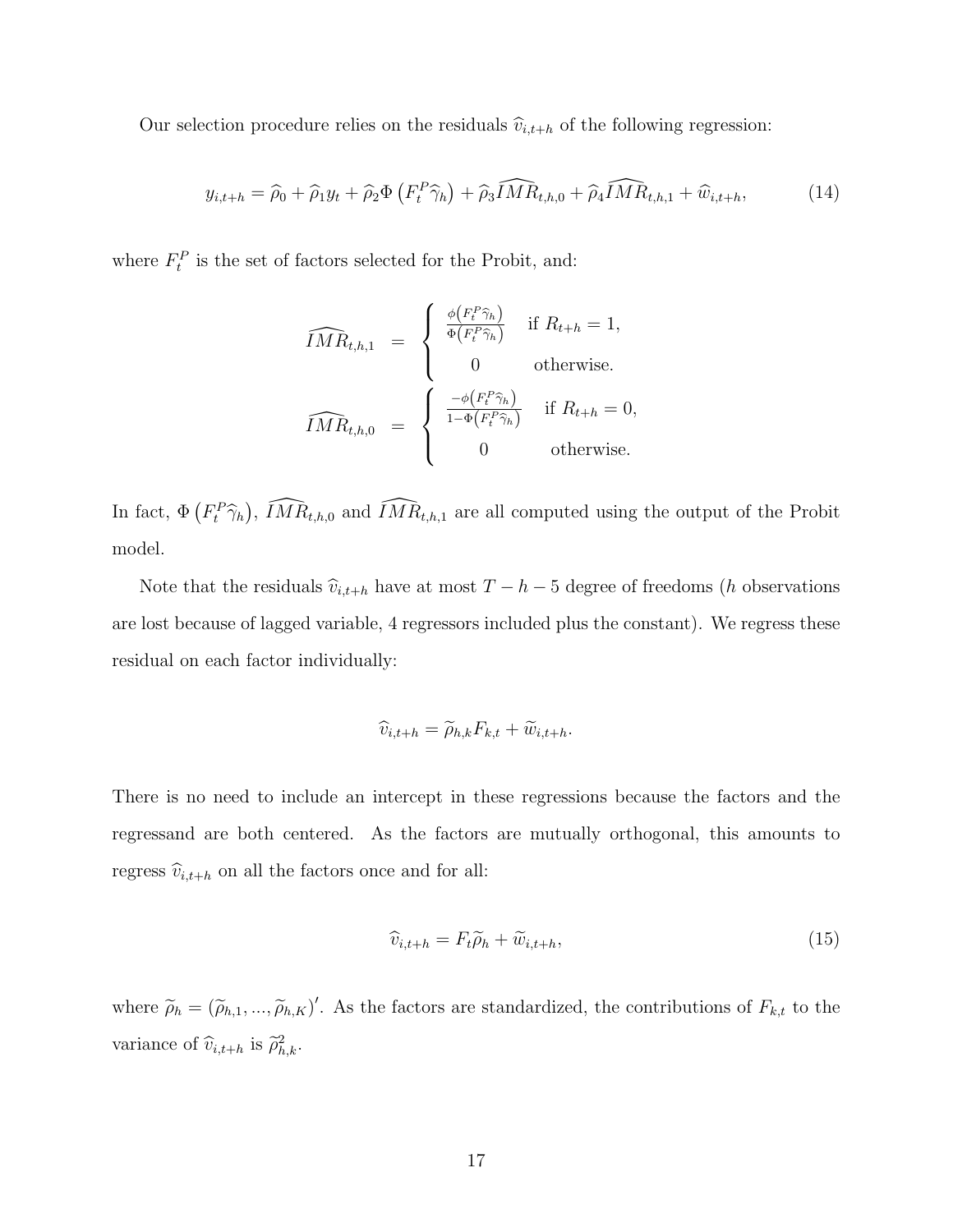Our selection procedure relies on the residuals $\widehat{v}_{i,t+h}$ of the following regression:

$$y_{i,t+h} = \widehat{\rho}_0 + \widehat{\rho}_1 y_t + \widehat{\rho}_2 \Phi\left(F_t^P \widehat{\gamma}_h\right) + \widehat{\rho}_3 \widehat{IMR}_{t,h,0} + \widehat{\rho}_4 \widehat{IMR}_{t,h,1} + \widehat{w}_{i,t+h}, \tag{14}$$

where $F_t^P$ is the set of factors selected for the Probit, and:

$$\widehat{IMR}_{t,h,1} = \begin{cases} \frac{\phi\left(F_t^P \widehat{\gamma}_h\right)}{\Phi\left(F_t^P \widehat{\gamma}_h\right)} & \text{if } R_{t+h} = 1, \\ 0 & \text{otherwise.} \end{cases}$$

$$\widehat{IMR}_{t,h,0} = \begin{cases} \frac{-\phi\left(F_t^P \widehat{\gamma}_h\right)}{1-\Phi\left(F_t^P \widehat{\gamma}_h\right)} & \text{if } R_{t+h} = 0, \\ 0 & \text{otherwise.} \end{cases}$$

In fact, $\Phi\left(F_t^P \widehat{\gamma}_h\right)$, $\widehat{IMR}_{t,h,0}$ and $\widehat{IMR}_{t,h,1}$ are all computed using the output of the Probit model.

Note that the residuals $\widehat{v}_{i,t+h}$ have at most $T - h - 5$ degree of freedoms ($h$ observations are lost because of lagged variable, 4 regressors included plus the constant). We regress these residual on each factor individually:

$$\widehat{v}_{i,t+h} = \widetilde{\rho}_{h,k} F_{k,t} + \widetilde{w}_{i,t+h}.$$

There is no need to include an intercept in these regressions because the factors and the regressand are both centered. As the factors are mutually orthogonal, this amounts to regress $\widehat{v}_{i,t+h}$ on all the factors once and for all:

$$\widehat{v}_{i,t+h} = F_t \widetilde{\rho}_h + \widetilde{w}_{i,t+h}, \tag{15}$$

where $\widetilde{\rho}_h = (\widetilde{\rho}_{h,1}, ..., \widetilde{\rho}_{h,K})'$. As the factors are standardized, the contributions of $F_{k,t}$ to the variance of $\widehat{v}_{i,t+h}$ is $\widetilde{\rho}_{h,k}^2$.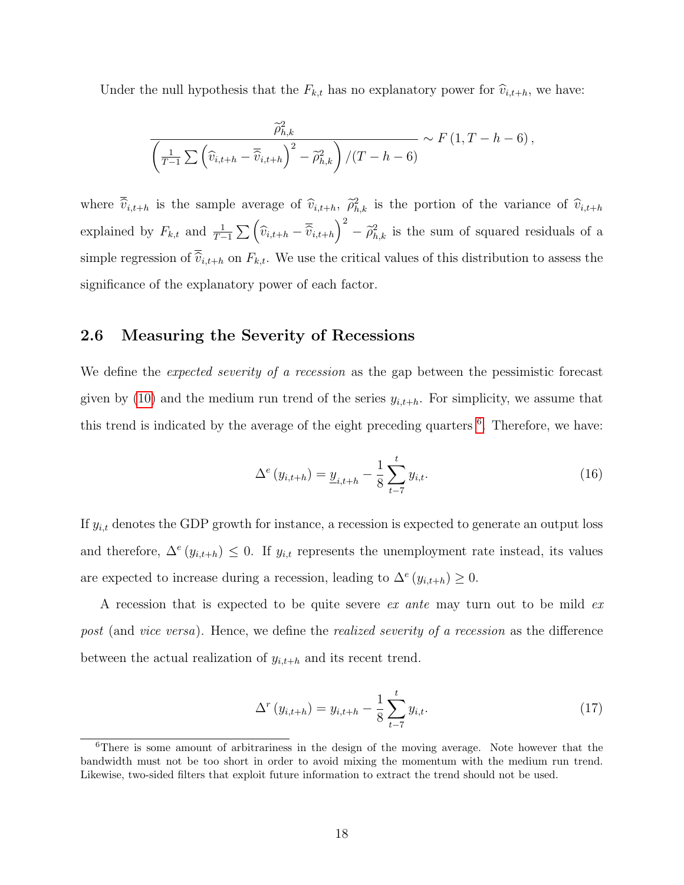Under the null hypothesis that the $F_{k,t}$ has no explanatory power for $\widehat{v}_{i,t+h}$, we have:

$$\frac{\widetilde{\rho}_{h,k}^{2}}{\left(\frac{1}{T-1}\sum\left(\widehat{v}_{i,t+h}-\overline{\overline{v}}_{i,t+h}\right)^{2}-\widetilde{\rho}_{h,k}^{2}\right)/(T-h-6)}\sim F\left(1,T-h-6\right),$$

where $\overline{\overline{v}}_{i,t+h}$ is the sample average of $\widehat{v}_{i,t+h}$, $\widetilde{\rho}_{h,k}^{2}$ is the portion of the variance of $\widehat{v}_{i,t+h}$ explained by $F_{k,t}$ and $\frac{1}{T-1}\sum\left(\widehat{v}_{i,t+h}-\overline{\overline{v}}_{i,t+h}\right)^{2}-\widetilde{\rho}_{h,k}^{2}$ is the sum of squared residuals of a simple regression of $\overline{\overline{v}}_{i,t+h}$ on $F_{k,t}$. We use the critical values of this distribution to assess the significance of the explanatory power of each factor.

## 2.6 Measuring the Severity of Recessions

We define the *expected severity of a recession* as the gap between the pessimistic forecast given by (10) and the medium run trend of the series $y_{i,t+h}$. For simplicity, we assume that this trend is indicated by the average of the eight preceding quarters [6]. Therefore, we have:

$$\Delta^{e}\left(y_{i,t+h}\right)=\underline{y}_{i,t+h}-\frac{1}{8}\sum_{t-7}^{t}y_{i,t}. \tag{16}$$

If $y_{i,t}$ denotes the GDP growth for instance, a recession is expected to generate an output loss and therefore, $\Delta^{e}\left(y_{i,t+h}\right)\leq 0$. If $y_{i,t}$ represents the unemployment rate instead, its values are expected to increase during a recession, leading to $\Delta^{e}\left(y_{i,t+h}\right)\geq 0$.

A recession that is expected to be quite severe *ex ante* may turn out to be mild *ex post* (and *vice versa*). Hence, we define the *realized severity of a recession* as the difference between the actual realization of $y_{i,t+h}$ and its recent trend.

$$\Delta^{r}\left(y_{i,t+h}\right)=y_{i,t+h}-\frac{1}{8}\sum_{t-7}^{t}y_{i,t}. \tag{17}$$

[6] There is some amount of arbitrariness in the design of the moving average. Note however that the bandwidth must not be too short in order to avoid mixing the momentum with the medium run trend. Likewise, two-sided filters that exploit future information to extract the trend should not be used.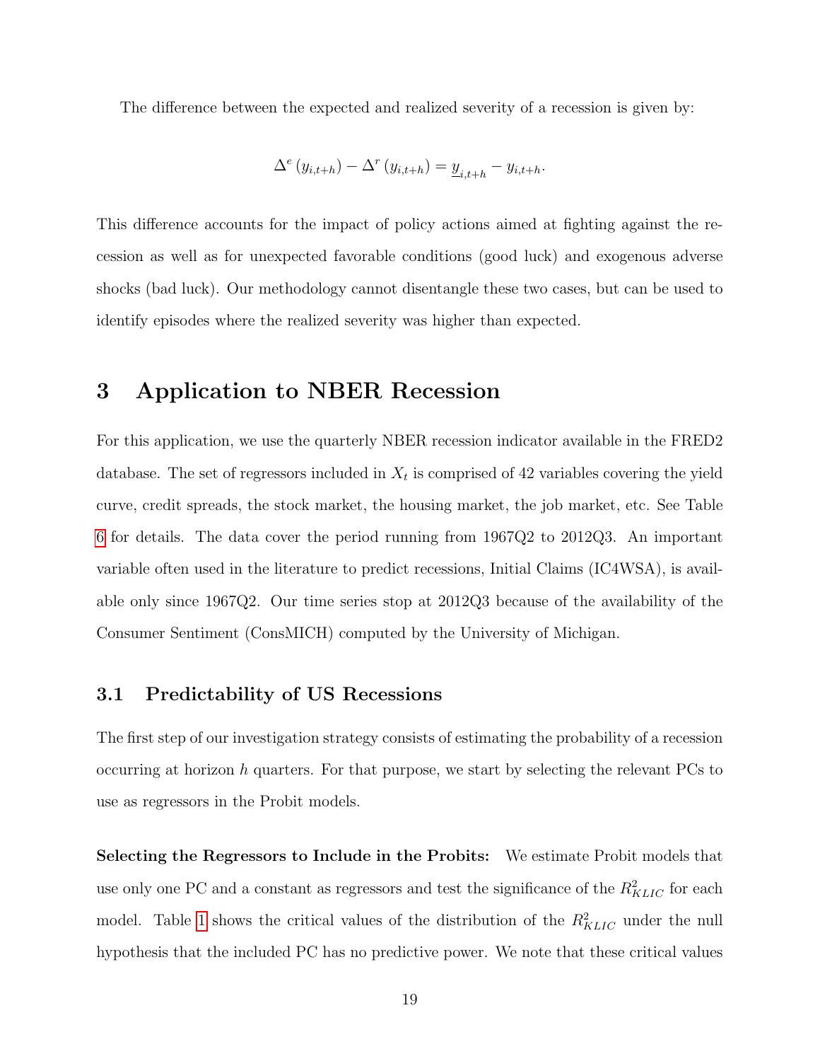The difference between the expected and realized severity of a recession is given by:

$$\Delta^e(y_{i,t+h}) - \Delta^r(y_{i,t+h}) = \underline{y}_{i,t+h} - y_{i,t+h}.$$

This difference accounts for the impact of policy actions aimed at fighting against the recession as well as for unexpected favorable conditions (good luck) and exogenous adverse shocks (bad luck). Our methodology cannot disentangle these two cases, but can be used to identify episodes where the realized severity was higher than expected.

# 3 Application to NBER Recession

For this application, we use the quarterly NBER recession indicator available in the FRED2 database. The set of regressors included in $X_t$ is comprised of 42 variables covering the yield curve, credit spreads, the stock market, the housing market, the job market, etc. See Table 6 for details. The data cover the period running from 1967Q2 to 2012Q3. An important variable often used in the literature to predict recessions, Initial Claims (IC4WSA), is available only since 1967Q2. Our time series stop at 2012Q3 because of the availability of the Consumer Sentiment (ConsMICH) computed by the University of Michigan.

## 3.1 Predictability of US Recessions

The first step of our investigation strategy consists of estimating the probability of a recession occurring at horizon $h$ quarters. For that purpose, we start by selecting the relevant PCs to use as regressors in the Probit models.

**Selecting the Regressors to Include in the Probits:** We estimate Probit models that use only one PC and a constant as regressors and test the significance of the $R^2_{KLIC}$ for each model. Table 1 shows the critical values of the distribution of the $R^2_{KLIC}$ under the null hypothesis that the included PC has no predictive power. We note that these critical values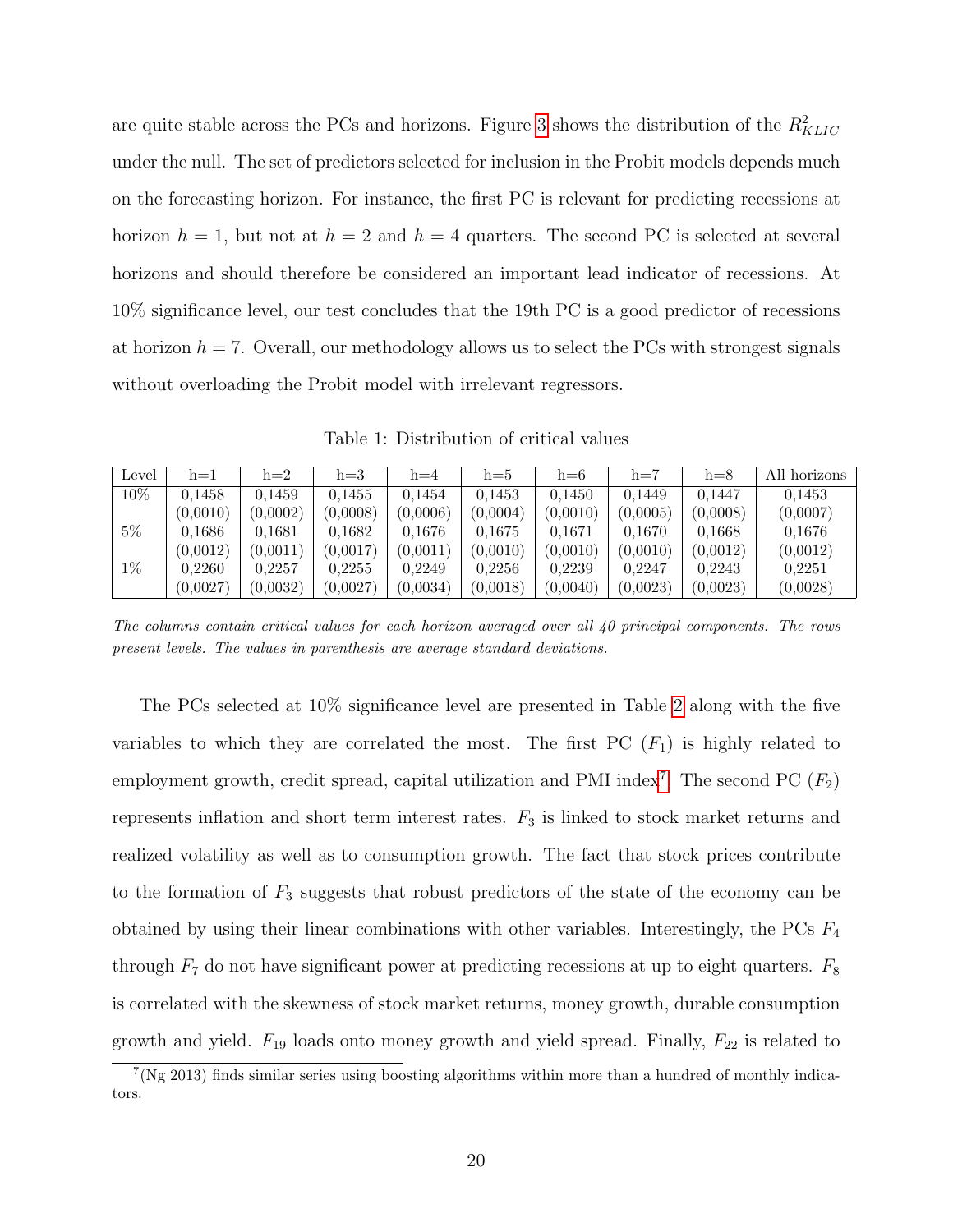are quite stable across the PCs and horizons. Figure 3 shows the distribution of the $R^2_{KLIC}$ under the null. The set of predictors selected for inclusion in the Probit models depends much on the forecasting horizon. For instance, the first PC is relevant for predicting recessions at horizon $h = 1$, but not at $h = 2$ and $h = 4$ quarters. The second PC is selected at several horizons and should therefore be considered an important lead indicator of recessions. At 10% significance level, our test concludes that the 19th PC is a good predictor of recessions at horizon $h = 7$. Overall, our methodology allows us to select the PCs with strongest signals without overloading the Probit model with irrelevant regressors.

Table 1: Distribution of critical values

| Level | h=1 | h=2 | h=3 | h=4 | h=5 | h=6 | h=7 | h=8 | All horizons |
|---|---|---|---|---|---|---|---|---|---|
| 10% | 0,1458 | 0,1459 | 0,1455 | 0,1454 | 0,1453 | 0,1450 | 0,1449 | 0,1447 | 0,1453 |
| | (0,0010) | (0,0002) | (0,0008) | (0,0006) | (0,0004) | (0,0010) | (0,0005) | (0,0008) | (0,0007) |
| 5% | 0,1686 | 0,1681 | 0,1682 | 0,1676 | 0,1675 | 0,1671 | 0,1670 | 0,1668 | 0,1676 |
| | (0,0012) | (0,0011) | (0,0017) | (0,0011) | (0,0010) | (0,0010) | (0,0010) | (0,0012) | (0,0012) |
| 1% | 0,2260 | 0,2257 | 0,2255 | 0,2249 | 0,2256 | 0,2239 | 0,2247 | 0,2243 | 0,2251 |
| | (0,0027) | (0,0032) | (0,0027) | (0,0034) | (0,0018) | (0,0040) | (0,0023) | (0,0023) | (0,0028) |

*The columns contain critical values for each horizon averaged over all 40 principal components. The rows present levels. The values in parenthesis are average standard deviations.*

The PCs selected at 10% significance level are presented in Table 2 along with the five variables to which they are correlated the most. The first PC ($F_1$) is highly related to employment growth, credit spread, capital utilization and PMI index[7]. The second PC ($F_2$) represents inflation and short term interest rates. $F_3$ is linked to stock market returns and realized volatility as well as to consumption growth. The fact that stock prices contribute to the formation of $F_3$ suggests that robust predictors of the state of the economy can be obtained by using their linear combinations with other variables. Interestingly, the PCs $F_4$ through $F_7$ do not have significant power at predicting recessions at up to eight quarters. $F_8$ is correlated with the skewness of stock market returns, money growth, durable consumption growth and yield. $F_{19}$ loads onto money growth and yield spread. Finally, $F_{22}$ is related to

[7](Ng 2013) finds similar series using boosting algorithms within more than a hundred of monthly indicators.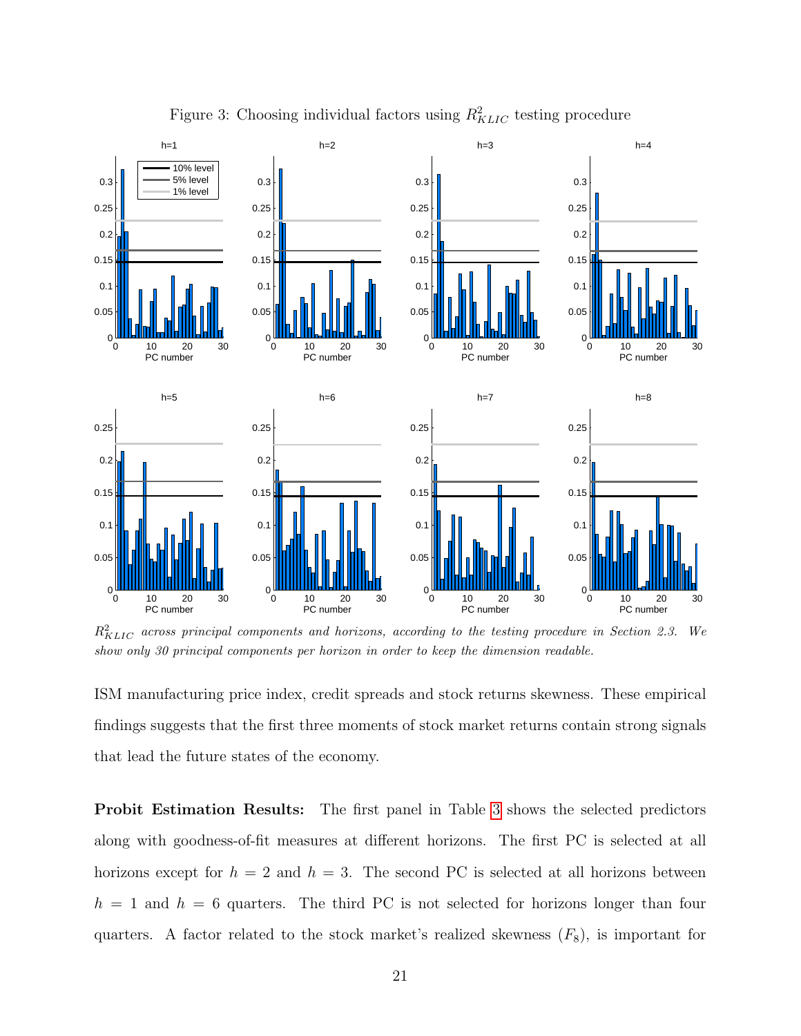Figure 3: Choosing individual factors using $R^2_{KLIC}$ testing procedure

$R^2_{KLIC}$ *across principal components and horizons, according to the testing procedure in Section 2.3. We show only 30 principal components per horizon in order to keep the dimension readable.*

ISM manufacturing price index, credit spreads and stock returns skewness. These empirical findings suggests that the first three moments of stock market returns contain strong signals that lead the future states of the economy.

**Probit Estimation Results:** The first panel in Table 3 shows the selected predictors along with goodness-of-fit measures at different horizons. The first PC is selected at all horizons except for $h = 2$ and $h = 3$. The second PC is selected at all horizons between $h = 1$ and $h = 6$ quarters. The third PC is not selected for horizons longer than four quarters. A factor related to the stock market's realized skewness ($F_8$), is important for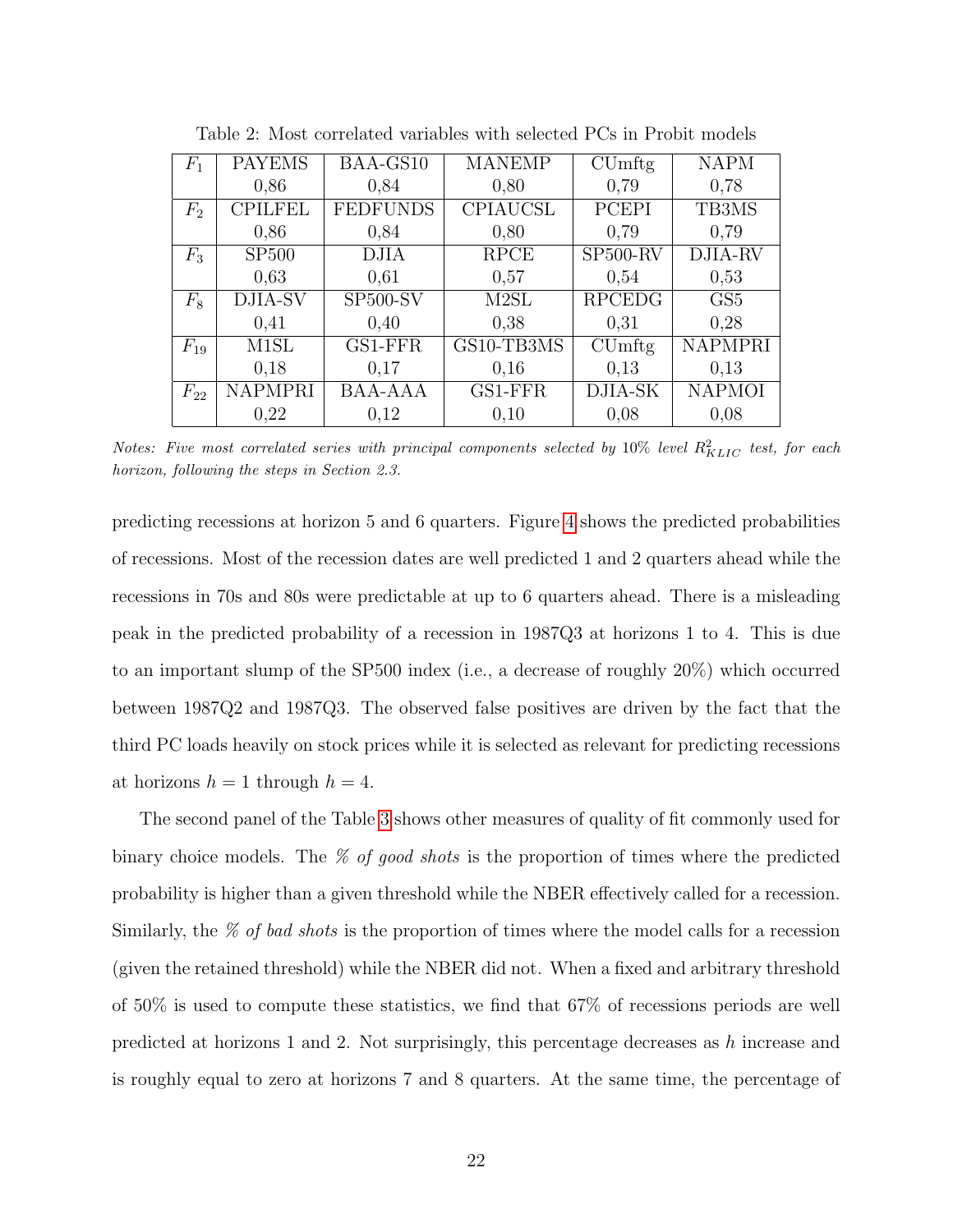Table 2: Most correlated variables with selected PCs in Probit models

| | | | | | |
|---|---|---|---|---|---|
| $F_1$ | PAYEMS | BAA-GS10 | MANEMP | CUmftg | NAPM |
| | 0,86 | 0,84 | 0,80 | 0,79 | 0,78 |
| $F_2$ | CPILFEL | FEDFUNDS | CPIAUCSL | PCEPI | TB3MS |
| | 0,86 | 0,84 | 0,80 | 0,79 | 0,79 |
| $F_3$ | SP500 | DJIA | RPCE | SP500-RV | DJIA-RV |
| | 0,63 | 0,61 | 0,57 | 0,54 | 0,53 |
| $F_8$ | DJIA-SV | SP500-SV | M2SL | RPCEDG | GS5 |
| | 0,41 | 0,40 | 0,38 | 0,31 | 0,28 |
| $F_{19}$ | M1SL | GS1-FFR | GS10-TB3MS | CUmftg | NAPMPRI |
| | 0,18 | 0,17 | 0,16 | 0,13 | 0,13 |
| $F_{22}$ | NAPMPRI | BAA-AAA | GS1-FFR | DJIA-SK | NAPMOI |
| | 0,22 | 0,12 | 0,10 | 0,08 | 0,08 |

*Notes: Five most correlated series with principal components selected by* 10% *level* $R^2_{KLIC}$ *test, for each horizon, following the steps in Section 2.3.*

predicting recessions at horizon 5 and 6 quarters. Figure 4 shows the predicted probabilities of recessions. Most of the recession dates are well predicted 1 and 2 quarters ahead while the recessions in 70s and 80s were predictable at up to 6 quarters ahead. There is a misleading peak in the predicted probability of a recession in 1987Q3 at horizons 1 to 4. This is due to an important slump of the SP500 index (i.e., a decrease of roughly 20%) which occurred between 1987Q2 and 1987Q3. The observed false positives are driven by the fact that the third PC loads heavily on stock prices while it is selected as relevant for predicting recessions at horizons $h = 1$ through $h = 4$.

The second panel of the Table 3 shows other measures of quality of fit commonly used for binary choice models. The *% of good shots* is the proportion of times where the predicted probability is higher than a given threshold while the NBER effectively called for a recession. Similarly, the *% of bad shots* is the proportion of times where the model calls for a recession (given the retained threshold) while the NBER did not. When a fixed and arbitrary threshold of 50% is used to compute these statistics, we find that 67% of recessions periods are well predicted at horizons 1 and 2. Not surprisingly, this percentage decreases as $h$ increase and is roughly equal to zero at horizons 7 and 8 quarters. At the same time, the percentage of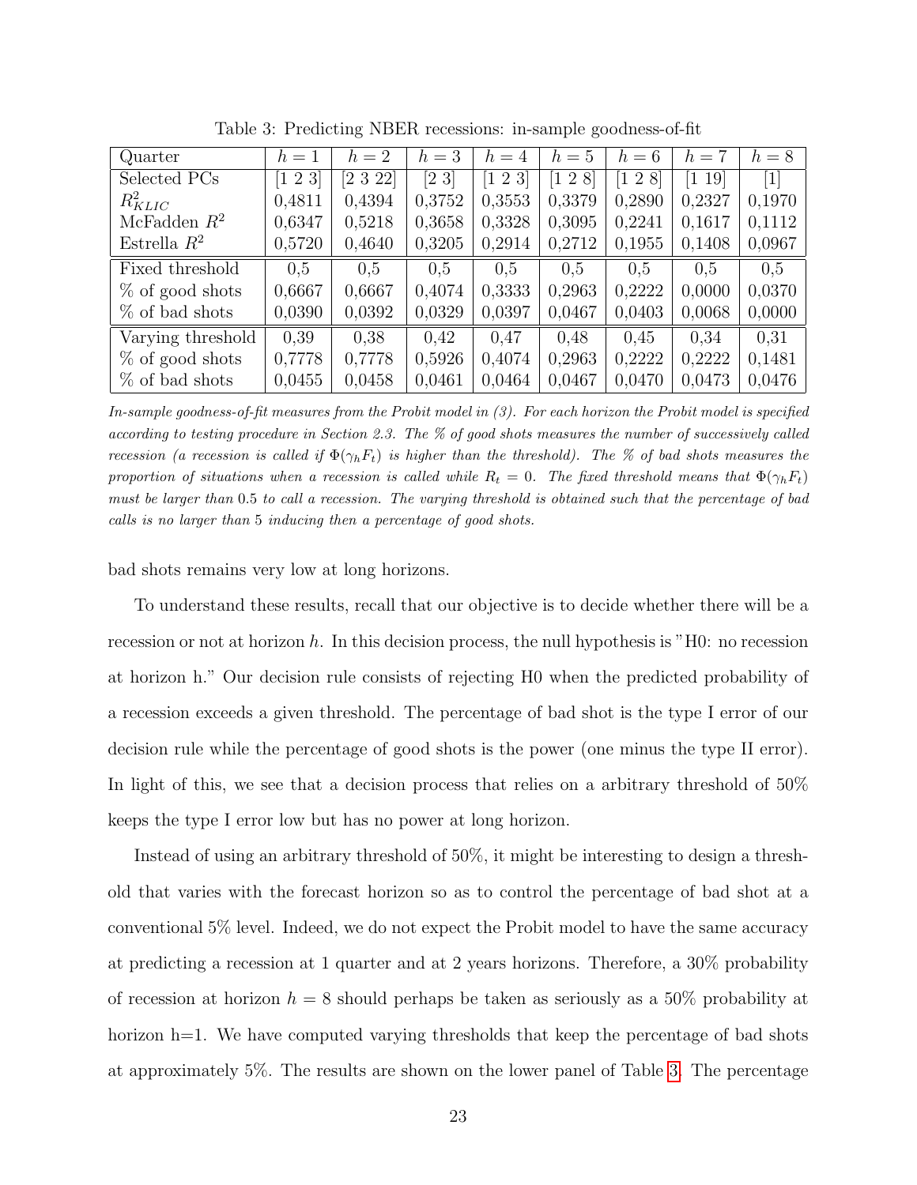Table 3: Predicting NBER recessions: in-sample goodness-of-fit

| Quarter | $h=1$ | $h=2$ | $h=3$ | $h=4$ | $h=5$ | $h=6$ | $h=7$ | $h=8$ |
|---|---|---|---|---|---|---|---|---|
| Selected PCs | [1 2 3] | [2 3 22] | [2 3] | [1 2 3] | [1 2 8] | [1 2 8] | [1 19] | [1] |
| $R^2_{KLIC}$ | 0,4811 | 0,4394 | 0,3752 | 0,3553 | 0,3379 | 0,2890 | 0,2327 | 0,1970 |
| McFadden $R^2$ | 0,6347 | 0,5218 | 0,3658 | 0,3328 | 0,3095 | 0,2241 | 0,1617 | 0,1112 |
| Estrella $R^2$ | 0,5720 | 0,4640 | 0,3205 | 0,2914 | 0,2712 | 0,1955 | 0,1408 | 0,0967 |
| Fixed threshold | 0,5 | 0,5 | 0,5 | 0,5 | 0,5 | 0,5 | 0,5 | 0,5 |
| % of good shots | 0,6667 | 0,6667 | 0,4074 | 0,3333 | 0,2963 | 0,2222 | 0,0000 | 0,0370 |
| % of bad shots | 0,0390 | 0,0392 | 0,0329 | 0,0397 | 0,0467 | 0,0403 | 0,0068 | 0,0000 |
| Varying threshold | 0,39 | 0,38 | 0,42 | 0,47 | 0,48 | 0,45 | 0,34 | 0,31 |
| % of good shots | 0,7778 | 0,7778 | 0,5926 | 0,4074 | 0,2963 | 0,2222 | 0,2222 | 0,1481 |
| % of bad shots | 0,0455 | 0,0458 | 0,0461 | 0,0464 | 0,0467 | 0,0470 | 0,0473 | 0,0476 |

*In-sample goodness-of-fit measures from the Probit model in (3). For each horizon the Probit model is specified according to testing procedure in Section 2.3. The % of good shots measures the number of successively called recession (a recession is called if $\Phi(\gamma_h F_t)$ is higher than the threshold). The % of bad shots measures the proportion of situations when a recession is called while $R_t = 0$. The fixed threshold means that $\Phi(\gamma_h F_t)$ must be larger than* 0.5 *to call a recession. The varying threshold is obtained such that the percentage of bad calls is no larger than* 5 *inducing then a percentage of good shots.*

bad shots remains very low at long horizons.

To understand these results, recall that our objective is to decide whether there will be a recession or not at horizon $h$. In this decision process, the null hypothesis is "H0: no recession at horizon h." Our decision rule consists of rejecting H0 when the predicted probability of a recession exceeds a given threshold. The percentage of bad shot is the type I error of our decision rule while the percentage of good shots is the power (one minus the type II error). In light of this, we see that a decision process that relies on a arbitrary threshold of 50% keeps the type I error low but has no power at long horizon.

Instead of using an arbitrary threshold of 50%, it might be interesting to design a threshold that varies with the forecast horizon so as to control the percentage of bad shot at a conventional 5% level. Indeed, we do not expect the Probit model to have the same accuracy at predicting a recession at 1 quarter and at 2 years horizons. Therefore, a 30% probability of recession at horizon $h = 8$ should perhaps be taken as seriously as a 50% probability at horizon h=1. We have computed varying thresholds that keep the percentage of bad shots at approximately 5%. The results are shown on the lower panel of Table 3. The percentage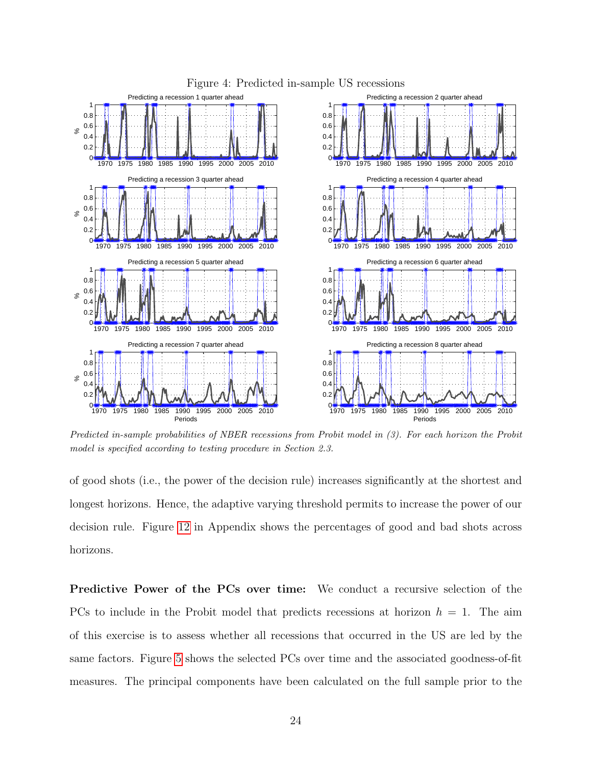Figure 4: Predicted in-sample US recessions

*Predicted in-sample probabilities of NBER recessions from Probit model in (3). For each horizon the Probit model is specified according to testing procedure in Section 2.3.*

of good shots (i.e., the power of the decision rule) increases significantly at the shortest and longest horizons. Hence, the adaptive varying threshold permits to increase the power of our decision rule. Figure 12 in Appendix shows the percentages of good and bad shots across horizons.

**Predictive Power of the PCs over time:** We conduct a recursive selection of the PCs to include in the Probit model that predicts recessions at horizon $h = 1$. The aim of this exercise is to assess whether all recessions that occurred in the US are led by the same factors. Figure 5 shows the selected PCs over time and the associated goodness-of-fit measures. The principal components have been calculated on the full sample prior to the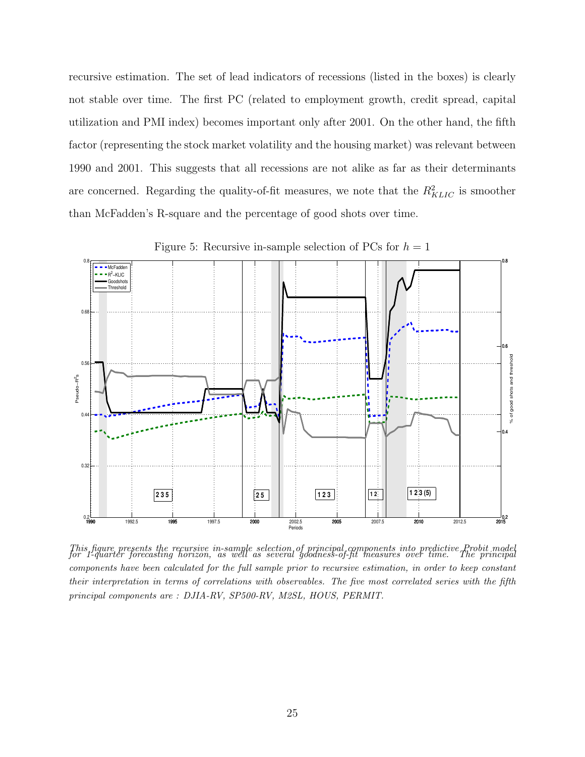recursive estimation. The set of lead indicators of recessions (listed in the boxes) is clearly not stable over time. The first PC (related to employment growth, credit spread, capital utilization and PMI index) becomes important only after 2001. On the other hand, the fifth factor (representing the stock market volatility and the housing market) was relevant between 1990 and 2001. This suggests that all recessions are not alike as far as their determinants are concerned. Regarding the quality-of-fit measures, we note that the $R^2_{KLIC}$ is smoother than McFadden's R-square and the percentage of good shots over time.

Figure 5: Recursive in-sample selection of PCs for $h = 1$

*This figure presents the recursive in-sample selection of principal components into predictive Probit model for 1-quarter forecasting horizon, as well as several goodness-of-fit measures over time. The principal components have been calculated for the full sample prior to recursive estimation, in order to keep constant their interpretation in terms of correlations with observables. The five most correlated series with the fifth principal components are : DJIA-RV, SP500-RV, M2SL, HOUS, PERMIT.*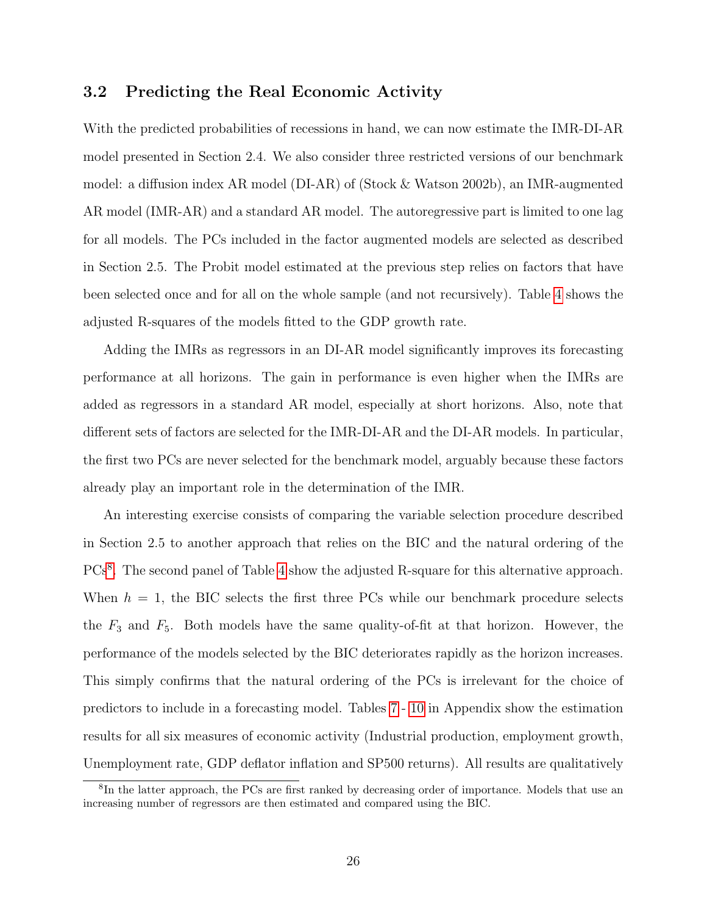### 3.2 Predicting the Real Economic Activity

With the predicted probabilities of recessions in hand, we can now estimate the IMR-DI-AR model presented in Section 2.4. We also consider three restricted versions of our benchmark model: a diffusion index AR model (DI-AR) of (Stock & Watson 2002b), an IMR-augmented AR model (IMR-AR) and a standard AR model. The autoregressive part is limited to one lag for all models. The PCs included in the factor augmented models are selected as described in Section 2.5. The Probit model estimated at the previous step relies on factors that have been selected once and for all on the whole sample (and not recursively). Table 4 shows the adjusted R-squares of the models fitted to the GDP growth rate.

Adding the IMRs as regressors in an DI-AR model significantly improves its forecasting performance at all horizons. The gain in performance is even higher when the IMRs are added as regressors in a standard AR model, especially at short horizons. Also, note that different sets of factors are selected for the IMR-DI-AR and the DI-AR models. In particular, the first two PCs are never selected for the benchmark model, arguably because these factors already play an important role in the determination of the IMR.

An interesting exercise consists of comparing the variable selection procedure described in Section 2.5 to another approach that relies on the BIC and the natural ordering of the PCs[8]. The second panel of Table 4 show the adjusted R-square for this alternative approach. When $h = 1$, the BIC selects the first three PCs while our benchmark procedure selects the $F_3$ and $F_5$. Both models have the same quality-of-fit at that horizon. However, the performance of the models selected by the BIC deteriorates rapidly as the horizon increases. This simply confirms that the natural ordering of the PCs is irrelevant for the choice of predictors to include in a forecasting model. Tables 7 - 10 in Appendix show the estimation results for all six measures of economic activity (Industrial production, employment growth, Unemployment rate, GDP deflator inflation and SP500 returns). All results are qualitatively

[8] In the latter approach, the PCs are first ranked by decreasing order of importance. Models that use an increasing number of regressors are then estimated and compared using the BIC.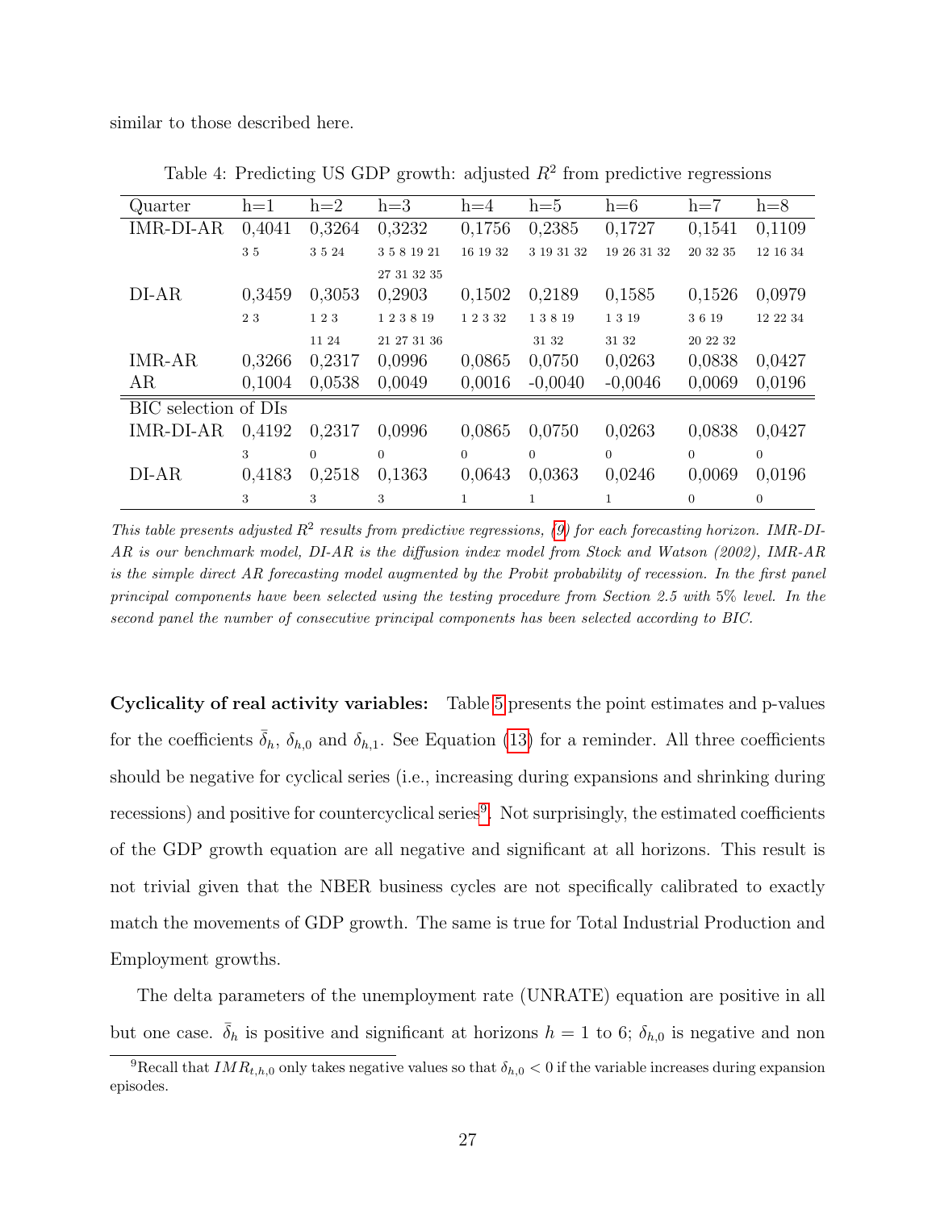similar to those described here.

Table 4: Predicting US GDP growth: adjusted $R^2$ from predictive regressions

| Quarter | h=1 | h=2 | h=3 | h=4 | h=5 | h=6 | h=7 | h=8 |
|---|---|---|---|---|---|---|---|---|
| IMR-DI-AR | 0,4041 | 0,3264 | 0,3232 | 0,1756 | 0,2385 | 0,1727 | 0,1541 | 0,1109 |
| | 3 5 | 3 5 24 | 3 5 8 19 21 27 31 32 35 | 16 19 32 | 3 19 31 32 | 19 26 31 32 | 20 32 35 | 12 16 34 |
| DI-AR | 0,3459 | 0,3053 | 0,2903 | 0,1502 | 0,2189 | 0,1585 | 0,1526 | 0,0979 |
| | 2 3 | 1 2 3 11 24 | 1 2 3 8 19 21 27 31 36 | 1 2 3 32 | 1 3 8 19 31 32 | 1 3 19 31 32 | 3 6 19 20 22 32 | 12 22 34 |
| IMR-AR | 0,3266 | 0,2317 | 0,0996 | 0,0865 | 0,0750 | 0,0263 | 0,0838 | 0,0427 |
| AR | 0,1004 | 0,0538 | 0,0049 | 0,0016 | -0,0040 | -0,0046 | 0,0069 | 0,0196 |
| BIC selection of DIs | | | | | | | | |
| IMR-DI-AR | 0,4192 | 0,2317 | 0,0996 | 0,0865 | 0,0750 | 0,0263 | 0,0838 | 0,0427 |
| | 3 | 0 | 0 | 0 | 0 | 0 | 0 | 0 |
| DI-AR | 0,4183 | 0,2518 | 0,1363 | 0,0643 | 0,0363 | 0,0246 | 0,0069 | 0,0196 |
| | 3 | 3 | 3 | 1 | 1 | 1 | 0 | 0 |

*This table presents adjusted $R^2$ results from predictive regressions, (9) for each forecasting horizon. IMR-DI-AR is our benchmark model, DI-AR is the diffusion index model from Stock and Watson (2002), IMR-AR is the simple direct AR forecasting model augmented by the Probit probability of recession. In the first panel principal components have been selected using the testing procedure from Section 2.5 with 5% level. In the second panel the number of consecutive principal components has been selected according to BIC.*

**Cyclicality of real activity variables:** Table 5 presents the point estimates and p-values for the coefficients $\bar{\delta}_h$, $\delta_{h,0}$ and $\delta_{h,1}$. See Equation (13) for a reminder. All three coefficients should be negative for cyclical series (i.e., increasing during expansions and shrinking during recessions) and positive for countercyclical series[9]. Not surprisingly, the estimated coefficients of the GDP growth equation are all negative and significant at all horizons. This result is not trivial given that the NBER business cycles are not specifically calibrated to exactly match the movements of GDP growth. The same is true for Total Industrial Production and Employment growths.

The delta parameters of the unemployment rate (UNRATE) equation are positive in all but one case. $\bar{\delta}_h$ is positive and significant at horizons $h = 1$ to 6; $\delta_{h,0}$ is negative and non

[9] Recall that $IMR_{t,h,0}$ only takes negative values so that $\delta_{h,0} < 0$ if the variable increases during expansion episodes.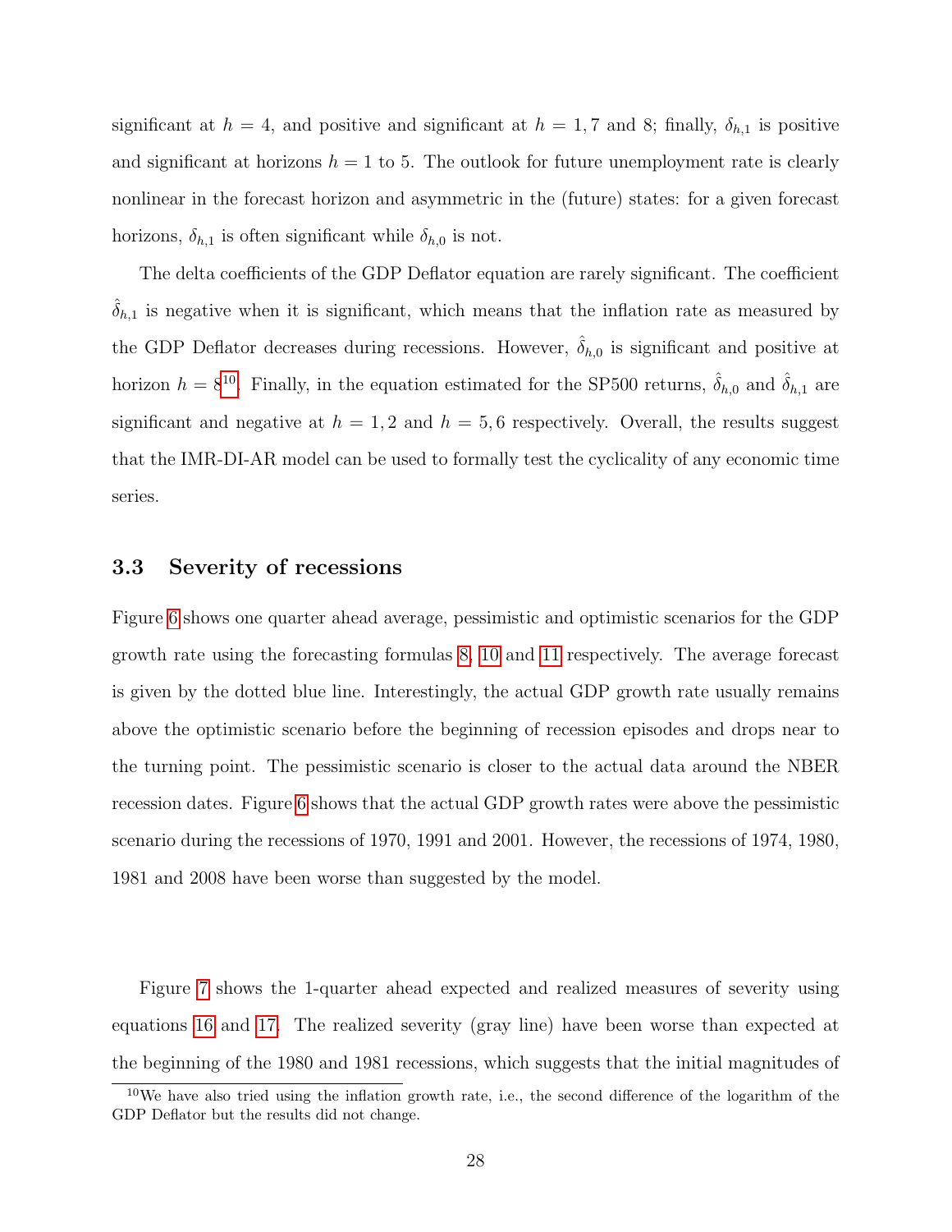significant at $h = 4$, and positive and significant at $h = 1, 7$ and 8; finally, $\delta_{h,1}$ is positive and significant at horizons $h = 1$ to 5. The outlook for future unemployment rate is clearly nonlinear in the forecast horizon and asymmetric in the (future) states: for a given forecast horizons, $\delta_{h,1}$ is often significant while $\delta_{h,0}$ is not.

The delta coefficients of the GDP Deflator equation are rarely significant. The coefficient $\hat{\delta}_{h,1}$ is negative when it is significant, which means that the inflation rate as measured by the GDP Deflator decreases during recessions. However, $\hat{\delta}_{h,0}$ is significant and positive at horizon $h = 8$[10]. Finally, in the equation estimated for the SP500 returns, $\hat{\delta}_{h,0}$ and $\hat{\delta}_{h,1}$ are significant and negative at $h = 1, 2$ and $h = 5, 6$ respectively. Overall, the results suggest that the IMR-DI-AR model can be used to formally test the cyclicality of any economic time series.

### 3.3 Severity of recessions

Figure 6 shows one quarter ahead average, pessimistic and optimistic scenarios for the GDP growth rate using the forecasting formulas 8, 10 and 11 respectively. The average forecast is given by the dotted blue line. Interestingly, the actual GDP growth rate usually remains above the optimistic scenario before the beginning of recession episodes and drops near to the turning point. The pessimistic scenario is closer to the actual data around the NBER recession dates. Figure 6 shows that the actual GDP growth rates were above the pessimistic scenario during the recessions of 1970, 1991 and 2001. However, the recessions of 1974, 1980, 1981 and 2008 have been worse than suggested by the model.

Figure 7 shows the 1-quarter ahead expected and realized measures of severity using equations 16 and 17. The realized severity (gray line) have been worse than expected at the beginning of the 1980 and 1981 recessions, which suggests that the initial magnitudes of

[10] We have also tried using the inflation growth rate, i.e., the second difference of the logarithm of the GDP Deflator but the results did not change.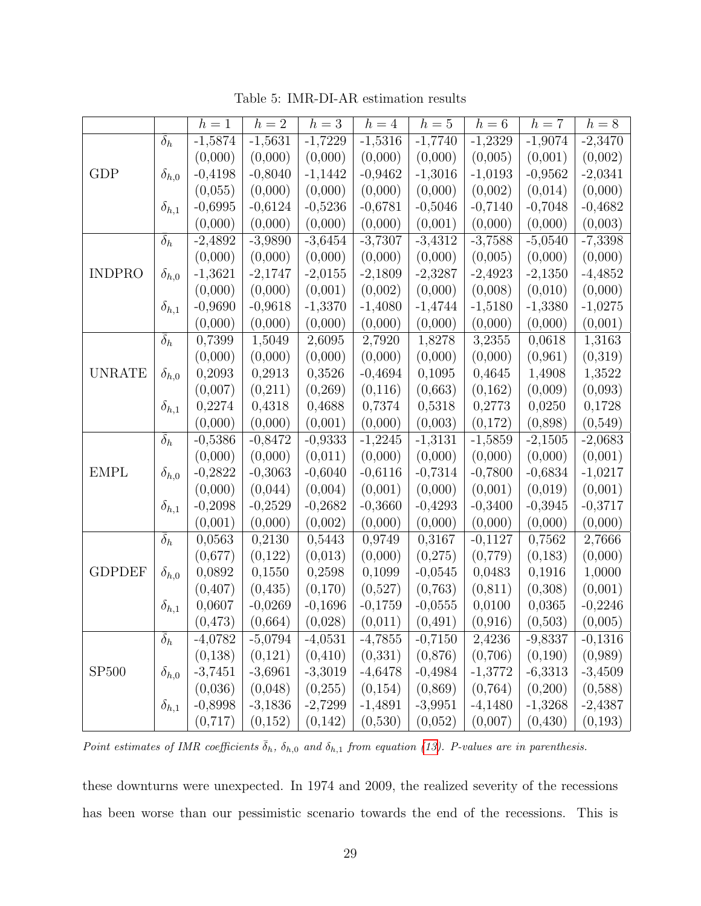Table 5: IMR-DI-AR estimation results

| | | $h=1$ | $h=2$ | $h=3$ | $h=4$ | $h=5$ | $h=6$ | $h=7$ | $h=8$ |
|---|---|---|---|---|---|---|---|---|---|
| GDP | $\bar{\delta}_h$ | -1,5874 | -1,5631 | -1,7229 | -1,5316 | -1,7740 | -1,2329 | -1,9074 | -2,3470 |
| | | (0,000) | (0,000) | (0,000) | (0,000) | (0,000) | (0,005) | (0,001) | (0,002) |
| | $\delta_{h,0}$ | -0,4198 | -0,8040 | -1,1442 | -0,9462 | -1,3016 | -1,0193 | -0,9562 | -2,0341 |
| | | (0,055) | (0,000) | (0,000) | (0,000) | (0,000) | (0,002) | (0,014) | (0,000) |
| | $\delta_{h,1}$ | -0,6995 | -0,6124 | -0,5236 | -0,6781 | -0,5046 | -0,7140 | -0,7048 | -0,4682 |
| | | (0,000) | (0,000) | (0,000) | (0,000) | (0,001) | (0,000) | (0,000) | (0,003) |
| INDPRO | $\bar{\delta}_h$ | -2,4892 | -3,9890 | -3,6454 | -3,7307 | -3,4312 | -3,7588 | -5,0540 | -7,3398 |
| | | (0,000) | (0,000) | (0,000) | (0,000) | (0,000) | (0,005) | (0,000) | (0,000) |
| | $\delta_{h,0}$ | -1,3621 | -2,1747 | -2,0155 | -2,1809 | -2,3287 | -2,4923 | -2,1350 | -4,4852 |
| | | (0,000) | (0,000) | (0,001) | (0,002) | (0,000) | (0,008) | (0,010) | (0,000) |
| | $\delta_{h,1}$ | -0,9690 | -0,9618 | -1,3370 | -1,4080 | -1,4744 | -1,5180 | -1,3380 | -1,0275 |
| | | (0,000) | (0,000) | (0,000) | (0,000) | (0,000) | (0,000) | (0,000) | (0,001) |
| UNRATE | $\bar{\delta}_h$ | 0,7399 | 1,5049 | 2,6095 | 2,7920 | 1,8278 | 3,2355 | 0,0618 | 1,3163 |
| | | (0,000) | (0,000) | (0,000) | (0,000) | (0,000) | (0,000) | (0,961) | (0,319) |
| | $\delta_{h,0}$ | 0,2093 | 0,2913 | 0,3526 | -0,4694 | 0,1095 | 0,4645 | 1,4908 | 1,3522 |
| | | (0,007) | (0,211) | (0,269) | (0,116) | (0,663) | (0,162) | (0,009) | (0,093) |
| | $\delta_{h,1}$ | 0,2274 | 0,4318 | 0,4688 | 0,7374 | 0,5318 | 0,2773 | 0,0250 | 0,1728 |
| | | (0,000) | (0,000) | (0,001) | (0,000) | (0,003) | (0,172) | (0,898) | (0,549) |
| EMPL | $\bar{\delta}_h$ | -0,5386 | -0,8472 | -0,9333 | -1,2245 | -1,3131 | -1,5859 | -2,1505 | -2,0683 |
| | | (0,000) | (0,000) | (0,011) | (0,000) | (0,000) | (0,000) | (0,000) | (0,001) |
| | $\delta_{h,0}$ | -0,2822 | -0,3063 | -0,6040 | -0,6116 | -0,7314 | -0,7800 | -0,6834 | -1,0217 |
| | | (0,000) | (0,044) | (0,004) | (0,001) | (0,000) | (0,001) | (0,019) | (0,001) |
| | $\delta_{h,1}$ | -0,2098 | -0,2529 | -0,2682 | -0,3660 | -0,4293 | -0,3400 | -0,3945 | -0,3717 |
| | | (0,001) | (0,000) | (0,002) | (0,000) | (0,000) | (0,000) | (0,000) | (0,000) |
| GDPDEF | $\bar{\delta}_h$ | 0,0563 | 0,2130 | 0,5443 | 0,9749 | 0,3167 | -0,1127 | 0,7562 | 2,7666 |
| | | (0,677) | (0,122) | (0,013) | (0,000) | (0,275) | (0,779) | (0,183) | (0,000) |
| | $\delta_{h,0}$ | 0,0892 | 0,1550 | 0,2598 | 0,1099 | -0,0545 | 0,0483 | 0,1916 | 1,0000 |
| | | (0,407) | (0,435) | (0,170) | (0,527) | (0,763) | (0,811) | (0,308) | (0,001) |
| | $\delta_{h,1}$ | 0,0607 | -0,0269 | -0,1696 | -0,1759 | -0,0555 | 0,0100 | 0,0365 | -0,2246 |
| | | (0,473) | (0,664) | (0,028) | (0,011) | (0,491) | (0,916) | (0,503) | (0,005) |
| SP500 | $\bar{\delta}_h$ | -4,0782 | -5,0794 | -4,0531 | -4,7855 | -0,7150 | 2,4236 | -9,8337 | -0,1316 |
| | | (0,138) | (0,121) | (0,410) | (0,331) | (0,876) | (0,706) | (0,190) | (0,989) |
| | $\delta_{h,0}$ | -3,7451 | -3,6961 | -3,3019 | -4,6478 | -0,4984 | -1,3772 | -6,3313 | -3,4509 |
| | | (0,036) | (0,048) | (0,255) | (0,154) | (0,869) | (0,764) | (0,200) | (0,588) |
| | $\delta_{h,1}$ | -0,8998 | -3,1836 | -2,7299 | -1,4891 | -3,9951 | -4,1480 | -1,3268 | -2,4387 |
| | | (0,717) | (0,152) | (0,142) | (0,530) | (0,052) | (0,007) | (0,430) | (0,193) |

*Point estimates of IMR coefficients $\bar{\delta}_h$, $\delta_{h,0}$ and $\delta_{h,1}$ from equation (13). P-values are in parenthesis.*

these downturns were unexpected. In 1974 and 2009, the realized severity of the recessions has been worse than our pessimistic scenario towards the end of the recessions. This is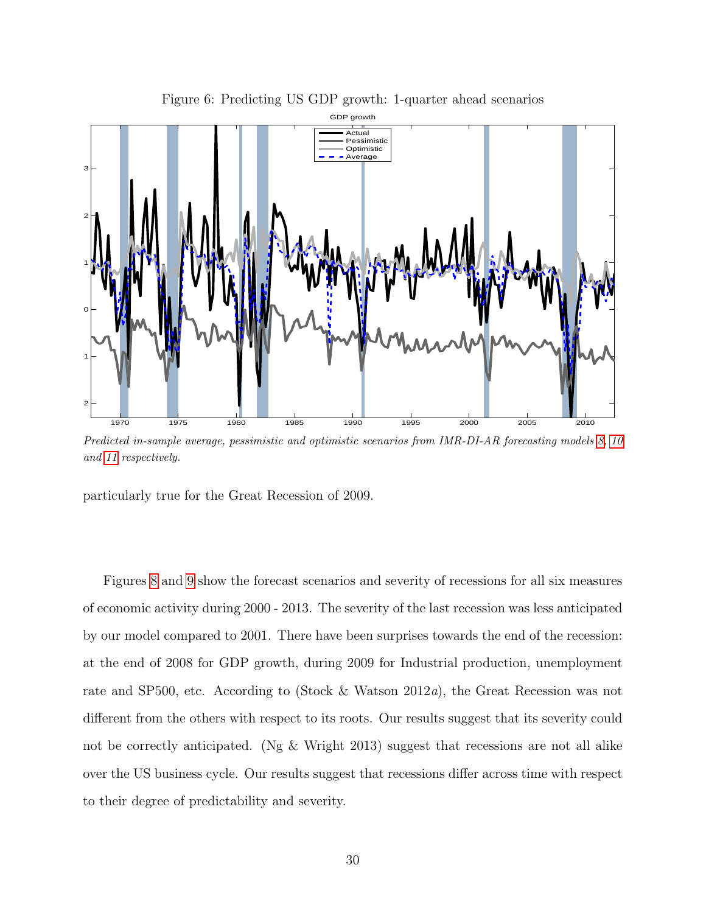Figure 6: Predicting US GDP growth: 1-quarter ahead scenarios

*Predicted in-sample average, pessimistic and optimistic scenarios from IMR-DI-AR forecasting models 8, 10 and 11 respectively.*

particularly true for the Great Recession of 2009.

Figures 8 and 9 show the forecast scenarios and severity of recessions for all six measures of economic activity during 2000 - 2013. The severity of the last recession was less anticipated by our model compared to 2001. There have been surprises towards the end of the recession: at the end of 2008 for GDP growth, during 2009 for Industrial production, unemployment rate and SP500, etc. According to (Stock & Watson 2012*a*), the Great Recession was not different from the others with respect to its roots. Our results suggest that its severity could not be correctly anticipated. (Ng & Wright 2013) suggest that recessions are not all alike over the US business cycle. Our results suggest that recessions differ across time with respect to their degree of predictability and severity.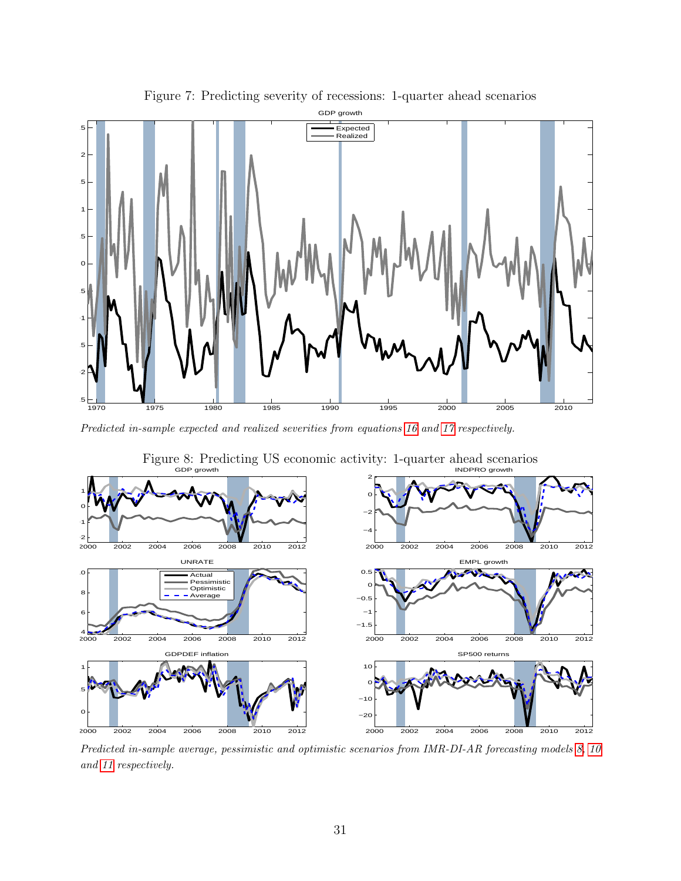Figure 7: Predicting severity of recessions: 1-quarter ahead scenarios

*Predicted in-sample expected and realized severities from equations 16 and 17 respectively.*

Figure 8: Predicting US economic activity: 1-quarter ahead scenarios

*Predicted in-sample average, pessimistic and optimistic scenarios from IMR-DI-AR forecasting models 8, 10 and 11 respectively.*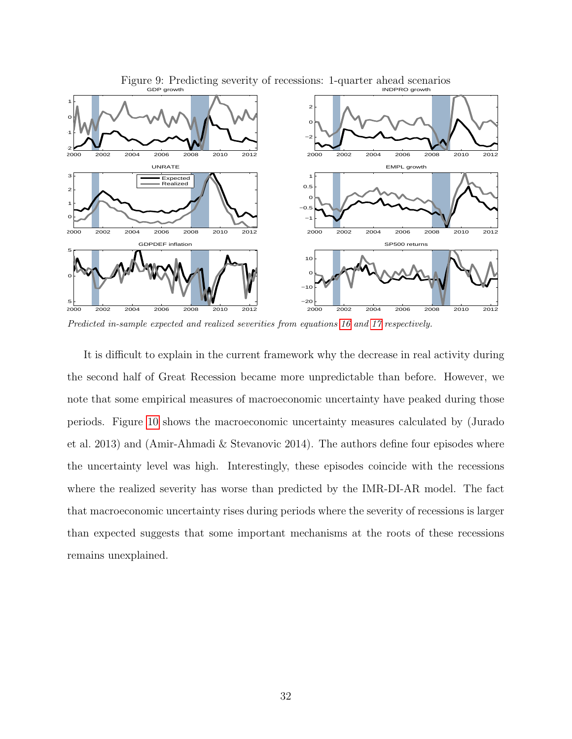Figure 9: Predicting severity of recessions: 1-quarter ahead scenarios

*Predicted in-sample expected and realized severities from equations 16 and 17 respectively.*

It is difficult to explain in the current framework why the decrease in real activity during the second half of Great Recession became more unpredictable than before. However, we note that some empirical measures of macroeconomic uncertainty have peaked during those periods. Figure 10 shows the macroeconomic uncertainty measures calculated by (Jurado et al. 2013) and (Amir-Ahmadi & Stevanovic 2014). The authors define four episodes where the uncertainty level was high. Interestingly, these episodes coincide with the recessions where the realized severity has worse than predicted by the IMR-DI-AR model. The fact that macroeconomic uncertainty rises during periods where the severity of recessions is larger than expected suggests that some important mechanisms at the roots of these recessions remains unexplained.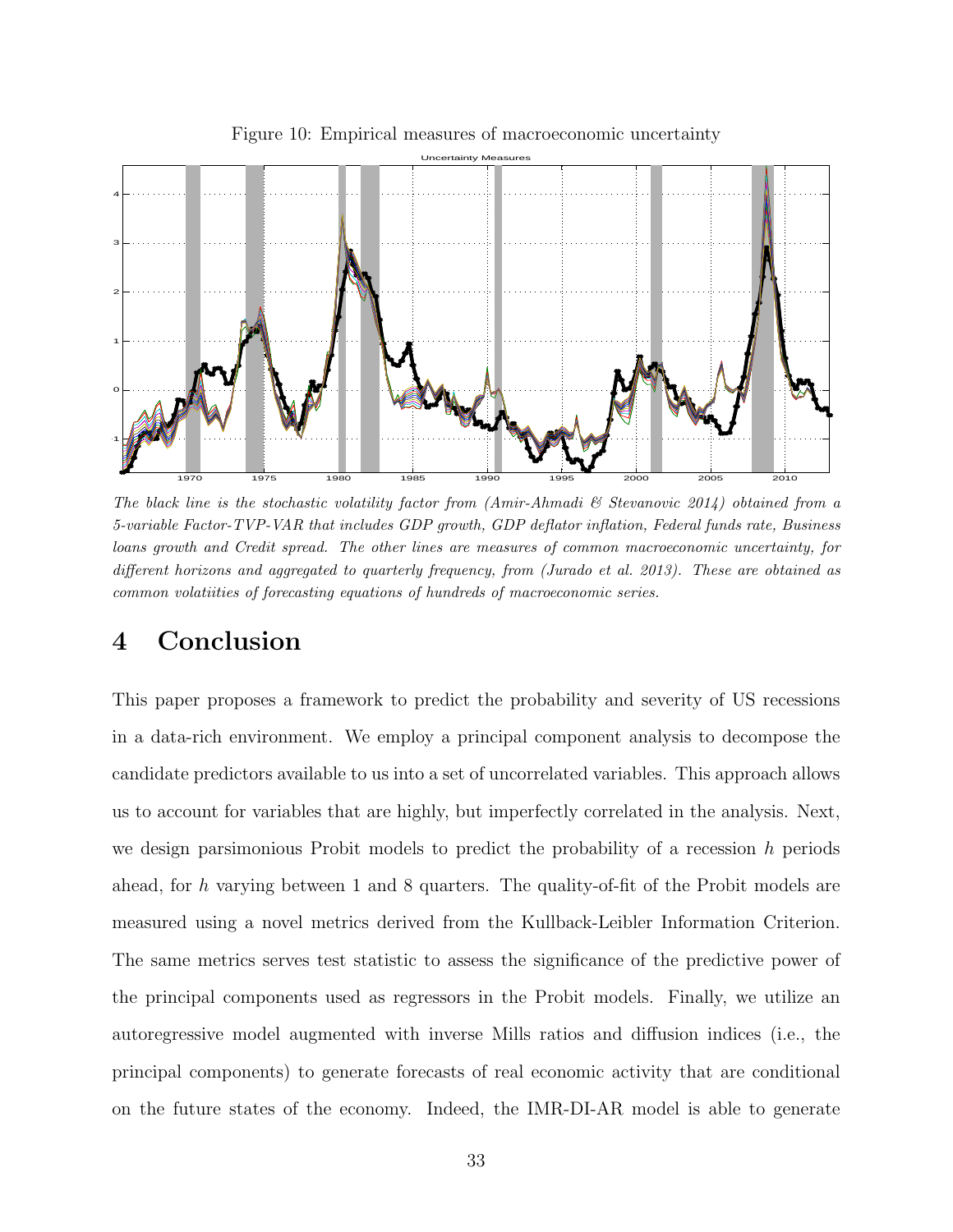Figure 10: Empirical measures of macroeconomic uncertainty

*The black line is the stochastic volatility factor from (Amir-Ahmadi & Stevanovic 2014) obtained from a 5-variable Factor-TVP-VAR that includes GDP growth, GDP deflator inflation, Federal funds rate, Business loans growth and Credit spread. The other lines are measures of common macroeconomic uncertainty, for different horizons and aggregated to quarterly frequency, from (Jurado et al. 2013). These are obtained as common volatiities of forecasting equations of hundreds of macroeconomic series.*

# 4 Conclusion

This paper proposes a framework to predict the probability and severity of US recessions in a data-rich environment. We employ a principal component analysis to decompose the candidate predictors available to us into a set of uncorrelated variables. This approach allows us to account for variables that are highly, but imperfectly correlated in the analysis. Next, we design parsimonious Probit models to predict the probability of a recession $h$ periods ahead, for $h$ varying between 1 and 8 quarters. The quality-of-fit of the Probit models are measured using a novel metrics derived from the Kullback-Leibler Information Criterion. The same metrics serves test statistic to assess the significance of the predictive power of the principal components used as regressors in the Probit models. Finally, we utilize an autoregressive model augmented with inverse Mills ratios and diffusion indices (i.e., the principal components) to generate forecasts of real economic activity that are conditional on the future states of the economy. Indeed, the IMR-DI-AR model is able to generate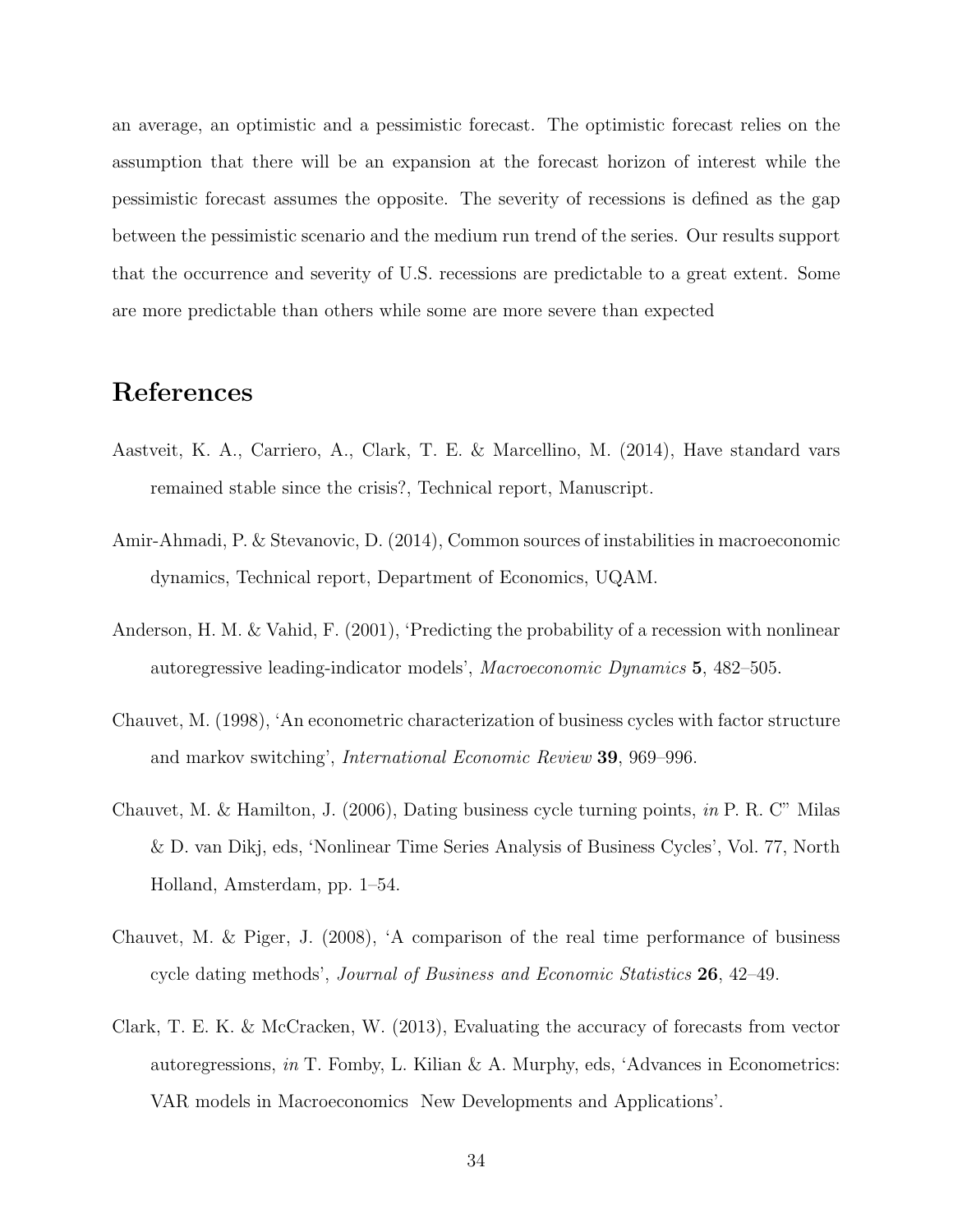an average, an optimistic and a pessimistic forecast. The optimistic forecast relies on the assumption that there will be an expansion at the forecast horizon of interest while the pessimistic forecast assumes the opposite. The severity of recessions is defined as the gap between the pessimistic scenario and the medium run trend of the series. Our results support that the occurrence and severity of U.S. recessions are predictable to a great extent. Some are more predictable than others while some are more severe than expected

# References

Aastveit, K. A., Carriero, A., Clark, T. E. & Marcellino, M. (2014), Have standard vars remained stable since the crisis?, Technical report, Manuscript.

Amir-Ahmadi, P. & Stevanovic, D. (2014), Common sources of instabilities in macroeconomic dynamics, Technical report, Department of Economics, UQAM.

Anderson, H. M. & Vahid, F. (2001), 'Predicting the probability of a recession with nonlinear autoregressive leading-indicator models', *Macroeconomic Dynamics* **5**, 482–505.

Chauvet, M. (1998), 'An econometric characterization of business cycles with factor structure and markov switching', *International Economic Review* **39**, 969–996.

Chauvet, M. & Hamilton, J. (2006), Dating business cycle turning points, *in* P. R. C" Milas & D. van Dikj, eds, 'Nonlinear Time Series Analysis of Business Cycles', Vol. 77, North Holland, Amsterdam, pp. 1–54.

Chauvet, M. & Piger, J. (2008), 'A comparison of the real time performance of business cycle dating methods', *Journal of Business and Economic Statistics* **26**, 42–49.

Clark, T. E. K. & McCracken, W. (2013), Evaluating the accuracy of forecasts from vector autoregressions, *in* T. Fomby, L. Kilian & A. Murphy, eds, 'Advances in Econometrics: VAR models in Macroeconomics  New Developments and Applications'.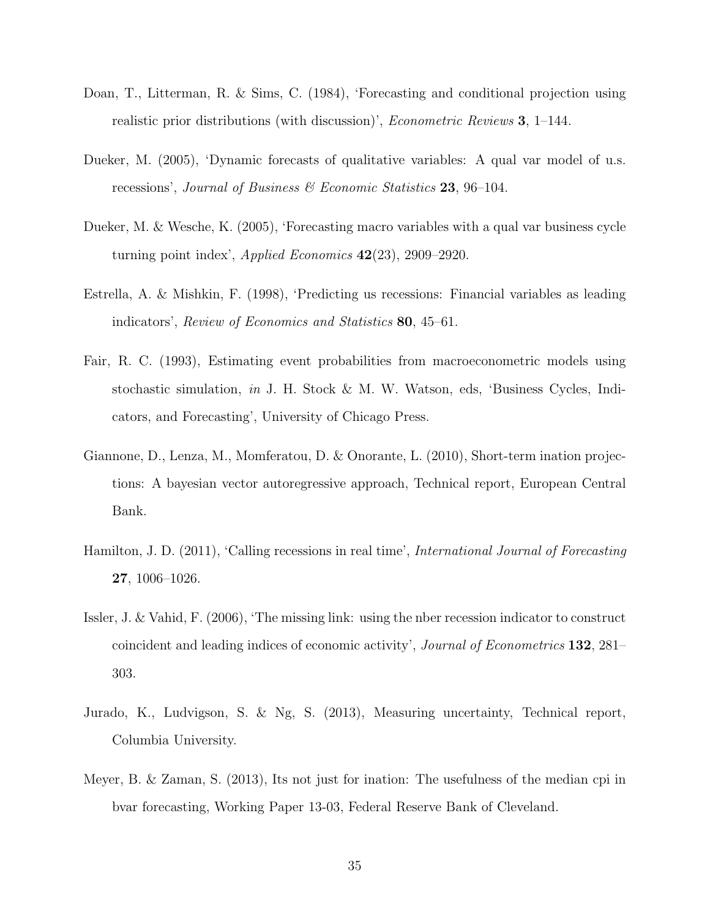Doan, T., Litterman, R. & Sims, C. (1984), 'Forecasting and conditional projection using realistic prior distributions (with discussion)', *Econometric Reviews* **3**, 1–144.

Dueker, M. (2005), 'Dynamic forecasts of qualitative variables: A qual var model of u.s. recessions', *Journal of Business & Economic Statistics* **23**, 96–104.

Dueker, M. & Wesche, K. (2005), 'Forecasting macro variables with a qual var business cycle turning point index', *Applied Economics* **42**(23), 2909–2920.

Estrella, A. & Mishkin, F. (1998), 'Predicting us recessions: Financial variables as leading indicators', *Review of Economics and Statistics* **80**, 45–61.

Fair, R. C. (1993), Estimating event probabilities from macroeconometric models using stochastic simulation, *in* J. H. Stock & M. W. Watson, eds, 'Business Cycles, Indicators, and Forecasting', University of Chicago Press.

Giannone, D., Lenza, M., Momferatou, D. & Onorante, L. (2010), Short-term ination projections: A bayesian vector autoregressive approach, Technical report, European Central Bank.

Hamilton, J. D. (2011), 'Calling recessions in real time', *International Journal of Forecasting* **27**, 1006–1026.

Issler, J. & Vahid, F. (2006), 'The missing link: using the nber recession indicator to construct coincident and leading indices of economic activity', *Journal of Econometrics* **132**, 281–303.

Jurado, K., Ludvigson, S. & Ng, S. (2013), Measuring uncertainty, Technical report, Columbia University.

Meyer, B. & Zaman, S. (2013), Its not just for ination: The usefulness of the median cpi in bvar forecasting, Working Paper 13-03, Federal Reserve Bank of Cleveland.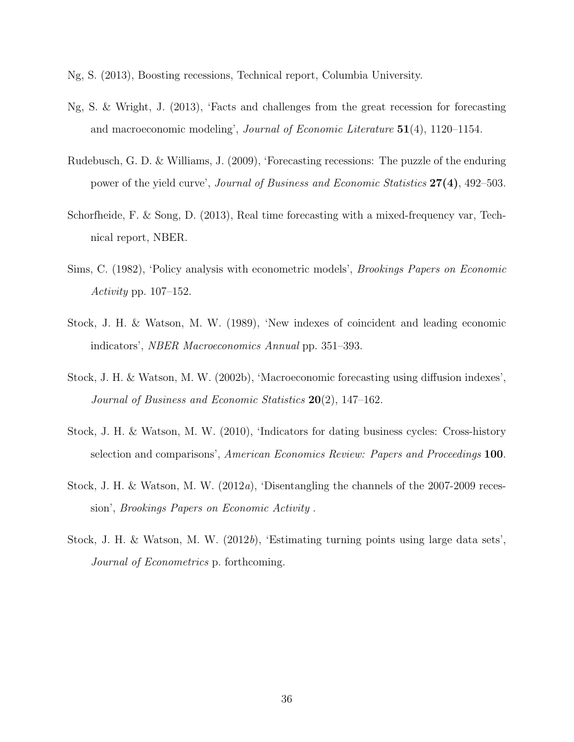Ng, S. (2013), Boosting recessions, Technical report, Columbia University.

Ng, S. & Wright, J. (2013), 'Facts and challenges from the great recession for forecasting and macroeconomic modeling', *Journal of Economic Literature* **51**(4), 1120–1154.

Rudebusch, G. D. & Williams, J. (2009), 'Forecasting recessions: The puzzle of the enduring power of the yield curve', *Journal of Business and Economic Statistics* **27(4)**, 492–503.

Schorfheide, F. & Song, D. (2013), Real time forecasting with a mixed-frequency var, Technical report, NBER.

Sims, C. (1982), 'Policy analysis with econometric models', *Brookings Papers on Economic Activity* pp. 107–152.

Stock, J. H. & Watson, M. W. (1989), 'New indexes of coincident and leading economic indicators', *NBER Macroeconomics Annual* pp. 351–393.

Stock, J. H. & Watson, M. W. (2002b), 'Macroeconomic forecasting using diffusion indexes', *Journal of Business and Economic Statistics* **20**(2), 147–162.

Stock, J. H. & Watson, M. W. (2010), 'Indicators for dating business cycles: Cross-history selection and comparisons', *American Economics Review: Papers and Proceedings* **100**.

Stock, J. H. & Watson, M. W. (2012*a*), 'Disentangling the channels of the 2007-2009 recession', *Brookings Papers on Economic Activity* .

Stock, J. H. & Watson, M. W. (2012*b*), 'Estimating turning points using large data sets', *Journal of Econometrics* p. forthcoming.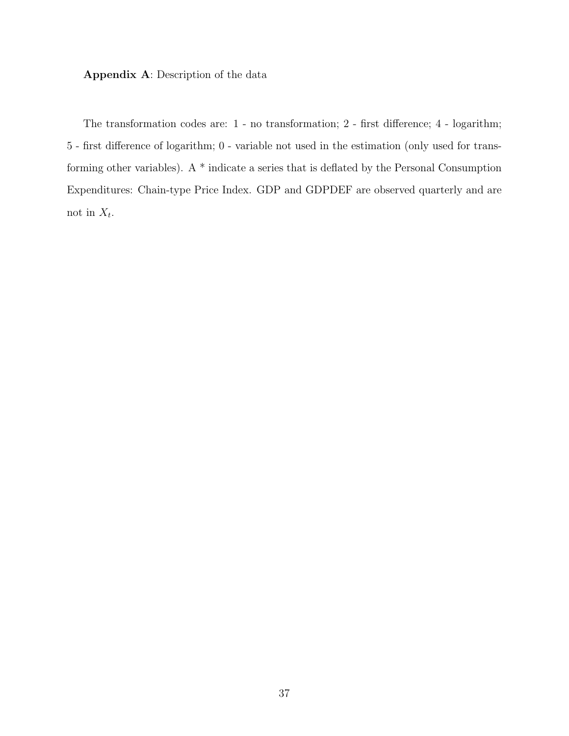**Appendix A**: Description of the data

The transformation codes are: 1 - no transformation; 2 - first difference; 4 - logarithm; 5 - first difference of logarithm; 0 - variable not used in the estimation (only used for transforming other variables). A * indicate a series that is deflated by the Personal Consumption Expenditures: Chain-type Price Index. GDP and GDPDEF are observed quarterly and are not in $X_t$.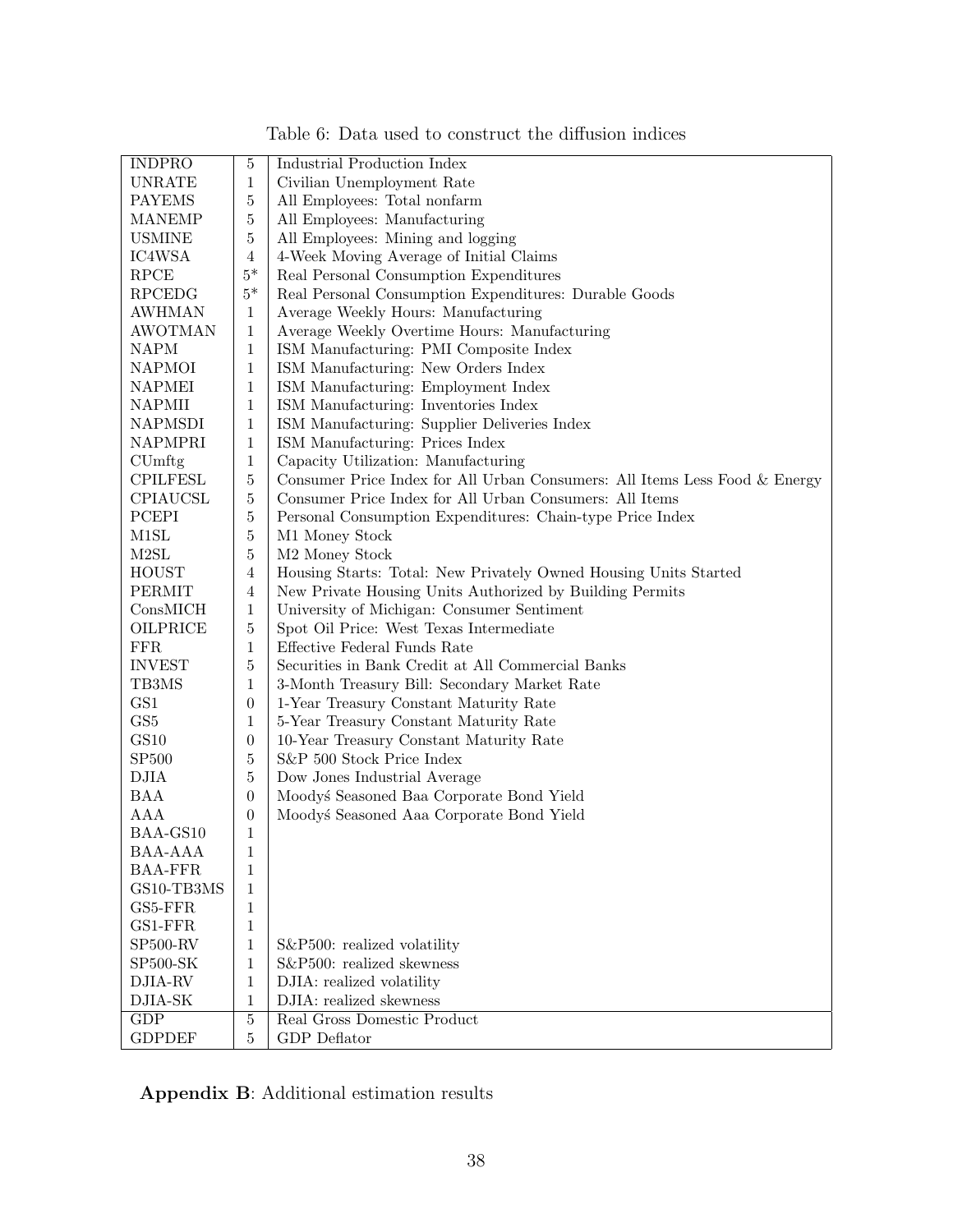Table 6: Data used to construct the diffusion indices

| | | |
|---|---|---|
| INDPRO | 5 | Industrial Production Index |
| UNRATE | 1 | Civilian Unemployment Rate |
| PAYEMS | 5 | All Employees: Total nonfarm |
| MANEMP | 5 | All Employees: Manufacturing |
| USMINE | 5 | All Employees: Mining and logging |
| IC4WSA | 4 | 4-Week Moving Average of Initial Claims |
| RPCE | 5* | Real Personal Consumption Expenditures |
| RPCEDG | 5* | Real Personal Consumption Expenditures: Durable Goods |
| AWHMAN | 1 | Average Weekly Hours: Manufacturing |
| AWOTMAN | 1 | Average Weekly Overtime Hours: Manufacturing |
| NAPM | 1 | ISM Manufacturing: PMI Composite Index |
| NAPMOI | 1 | ISM Manufacturing: New Orders Index |
| NAPMEI | 1 | ISM Manufacturing: Employment Index |
| NAPMII | 1 | ISM Manufacturing: Inventories Index |
| NAPMSDI | 1 | ISM Manufacturing: Supplier Deliveries Index |
| NAPMPRI | 1 | ISM Manufacturing: Prices Index |
| CUmftg | 1 | Capacity Utilization: Manufacturing |
| CPILFESL | 5 | Consumer Price Index for All Urban Consumers: All Items Less Food & Energy |
| CPIAUCSL | 5 | Consumer Price Index for All Urban Consumers: All Items |
| PCEPI | 5 | Personal Consumption Expenditures: Chain-type Price Index |
| M1SL | 5 | M1 Money Stock |
| M2SL | 5 | M2 Money Stock |
| HOUST | 4 | Housing Starts: Total: New Privately Owned Housing Units Started |
| PERMIT | 4 | New Private Housing Units Authorized by Building Permits |
| ConsMICH | 1 | University of Michigan: Consumer Sentiment |
| OILPRICE | 5 | Spot Oil Price: West Texas Intermediate |
| FFR | 1 | Effective Federal Funds Rate |
| INVEST | 5 | Securities in Bank Credit at All Commercial Banks |
| TB3MS | 1 | 3-Month Treasury Bill: Secondary Market Rate |
| GS1 | 0 | 1-Year Treasury Constant Maturity Rate |
| GS5 | 1 | 5-Year Treasury Constant Maturity Rate |
| GS10 | 0 | 10-Year Treasury Constant Maturity Rate |
| SP500 | 5 | S&P 500 Stock Price Index |
| DJIA | 5 | Dow Jones Industrial Average |
| BAA | 0 | Moodyś Seasoned Baa Corporate Bond Yield |
| AAA | 0 | Moodyś Seasoned Aaa Corporate Bond Yield |
| BAA-GS10 | 1 | |
| BAA-AAA | 1 | |
| BAA-FFR | 1 | |
| GS10-TB3MS | 1 | |
| GS5-FFR | 1 | |
| GS1-FFR | 1 | |
| SP500-RV | 1 | S&P500: realized volatility |
| SP500-SK | 1 | S&P500: realized skewness |
| DJIA-RV | 1 | DJIA: realized volatility |
| DJIA-SK | 1 | DJIA: realized skewness |
| GDP | 5 | Real Gross Domestic Product |
| GDPDEF | 5 | GDP Deflator |

**Appendix B**: Additional estimation results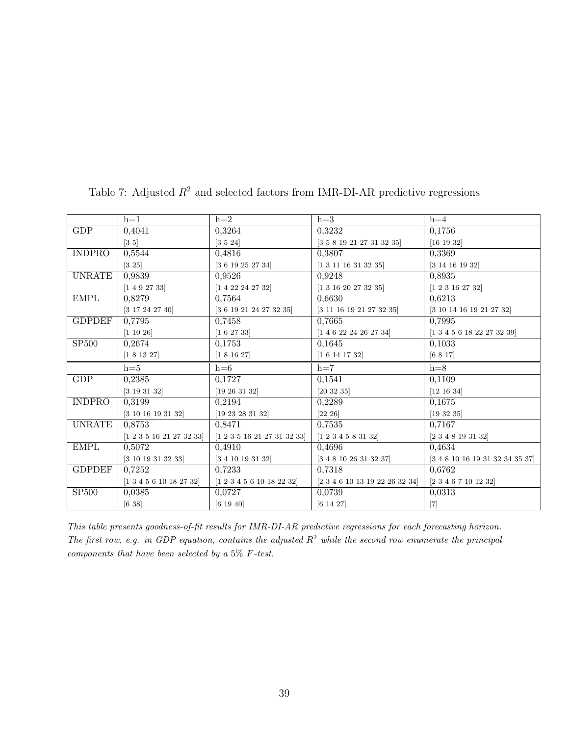Table 7: Adjusted $R^2$ and selected factors from IMR-DI-AR predictive regressions

| | h=1 | h=2 | h=3 | h=4 |
|---|---|---|---|---|
| GDP | 0,4041 | 0,3264 | 0,3232 | 0,1756 |
| | [3 5] | [3 5 24] | [3 5 8 19 21 27 31 32 35] | [16 19 32] |
| INDPRO | 0,5544 | 0,4816 | 0,3807 | 0,3369 |
| | [3 25] | [3 6 19 25 27 34] | [1 3 11 16 31 32 35] | [3 14 16 19 32] |
| UNRATE | 0,9839 | 0,9526 | 0,9248 | 0,8935 |
| | [1 4 9 27 33] | [1 4 22 24 27 32] | [1 3 16 20 27 32 35] | [1 2 3 16 27 32] |
| EMPL | 0,8279 | 0,7564 | 0,6630 | 0,6213 |
| | [3 17 24 27 40] | [3 6 19 21 24 27 32 35] | [3 11 16 19 21 27 32 35] | [3 10 14 16 19 21 27 32] |
| GDPDEF | 0,7795 | 0,7458 | 0,7665 | 0,7995 |
| | [1 10 26] | [1 6 27 33] | [1 4 6 22 24 26 27 34] | [1 3 4 5 6 18 22 27 32 39] |
| SP500 | 0,2674 | 0,1753 | 0,1645 | 0,1033 |
| | [1 8 13 27] | [1 8 16 27] | [1 6 14 17 32] | [6 8 17] |
| | h=5 | h=6 | h=7 | h=8 |
| GDP | 0,2385 | 0,1727 | 0,1541 | 0,1109 |
| | [3 19 31 32] | [19 26 31 32] | [20 32 35] | [12 16 34] |
| INDPRO | 0,3199 | 0,2194 | 0,2289 | 0,1675 |
| | [3 10 16 19 31 32] | [19 23 28 31 32] | [22 26] | [19 32 35] |
| UNRATE | 0,8753 | 0,8471 | 0,7535 | 0,7167 |
| | [1 2 3 5 16 21 27 32 33] | [1 2 3 5 16 21 27 31 32 33] | [1 2 3 4 5 8 31 32] | [2 3 4 8 19 31 32] |
| EMPL | 0,5072 | 0,4910 | 0,4696 | 0,4634 |
| | [3 10 19 31 32 33] | [3 4 10 19 31 32] | [3 4 8 10 26 31 32 37] | [3 4 8 10 16 19 31 32 34 35 37] |
| GDPDEF | 0,7252 | 0,7233 | 0,7318 | 0,6762 |
| | [1 3 4 5 6 10 18 27 32] | [1 2 3 4 5 6 10 18 22 32] | [2 3 4 6 10 13 19 22 26 32 34] | [2 3 4 6 7 10 12 32] |
| SP500 | 0,0385 | 0,0727 | 0,0739 | 0,0313 |
| | [6 38] | [6 19 40] | [6 14 27] | [7] |

*This table presents goodness-of-fit results for IMR-DI-AR predictive regressions for each forecasting horizon. The first row, e.g. in GDP equation, contains the adjusted $R^2$ while the second row enumerate the principal components that have been selected by a 5% $F$-test.*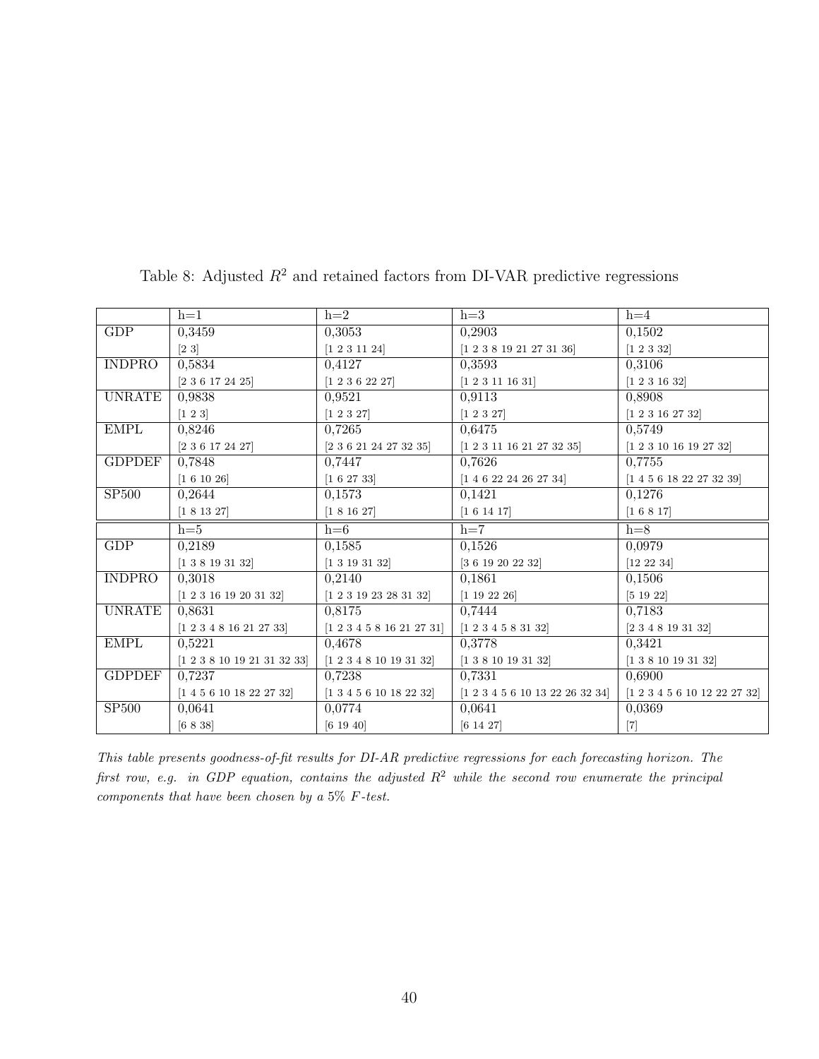Table 8: Adjusted $R^2$ and retained factors from DI-VAR predictive regressions

| | h=1 | h=2 | h=3 | h=4 |
|---|---|---|---|---|
| GDP | 0,3459 | 0,3053 | 0,2903 | 0,1502 |
| | [2 3] | [1 2 3 11 24] | [1 2 3 8 19 21 27 31 36] | [1 2 3 32] |
| INDPRO | 0,5834 | 0,4127 | 0,3593 | 0,3106 |
| | [2 3 6 17 24 25] | [1 2 3 6 22 27] | [1 2 3 11 16 31] | [1 2 3 16 32] |
| UNRATE | 0,9838 | 0,9521 | 0,9113 | 0,8908 |
| | [1 2 3] | [1 2 3 27] | [1 2 3 27] | [1 2 3 16 27 32] |
| EMPL | 0,8246 | 0,7265 | 0,6475 | 0,5749 |
| | [2 3 6 17 24 27] | [2 3 6 21 24 27 32 35] | [1 2 3 11 16 21 27 32 35] | [1 2 3 10 16 19 27 32] |
| GDPDEF | 0,7848 | 0,7447 | 0,7626 | 0,7755 |
| | [1 6 10 26] | [1 6 27 33] | [1 4 6 22 24 26 27 34] | [1 4 5 6 18 22 27 32 39] |
| SP500 | 0,2644 | 0,1573 | 0,1421 | 0,1276 |
| | [1 8 13 27] | [1 8 16 27] | [1 6 14 17] | [1 6 8 17] |
| | h=5 | h=6 | h=7 | h=8 |
| GDP | 0,2189 | 0,1585 | 0,1526 | 0,0979 |
| | [1 3 8 19 31 32] | [1 3 19 31 32] | [3 6 19 20 22 32] | [12 22 34] |
| INDPRO | 0,3018 | 0,2140 | 0,1861 | 0,1506 |
| | [1 2 3 16 19 20 31 32] | [1 2 3 19 23 28 31 32] | [1 19 22 26] | [5 19 22] |
| UNRATE | 0,8631 | 0,8175 | 0,7444 | 0,7183 |
| | [1 2 3 4 8 16 21 27 33] | [1 2 3 4 5 8 16 21 27 31] | [1 2 3 4 5 8 31 32] | [2 3 4 8 19 31 32] |
| EMPL | 0,5221 | 0,4678 | 0,3778 | 0,3421 |
| | [1 2 3 8 10 19 21 31 32 33] | [1 2 3 4 8 10 19 31 32] | [1 3 8 10 19 31 32] | [1 3 8 10 19 31 32] |
| GDPDEF | 0,7237 | 0,7238 | 0,7331 | 0,6900 |
| | [1 4 5 6 10 18 22 27 32] | [1 3 4 5 6 10 18 22 32] | [1 2 3 4 5 6 10 13 22 26 32 34] | [1 2 3 4 5 6 10 12 22 27 32] |
| SP500 | 0,0641 | 0,0774 | 0,0641 | 0,0369 |
| | [6 8 38] | [6 19 40] | [6 14 27] | [7] |

*This table presents goodness-of-fit results for DI-AR predictive regressions for each forecasting horizon. The first row, e.g. in GDP equation, contains the adjusted $R^2$ while the second row enumerate the principal components that have been chosen by a 5% $F$-test.*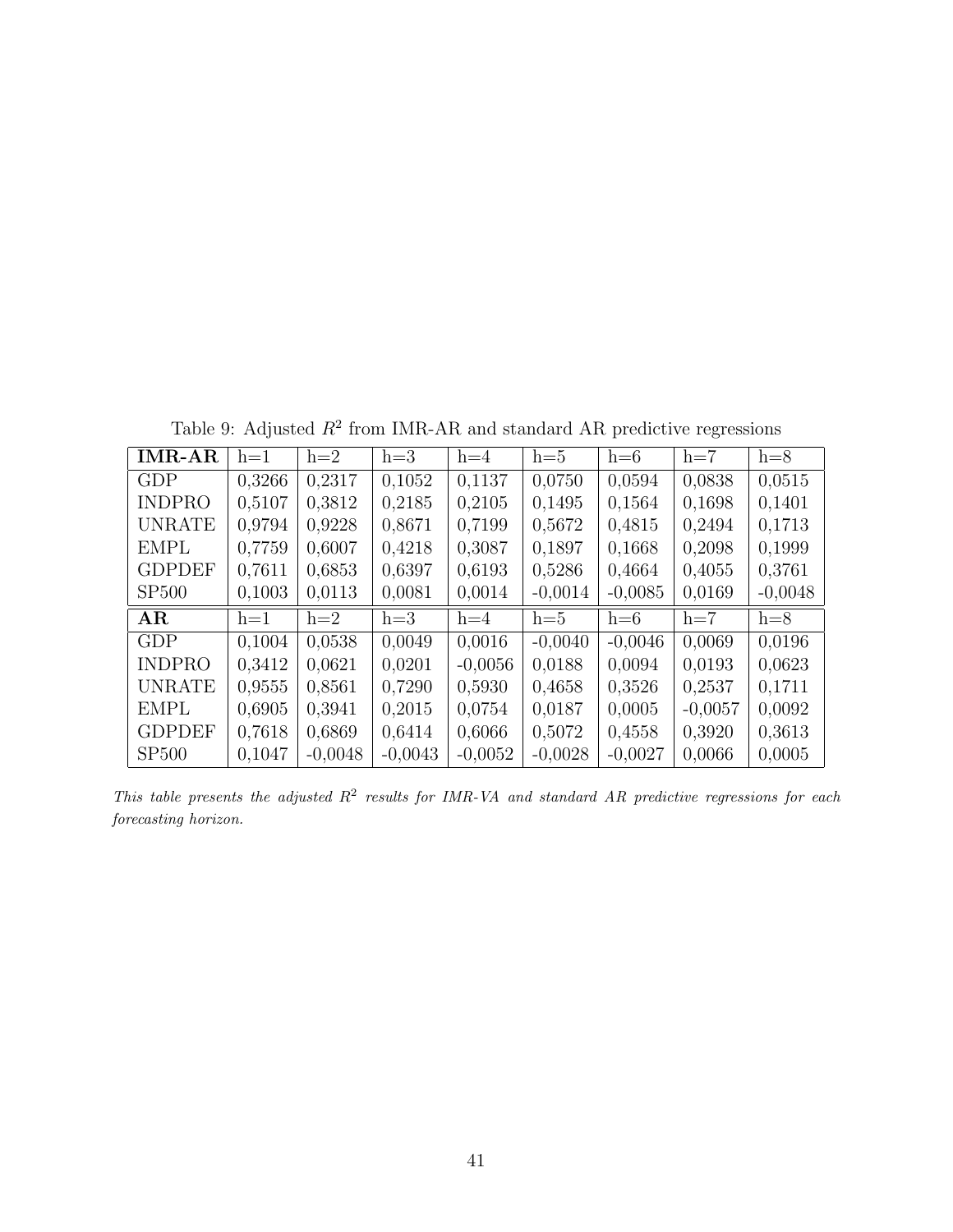Table 9: Adjusted $R^2$ from IMR-AR and standard AR predictive regressions

| **IMR-AR** | h=1 | h=2 | h=3 | h=4 | h=5 | h=6 | h=7 | h=8 |
|---|---|---|---|---|---|---|---|---|
| GDP | 0,3266 | 0,2317 | 0,1052 | 0,1137 | 0,0750 | 0,0594 | 0,0838 | 0,0515 |
| INDPRO | 0,5107 | 0,3812 | 0,2185 | 0,2105 | 0,1495 | 0,1564 | 0,1698 | 0,1401 |
| UNRATE | 0,9794 | 0,9228 | 0,8671 | 0,7199 | 0,5672 | 0,4815 | 0,2494 | 0,1713 |
| EMPL | 0,7759 | 0,6007 | 0,4218 | 0,3087 | 0,1897 | 0,1668 | 0,2098 | 0,1999 |
| GDPDEF | 0,7611 | 0,6853 | 0,6397 | 0,6193 | 0,5286 | 0,4664 | 0,4055 | 0,3761 |
| SP500 | 0,1003 | 0,0113 | 0,0081 | 0,0014 | -0,0014 | -0,0085 | 0,0169 | -0,0048 |
| **AR** | h=1 | h=2 | h=3 | h=4 | h=5 | h=6 | h=7 | h=8 |
| GDP | 0,1004 | 0,0538 | 0,0049 | 0,0016 | -0,0040 | -0,0046 | 0,0069 | 0,0196 |
| INDPRO | 0,3412 | 0,0621 | 0,0201 | -0,0056 | 0,0188 | 0,0094 | 0,0193 | 0,0623 |
| UNRATE | 0,9555 | 0,8561 | 0,7290 | 0,5930 | 0,4658 | 0,3526 | 0,2537 | 0,1711 |
| EMPL | 0,6905 | 0,3941 | 0,2015 | 0,0754 | 0,0187 | 0,0005 | -0,0057 | 0,0092 |
| GDPDEF | 0,7618 | 0,6869 | 0,6414 | 0,6066 | 0,5072 | 0,4558 | 0,3920 | 0,3613 |
| SP500 | 0,1047 | -0,0048 | -0,0043 | -0,0052 | -0,0028 | -0,0027 | 0,0066 | 0,0005 |

*This table presents the adjusted $R^2$ results for IMR-VA and standard AR predictive regressions for each forecasting horizon.*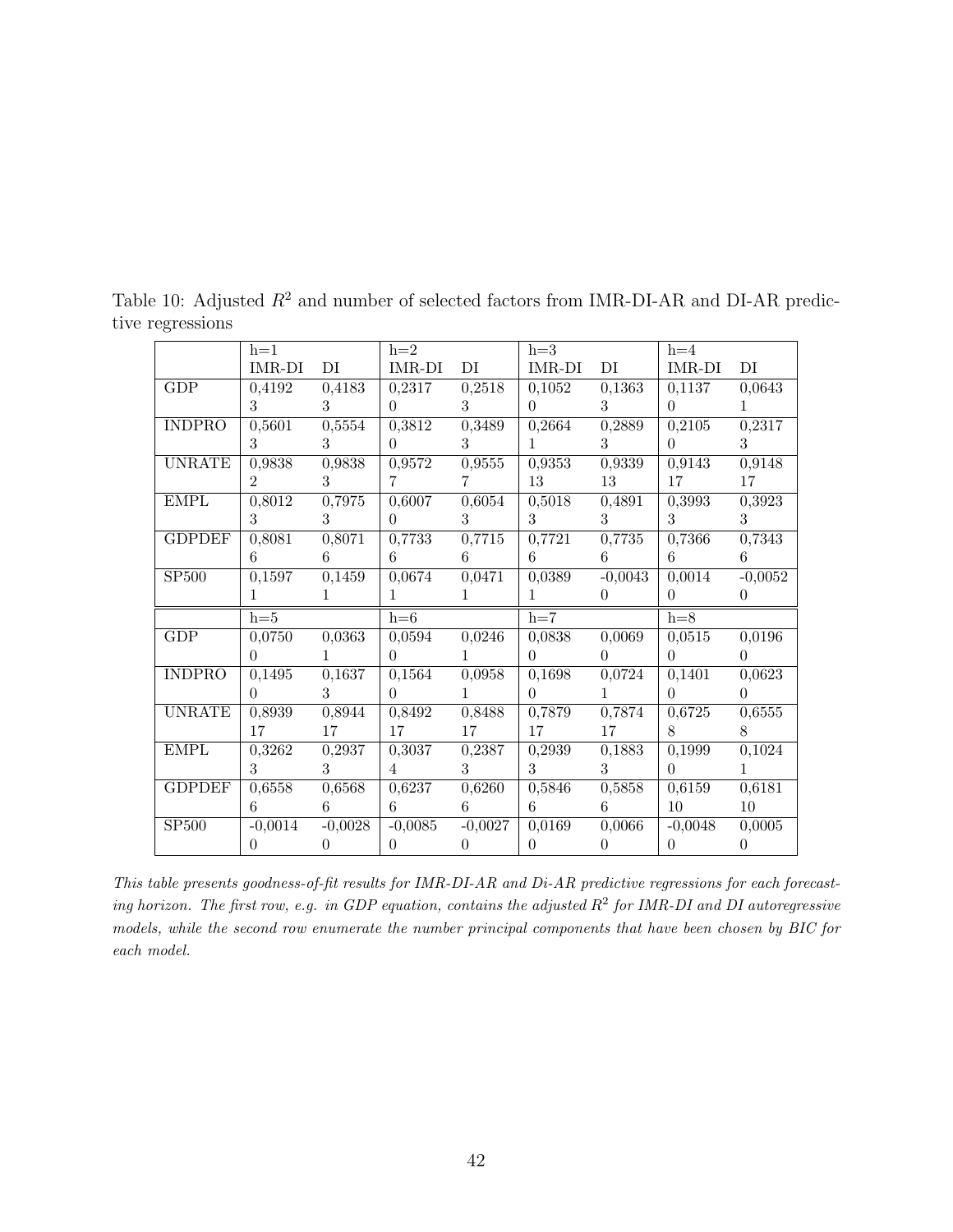Table 10: Adjusted $R^2$ and number of selected factors from IMR-DI-AR and DI-AR predictive regressions

| | h=1 | | h=2 | | h=3 | | h=4 | |
|---|---|---|---|---|---|---|---|---|
| | IMR-DI | DI | IMR-DI | DI | IMR-DI | DI | IMR-DI | DI |
| GDP | 0,4192 | 0,4183 | 0,2317 | 0,2518 | 0,1052 | 0,1363 | 0,1137 | 0,0643 |
| | 3 | 3 | 0 | 3 | 0 | 3 | 0 | 1 |
| INDPRO | 0,5601 | 0,5554 | 0,3812 | 0,3489 | 0,2664 | 0,2889 | 0,2105 | 0,2317 |
| | 3 | 3 | 0 | 3 | 1 | 3 | 0 | 3 |
| UNRATE | 0,9838 | 0,9838 | 0,9572 | 0,9555 | 0,9353 | 0,9339 | 0,9143 | 0,9148 |
| | 2 | 3 | 7 | 7 | 13 | 13 | 17 | 17 |
| EMPL | 0,8012 | 0,7975 | 0,6007 | 0,6054 | 0,5018 | 0,4891 | 0,3993 | 0,3923 |
| | 3 | 3 | 0 | 3 | 3 | 3 | 3 | 3 |
| GDPDEF | 0,8081 | 0,8071 | 0,7733 | 0,7715 | 0,7721 | 0,7735 | 0,7366 | 0,7343 |
| | 6 | 6 | 6 | 6 | 6 | 6 | 6 | 6 |
| SP500 | 0,1597 | 0,1459 | 0,0674 | 0,0471 | 0,0389 | -0,0043 | 0,0014 | -0,0052 |
| | 1 | 1 | 1 | 1 | 1 | 0 | 0 | 0 |
| | h=5 | | h=6 | | h=7 | | h=8 | |
| GDP | 0,0750 | 0,0363 | 0,0594 | 0,0246 | 0,0838 | 0,0069 | 0,0515 | 0,0196 |
| | 0 | 1 | 0 | 1 | 0 | 0 | 0 | 0 |
| INDPRO | 0,1495 | 0,1637 | 0,1564 | 0,0958 | 0,1698 | 0,0724 | 0,1401 | 0,0623 |
| | 0 | 3 | 0 | 1 | 0 | 1 | 0 | 0 |
| UNRATE | 0,8939 | 0,8944 | 0,8492 | 0,8488 | 0,7879 | 0,7874 | 0,6725 | 0,6555 |
| | 17 | 17 | 17 | 17 | 17 | 17 | 8 | 8 |
| EMPL | 0,3262 | 0,2937 | 0,3037 | 0,2387 | 0,2939 | 0,1883 | 0,1999 | 0,1024 |
| | 3 | 3 | 4 | 3 | 3 | 3 | 0 | 1 |
| GDPDEF | 0,6558 | 0,6568 | 0,6237 | 0,6260 | 0,5846 | 0,5858 | 0,6159 | 0,6181 |
| | 6 | 6 | 6 | 6 | 6 | 6 | 10 | 10 |
| SP500 | -0,0014 | -0,0028 | -0,0085 | -0,0027 | 0,0169 | 0,0066 | -0,0048 | 0,0005 |
| | 0 | 0 | 0 | 0 | 0 | 0 | 0 | 0 |

*This table presents goodness-of-fit results for IMR-DI-AR and Di-AR predictive regressions for each forecasting horizon. The first row, e.g. in GDP equation, contains the adjusted $R^2$ for IMR-DI and DI autoregressive models, while the second row enumerate the number principal components that have been chosen by BIC for each model.*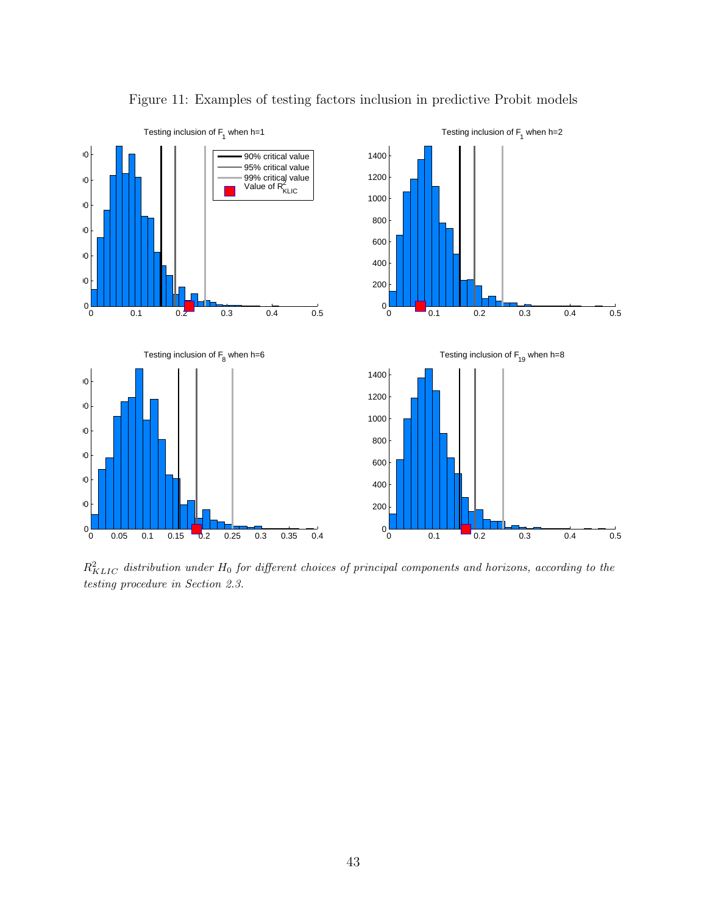# Figure 11: Examples of testing factors inclusion in predictive Probit models

*$R^2_{KLIC}$ distribution under $H_0$ for different choices of principal components and horizons, according to the testing procedure in Section 2.3.*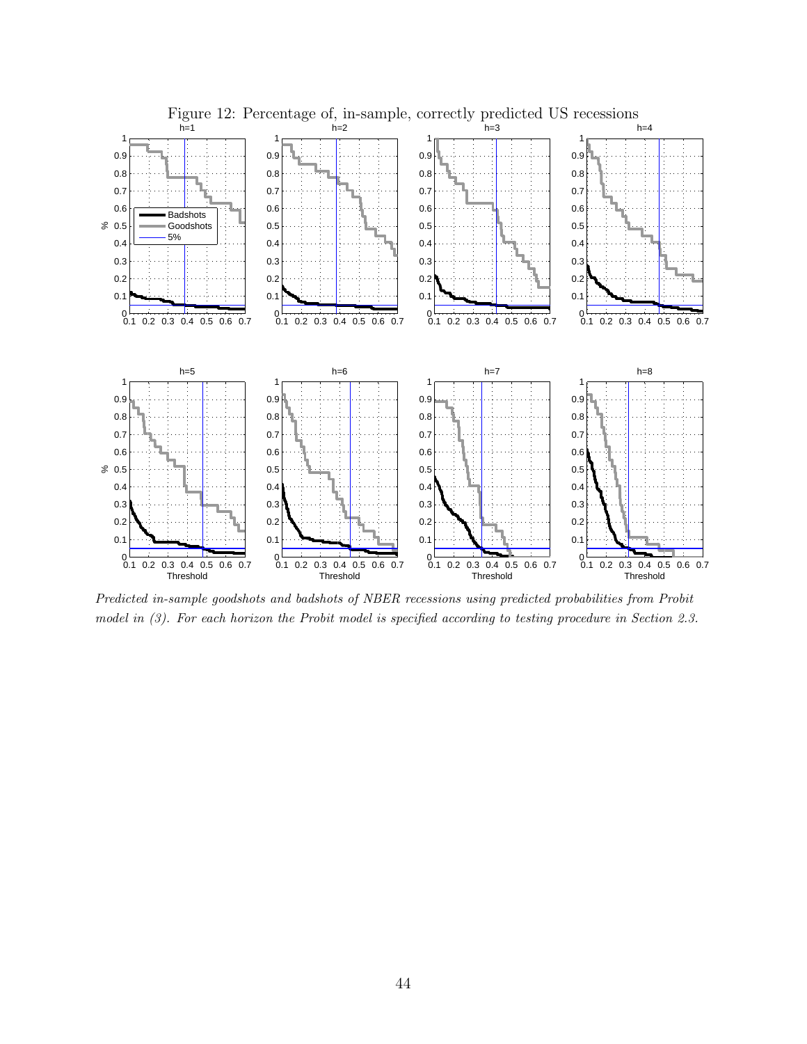Figure 12: Percentage of, in-sample, correctly predicted US recessions

*Predicted in-sample goodshots and badshots of NBER recessions using predicted probabilities from Probit model in (3). For each horizon the Probit model is specified according to testing procedure in Section 2.3.*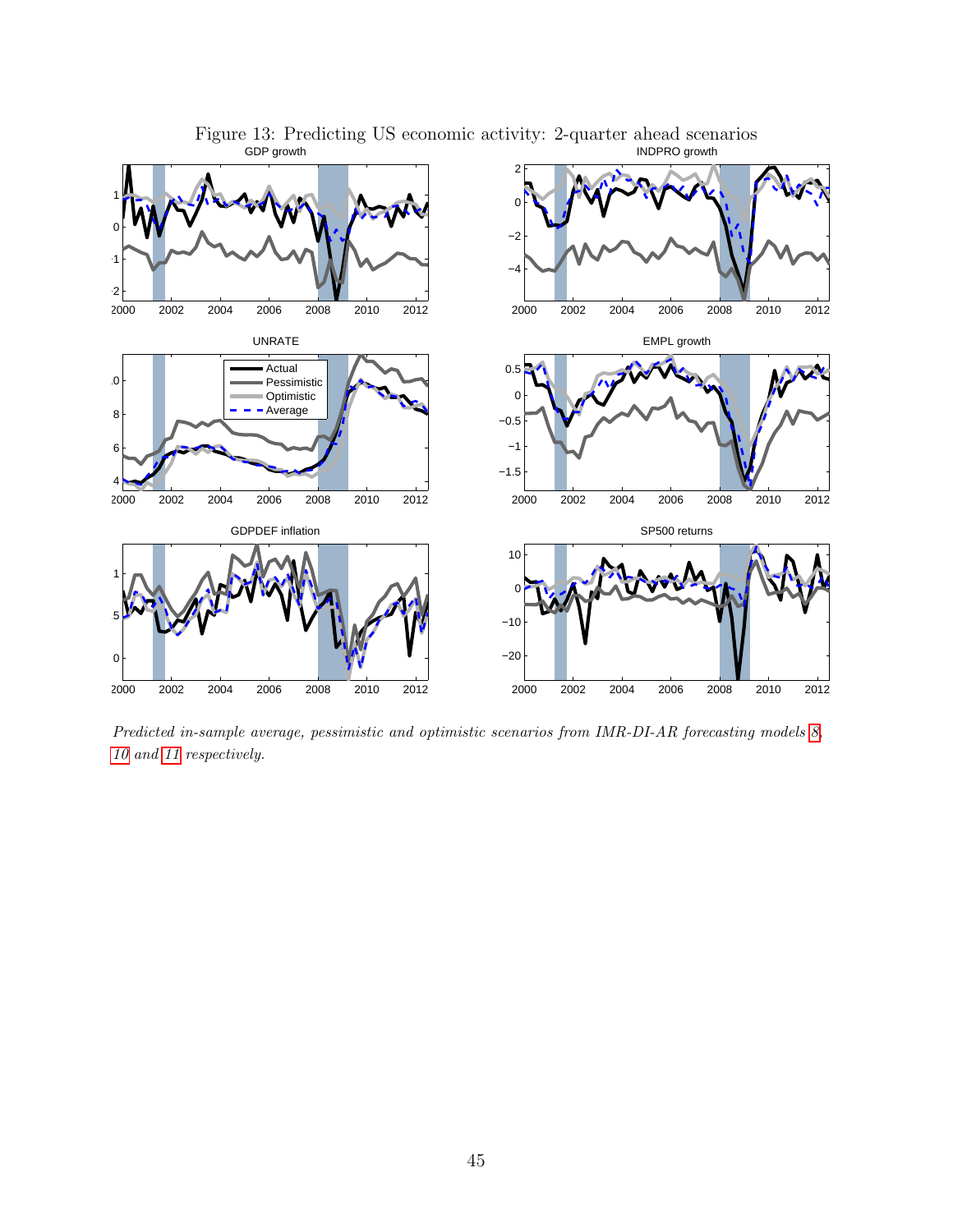Figure 13: Predicting US economic activity: 2-quarter ahead scenarios

*Predicted in-sample average, pessimistic and optimistic scenarios from IMR-DI-AR forecasting models 8, 10 and 11 respectively.*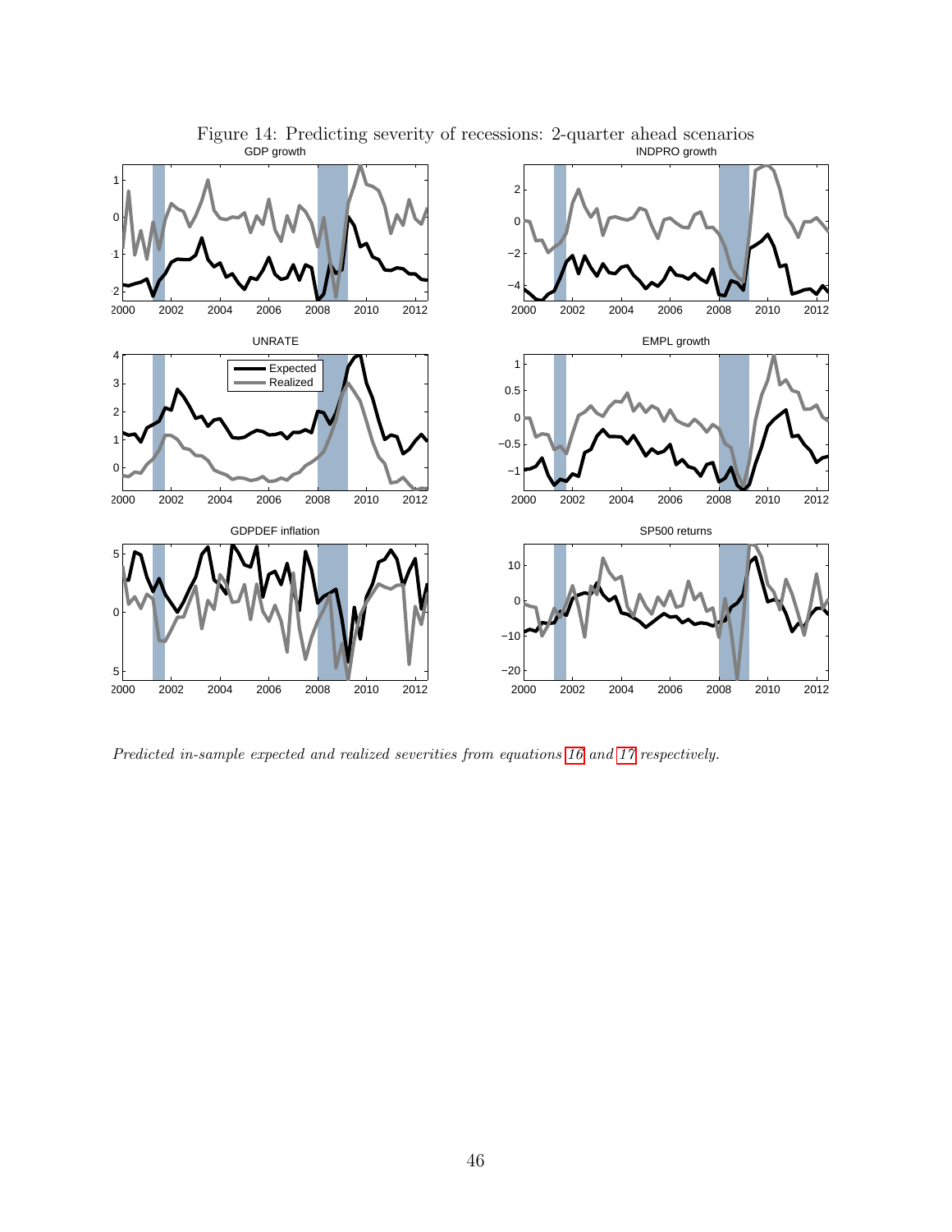Figure 14: Predicting severity of recessions: 2-quarter ahead scenarios

*Predicted in-sample expected and realized severities from equations 16 and 17 respectively.*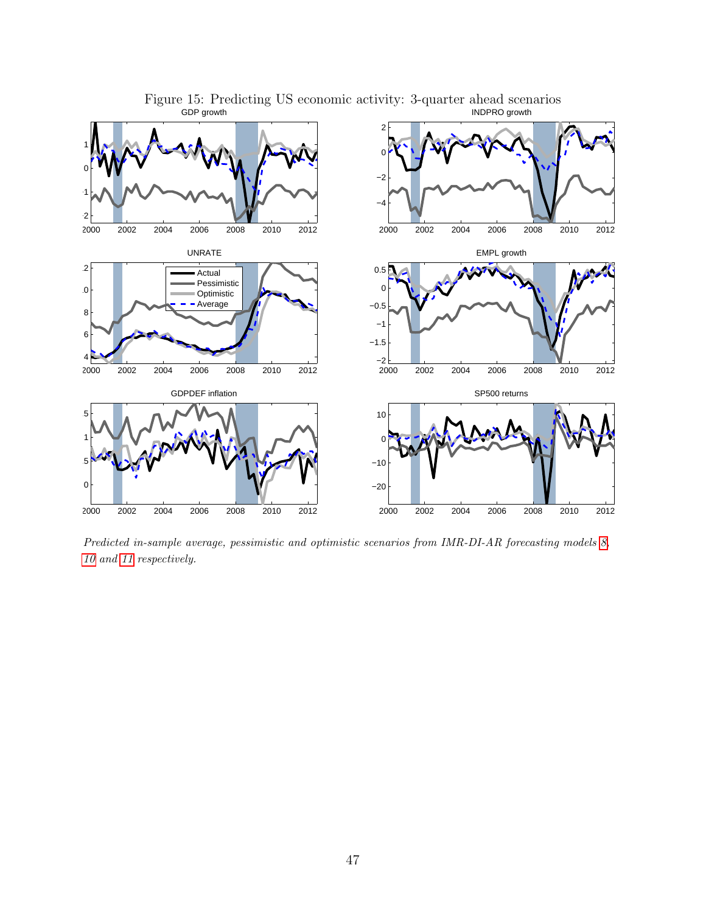Figure 15: Predicting US economic activity: 3-quarter ahead scenarios

*Predicted in-sample average, pessimistic and optimistic scenarios from IMR-DI-AR forecasting models 8, 10 and 11 respectively.*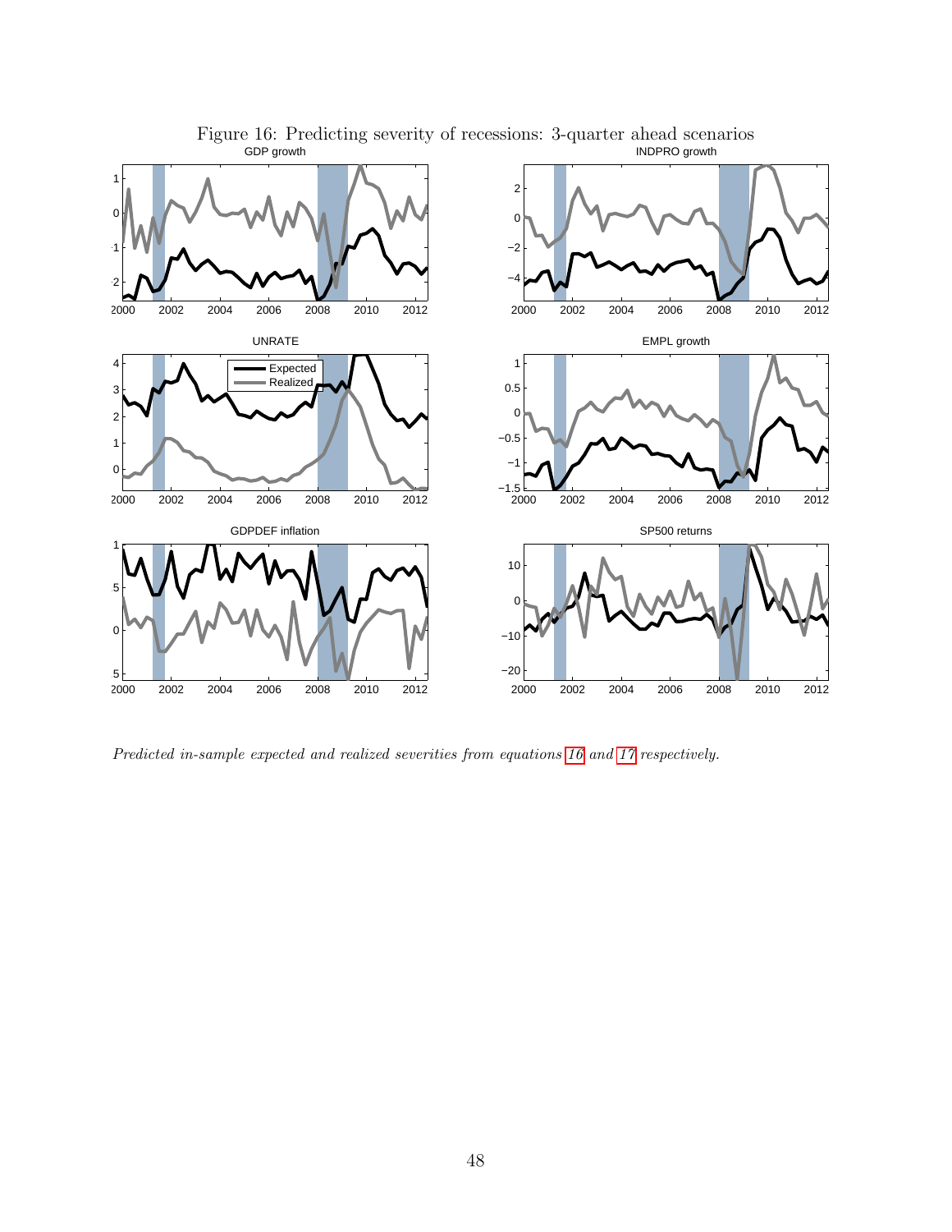Figure 16: Predicting severity of recessions: 3-quarter ahead scenarios

*Predicted in-sample expected and realized severities from equations 16 and 17 respectively.*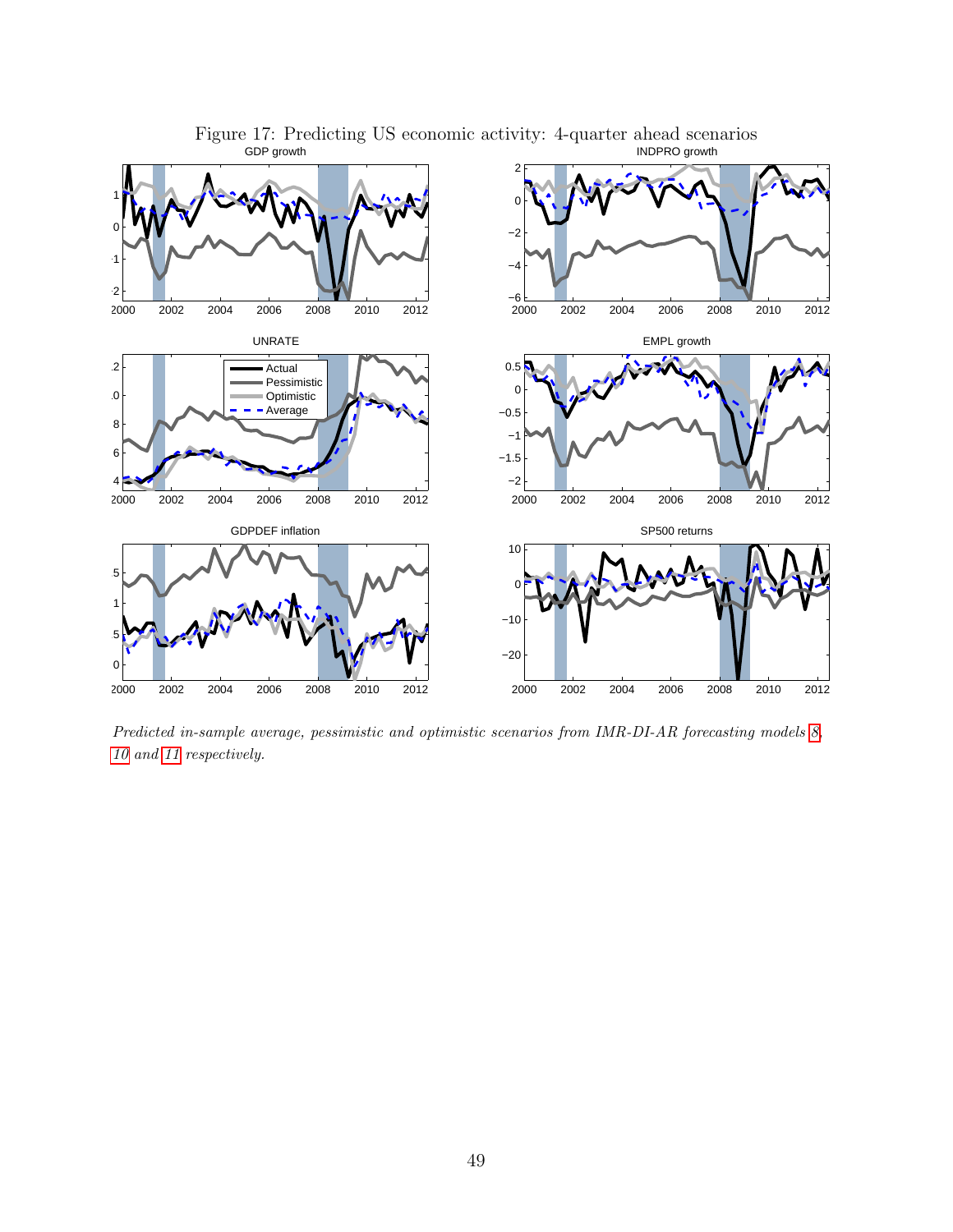Figure 17: Predicting US economic activity: 4-quarter ahead scenarios

*Predicted in-sample average, pessimistic and optimistic scenarios from IMR-DI-AR forecasting models 8, 10 and 11 respectively.*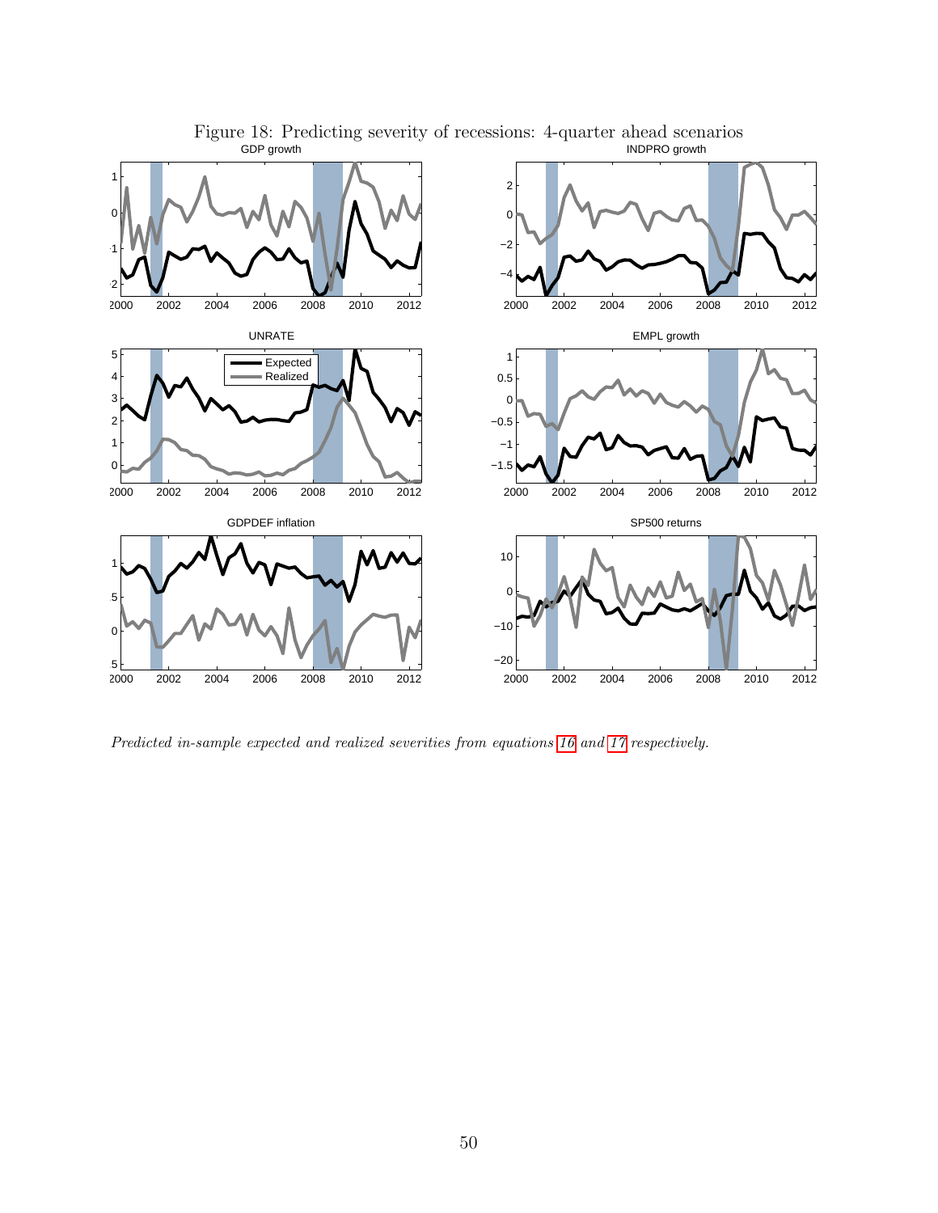Figure 18: Predicting severity of recessions: 4-quarter ahead scenarios

*Predicted in-sample expected and realized severities from equations 16 and 17 respectively.*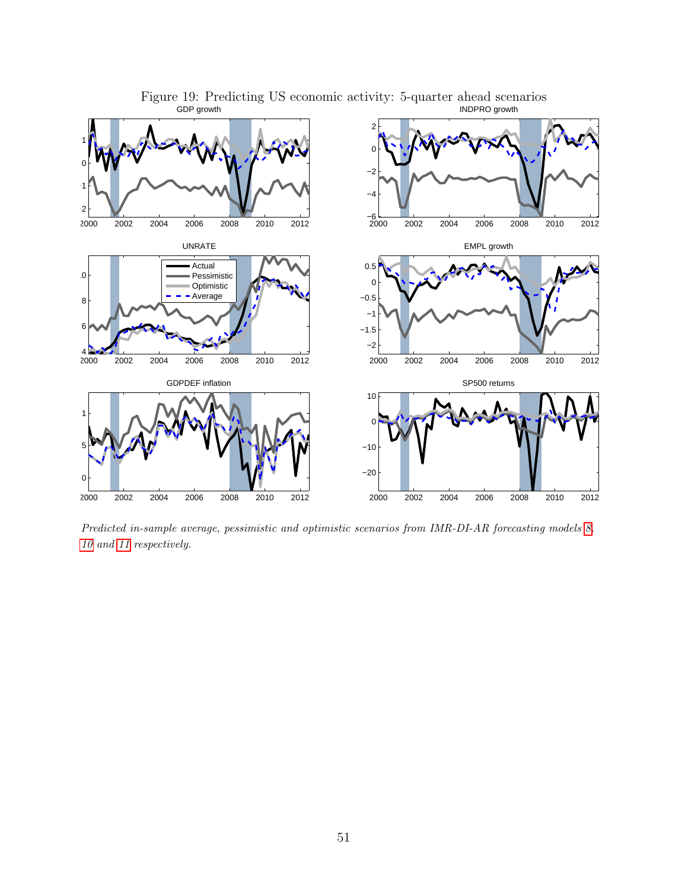Figure 19: Predicting US economic activity: 5-quarter ahead scenarios

*Predicted in-sample average, pessimistic and optimistic scenarios from IMR-DI-AR forecasting models 8, 10 and 11 respectively.*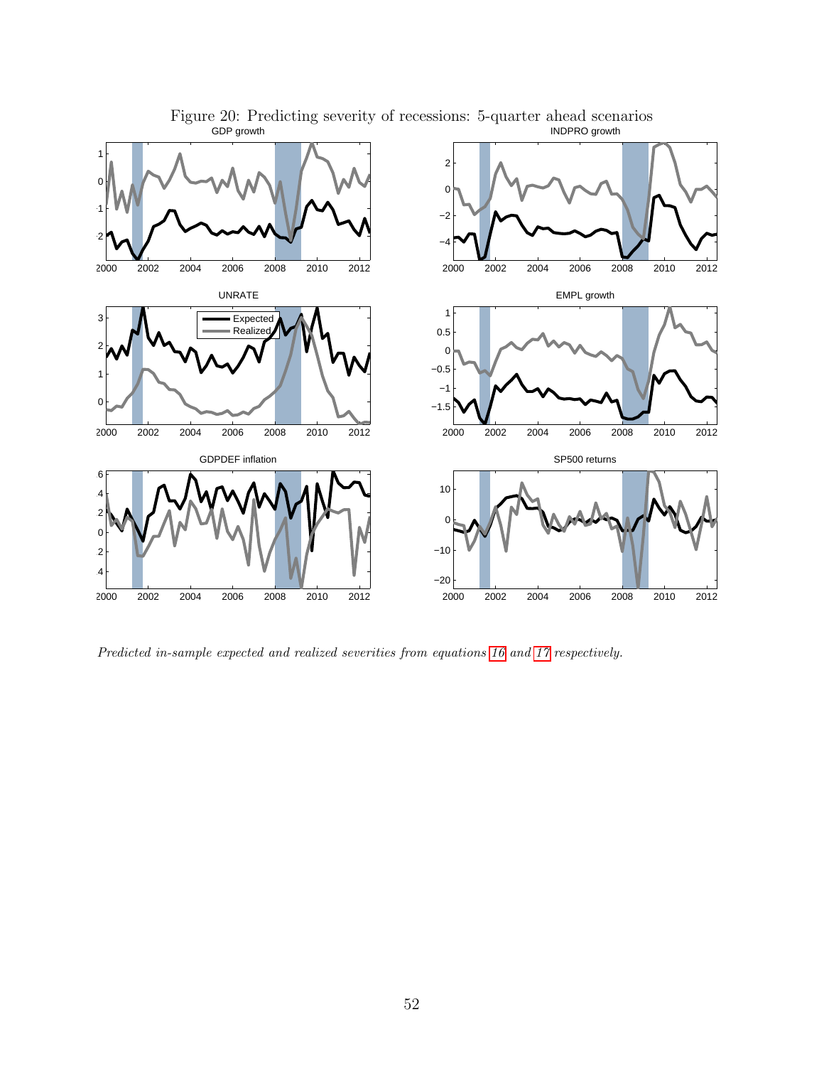Figure 20: Predicting severity of recessions: 5-quarter ahead scenarios

*Predicted in-sample expected and realized severities from equations 16 and 17 respectively.*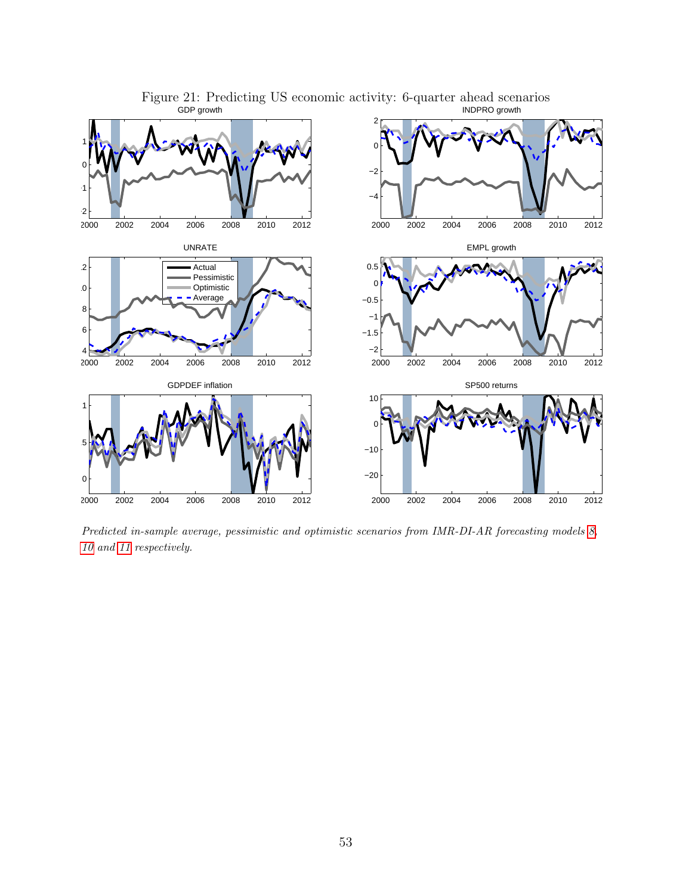Figure 21: Predicting US economic activity: 6-quarter ahead scenarios

*Predicted in-sample average, pessimistic and optimistic scenarios from IMR-DI-AR forecasting models 8, 10 and 11 respectively.*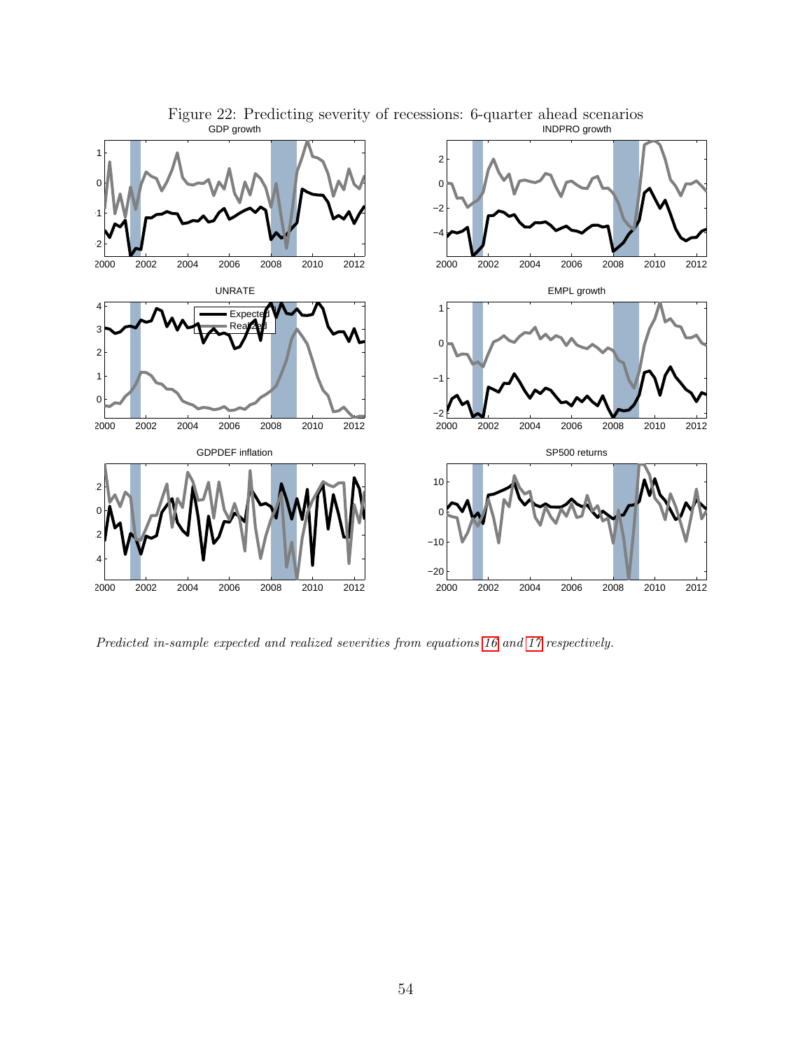Figure 22: Predicting severity of recessions: 6-quarter ahead scenarios

*Predicted in-sample expected and realized severities from equations 16 and 17 respectively.*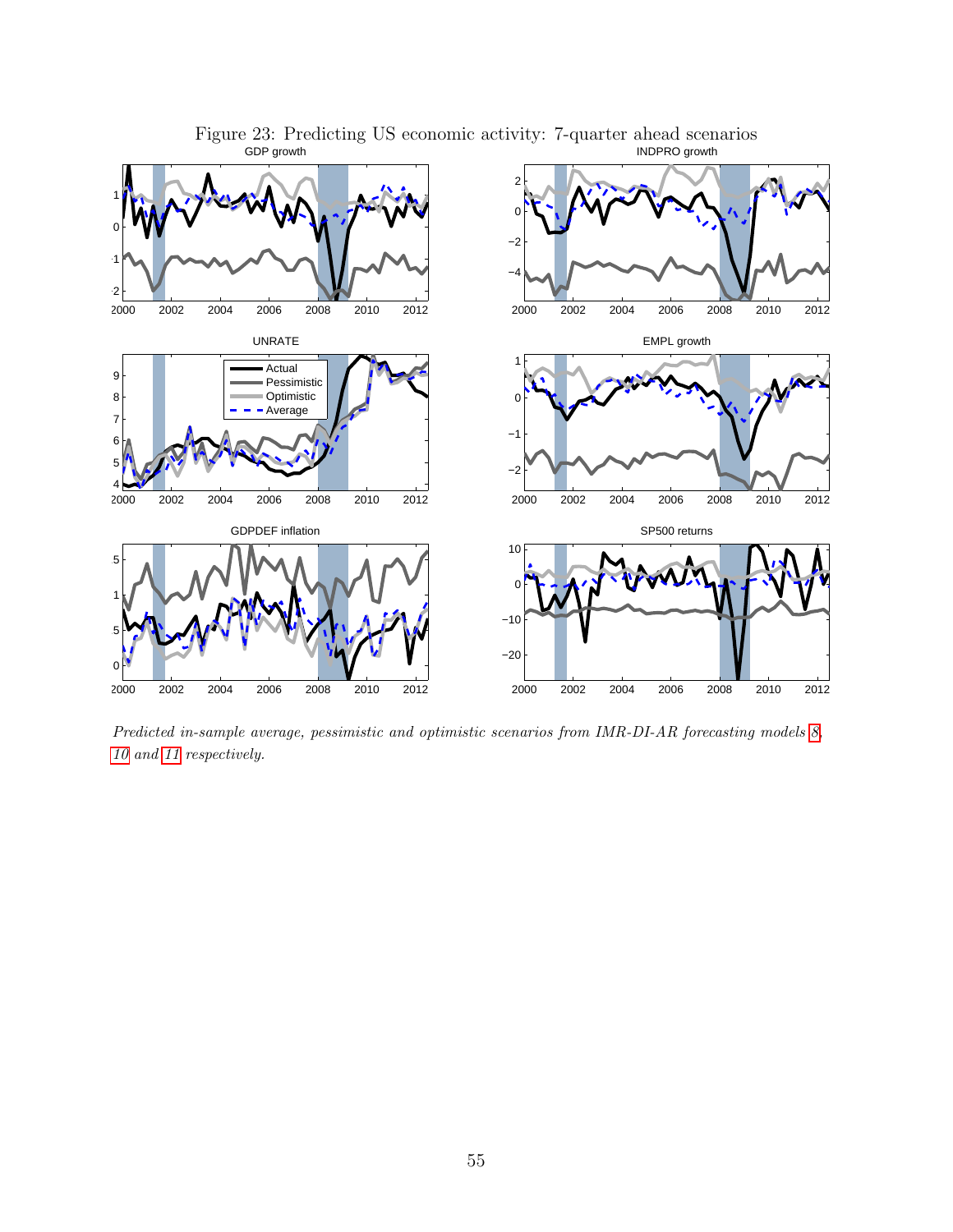Figure 23: Predicting US economic activity: 7-quarter ahead scenarios

*Predicted in-sample average, pessimistic and optimistic scenarios from IMR-DI-AR forecasting models 8, 10 and 11 respectively.*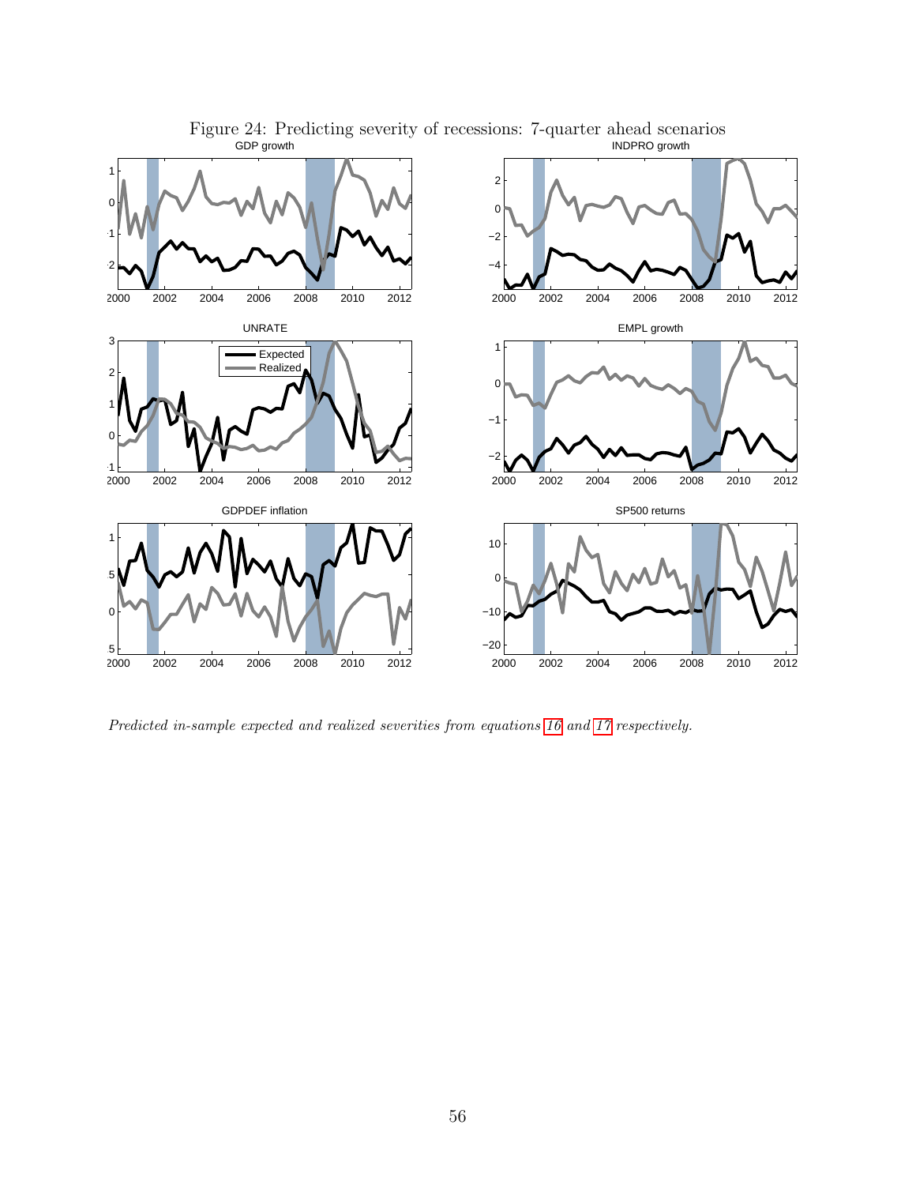Figure 24: Predicting severity of recessions: 7-quarter ahead scenarios

*Predicted in-sample expected and realized severities from equations 16 and 17 respectively.*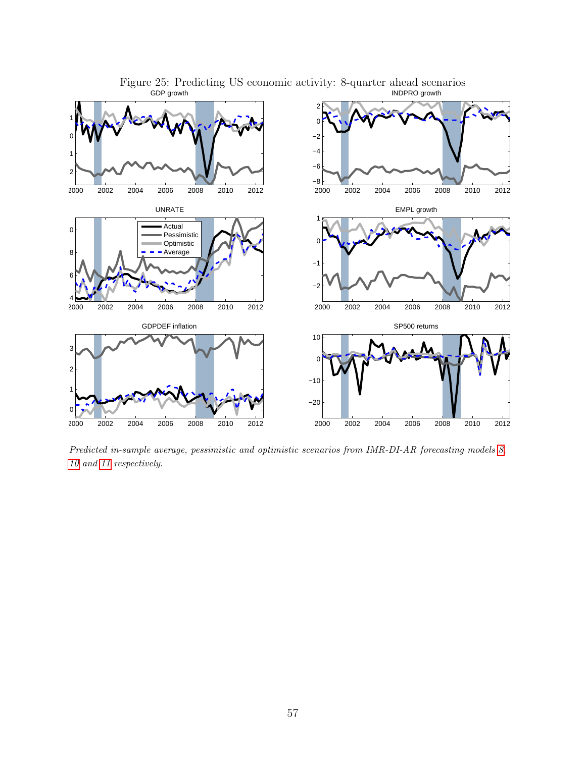Figure 25: Predicting US economic activity: 8-quarter ahead scenarios

*Predicted in-sample average, pessimistic and optimistic scenarios from IMR-DI-AR forecasting models 8, 10 and 11 respectively.*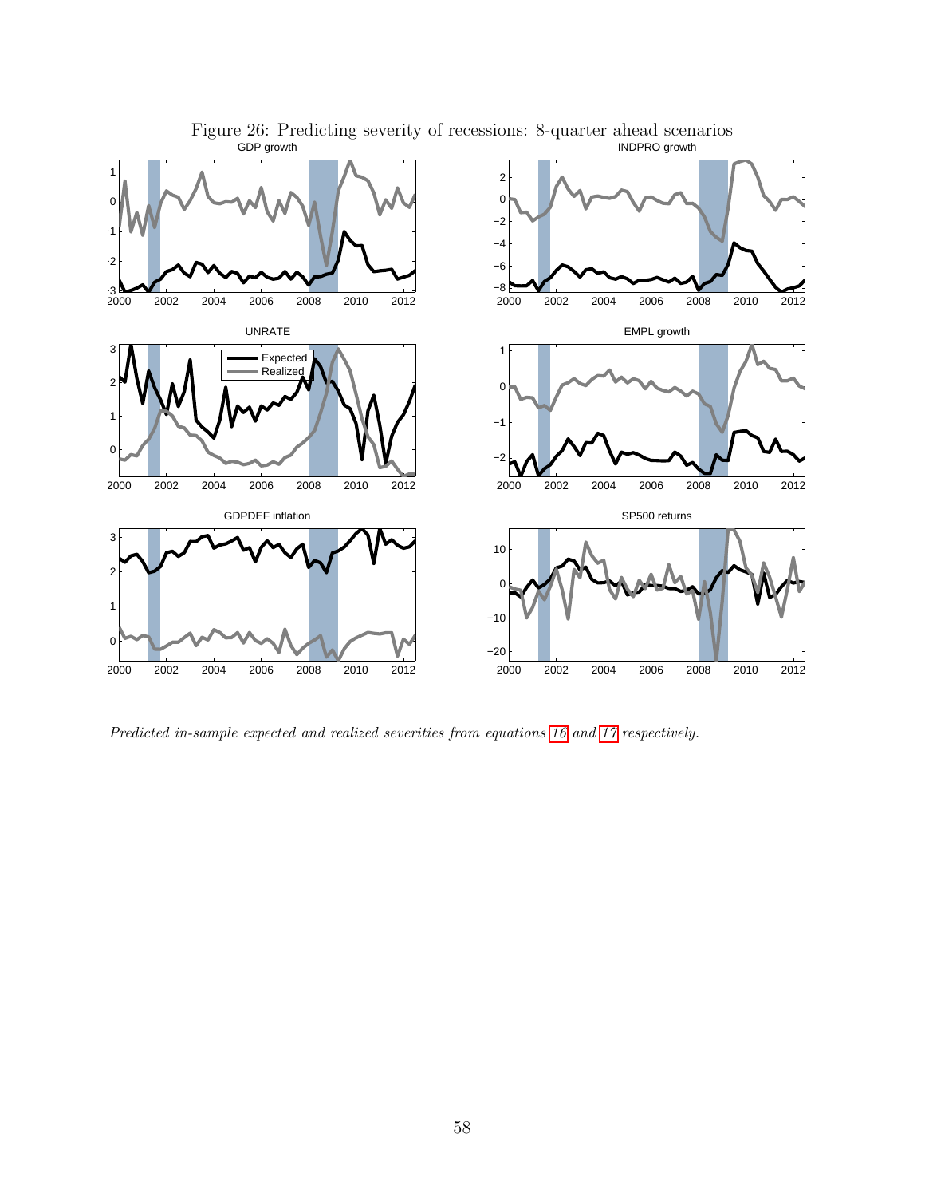Figure 26: Predicting severity of recessions: 8-quarter ahead scenarios

GDP growth

1
0
-1
-2
-3
2000 2002 2004 2006 2008 2010 2012

INDPRO growth

2
0
−2
−4
−6
−8
2000 2002 2004 2006 2008 2010 2012

UNRATE

Expected
Realized

3
2
1
0
2000 2002 2004 2006 2008 2010 2012

EMPL growth

1
0
−1
−2
2000 2002 2004 2006 2008 2010 2012

GDPDEF inflation

3
2
1
0
2000 2002 2004 2006 2008 2010 2012

SP500 returns

10
0
−10
−20
2000 2002 2004 2006 2008 2010 2012

*Predicted in-sample expected and realized severities from equations 16 and 17 respectively.*